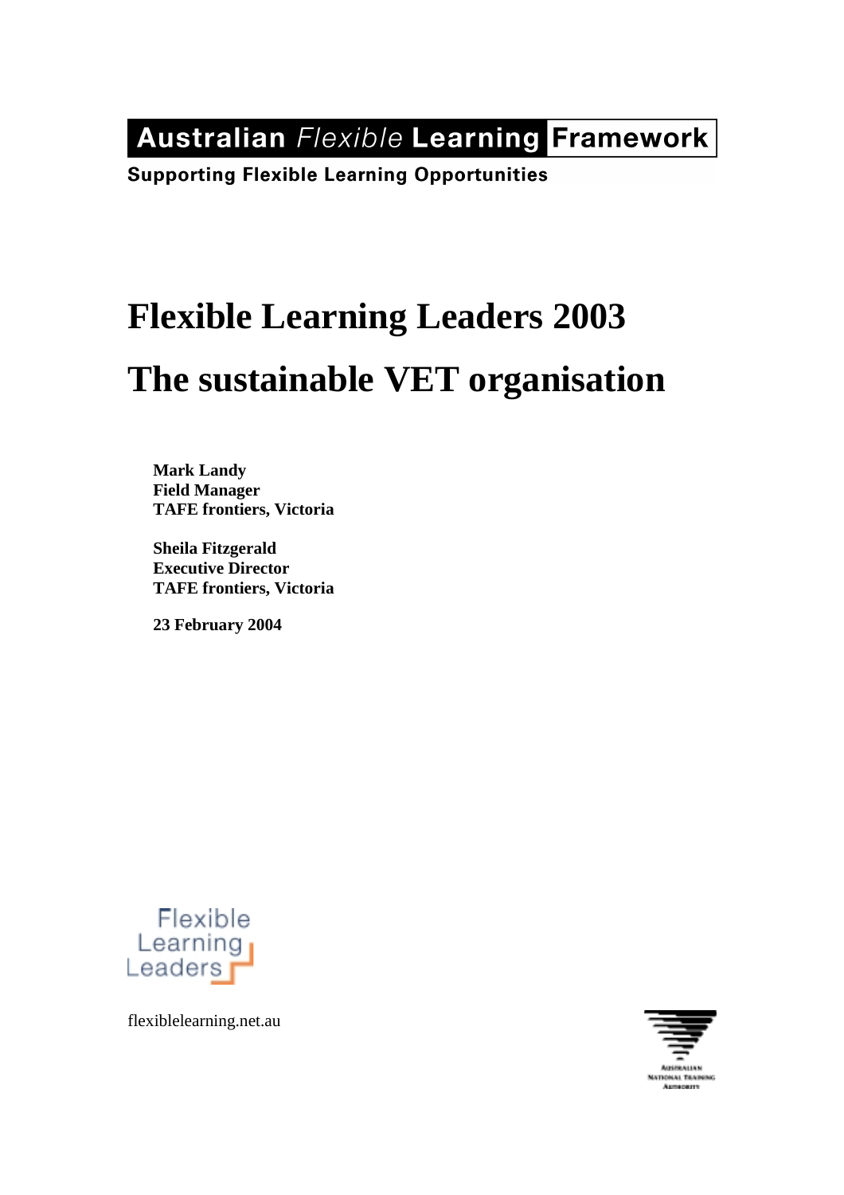Australian *Flexible* Learning Framework

**Supporting Flexible Learning Opportunities**

# Flexible Learning Leaders 2003

# The sustainable VET organisation

**Mark Landy**
**Field Manager**
**TAFE frontiers, Victoria**

**Sheila Fitzgerald**
**Executive Director**
**TAFE frontiers, Victoria**

**23 February 2004**

Flexible Learning Leaders

flexiblelearning.net.au

Australian National Training Authority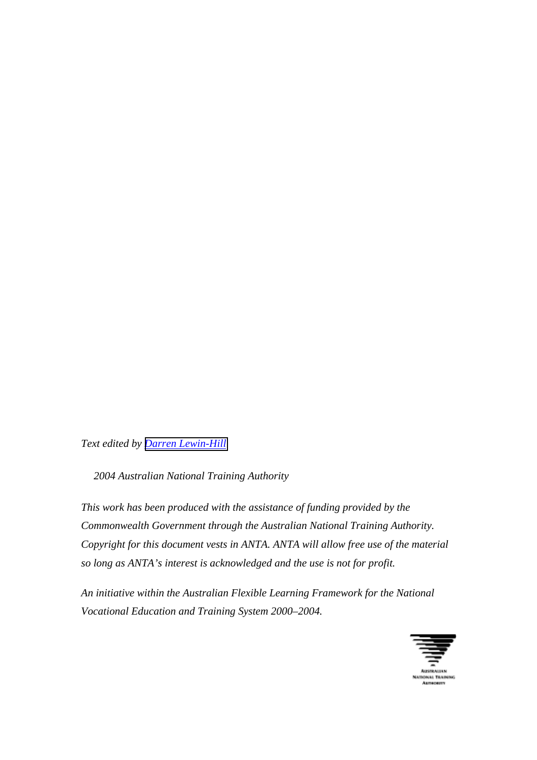*Text edited by [Darren Lewin-Hill]*

*2004 Australian National Training Authority*

*This work has been produced with the assistance of funding provided by the Commonwealth Government through the Australian National Training Authority. Copyright for this document vests in ANTA. ANTA will allow free use of the material so long as ANTA's interest is acknowledged and the use is not for profit.*

*An initiative within the Australian Flexible Learning Framework for the National Vocational Education and Training System 2000–2004.*

Australian National Training Authority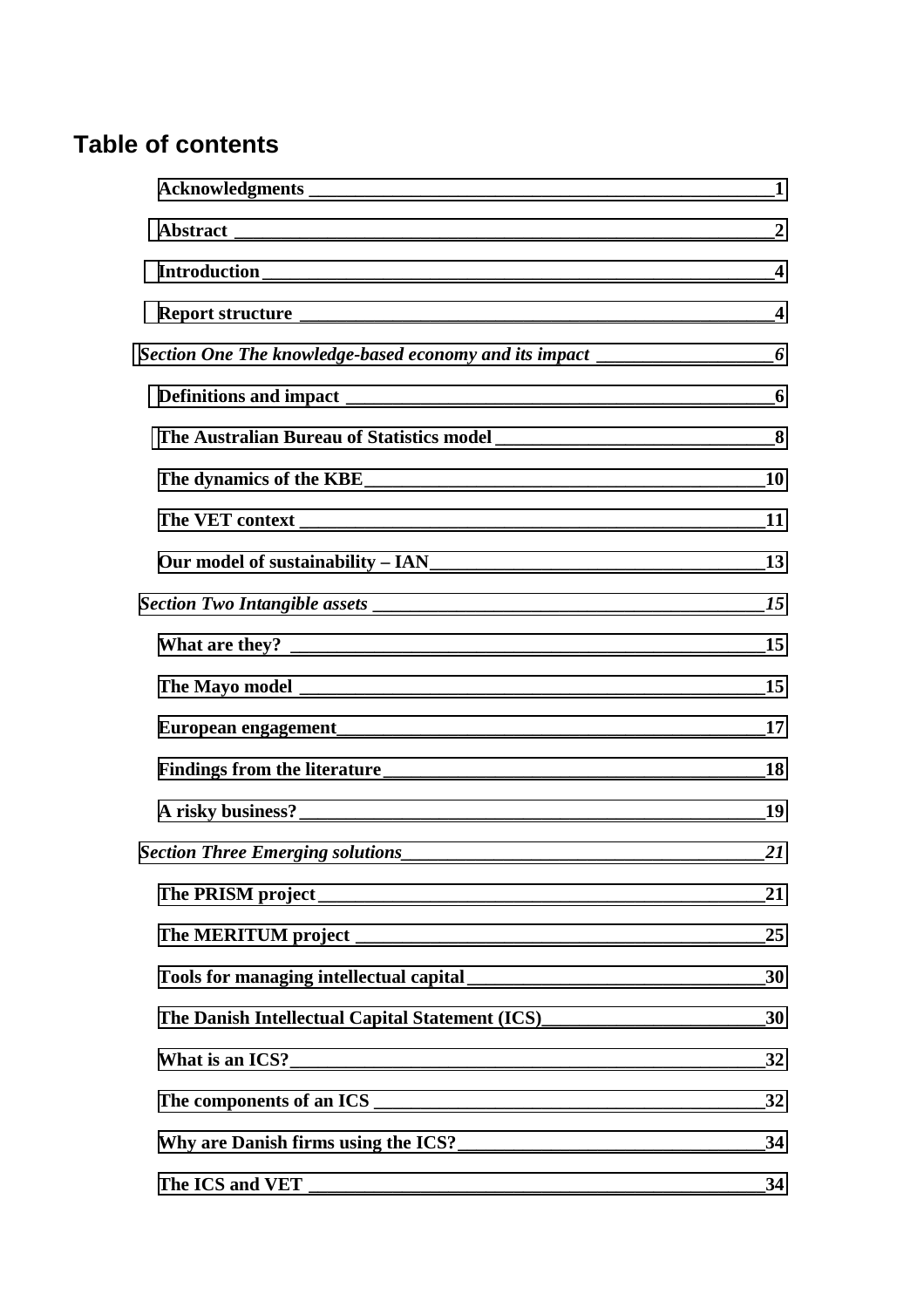# Table of contents

**Acknowledgments** 1

**Abstract** 2

**Introduction** 4

**Report structure** 4

***Section One The knowledge-based economy and its impact*** 6

**Definitions and impact** 6

**The Australian Bureau of Statistics model** 8

**The dynamics of the KBE** 10

**The VET context** 11

**Our model of sustainability – IAN** 13

***Section Two Intangible assets*** 15

**What are they?** 15

**The Mayo model** 15

**European engagement** 17

**Findings from the literature** 18

**A risky business?** 19

***Section Three Emerging solutions*** 21

**The PRISM project** 21

**The MERITUM project** 25

**Tools for managing intellectual capital** 30

**The Danish Intellectual Capital Statement (ICS)** 30

**What is an ICS?** 32

**The components of an ICS** 32

**Why are Danish firms using the ICS?** 34

**The ICS and VET** 34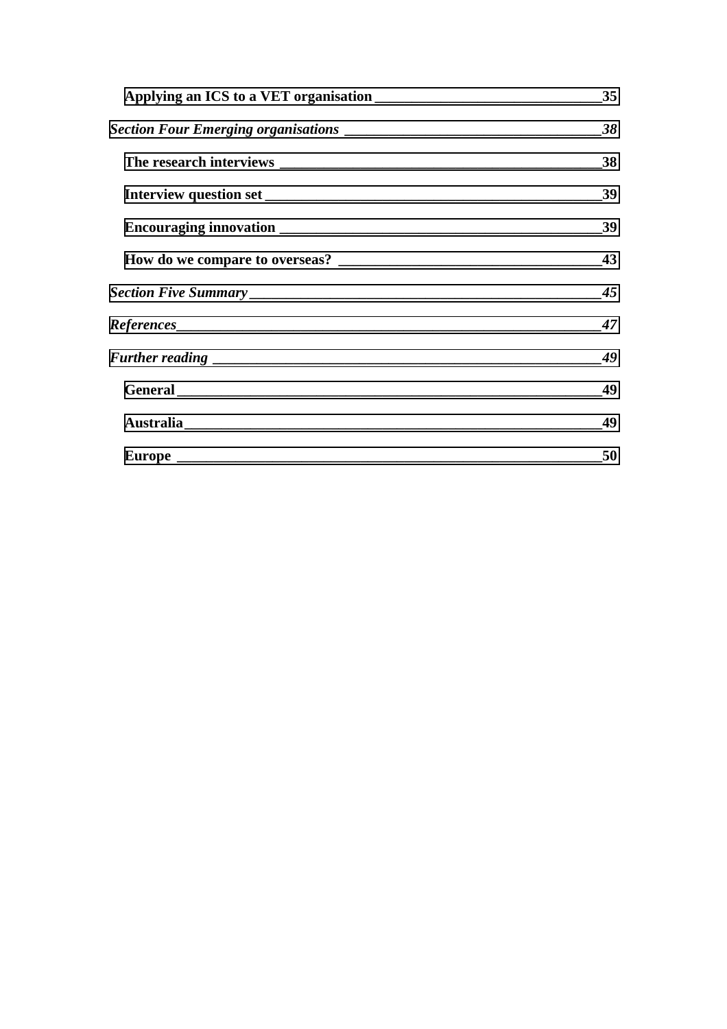**Applying an ICS to a VET organisation** 35

***Section Four Emerging organisations*** 38

**The research interviews** 38

**Interview question set** 39

**Encouraging innovation** 39

**How do we compare to overseas?** 43

***Section Five Summary*** 45

***References*** 47

***Further reading*** 49

**General** 49

**Australia** 49

**Europe** 50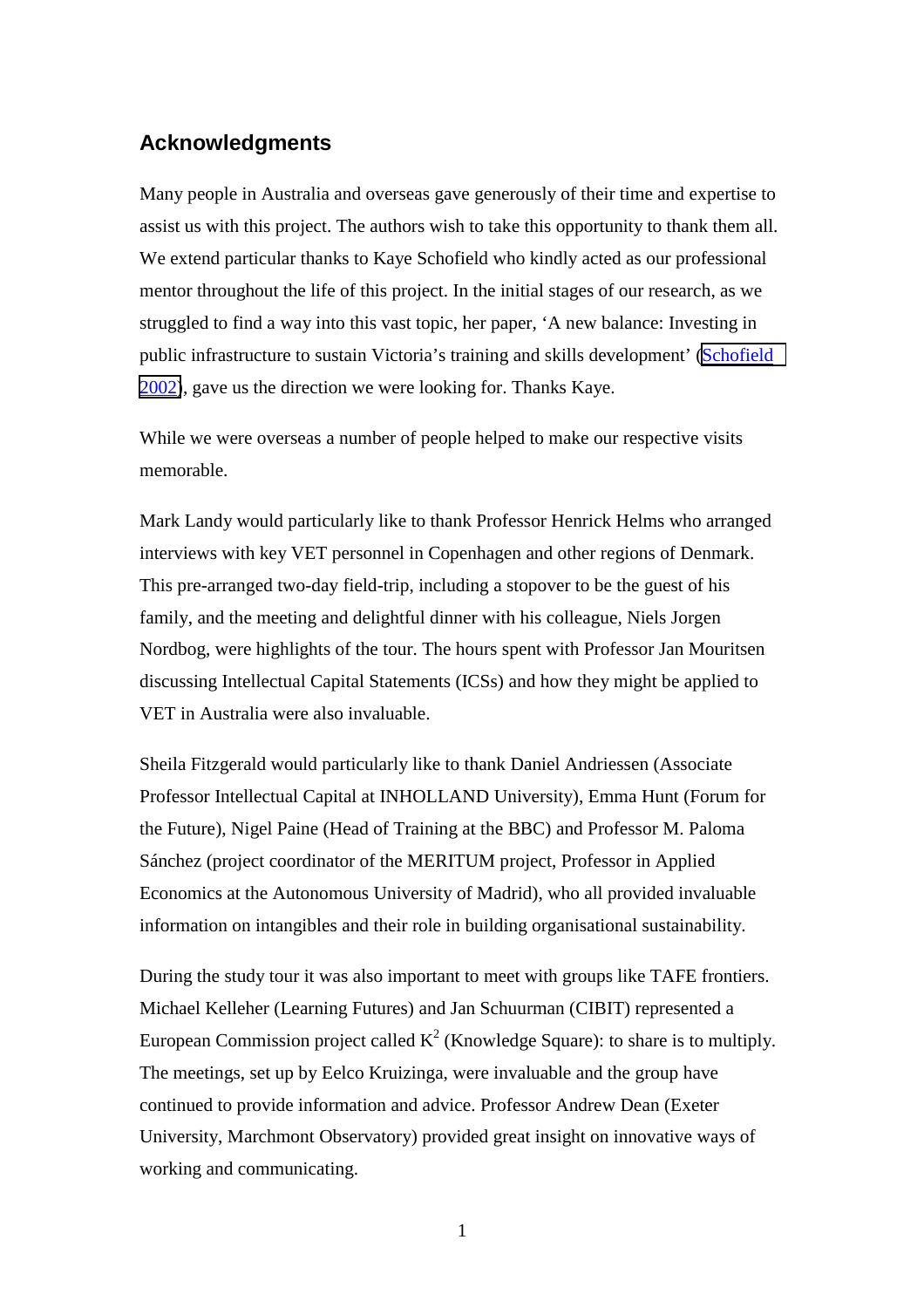## Acknowledgments

Many people in Australia and overseas gave generously of their time and expertise to assist us with this project. The authors wish to take this opportunity to thank them all. We extend particular thanks to Kaye Schofield who kindly acted as our professional mentor throughout the life of this project. In the initial stages of our research, as we struggled to find a way into this vast topic, her paper, 'A new balance: Investing in public infrastructure to sustain Victoria's training and skills development' (Schofield 2002), gave us the direction we were looking for. Thanks Kaye.

While we were overseas a number of people helped to make our respective visits memorable.

Mark Landy would particularly like to thank Professor Henrick Helms who arranged interviews with key VET personnel in Copenhagen and other regions of Denmark. This pre-arranged two-day field-trip, including a stopover to be the guest of his family, and the meeting and delightful dinner with his colleague, Niels Jorgen Nordbog, were highlights of the tour. The hours spent with Professor Jan Mouritsen discussing Intellectual Capital Statements (ICSs) and how they might be applied to VET in Australia were also invaluable.

Sheila Fitzgerald would particularly like to thank Daniel Andriessen (Associate Professor Intellectual Capital at INHOLLAND University), Emma Hunt (Forum for the Future), Nigel Paine (Head of Training at the BBC) and Professor M. Paloma Sánchez (project coordinator of the MERITUM project, Professor in Applied Economics at the Autonomous University of Madrid), who all provided invaluable information on intangibles and their role in building organisational sustainability.

During the study tour it was also important to meet with groups like TAFE frontiers. Michael Kelleher (Learning Futures) and Jan Schuurman (CIBIT) represented a European Commission project called $K^2$ (Knowledge Square): to share is to multiply. The meetings, set up by Eelco Kruizinga, were invaluable and the group have continued to provide information and advice. Professor Andrew Dean (Exeter University, Marchmont Observatory) provided great insight on innovative ways of working and communicating.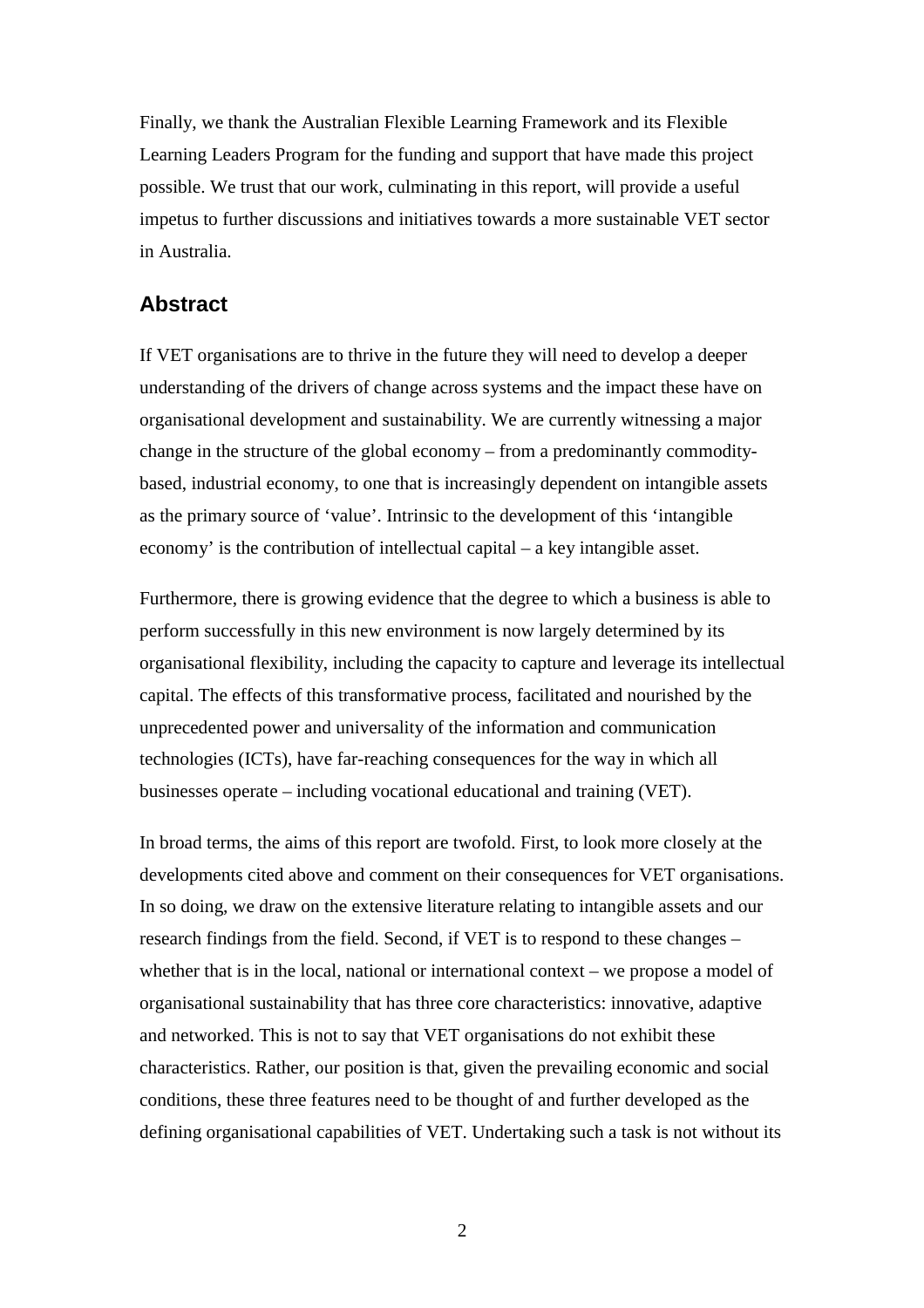Finally, we thank the Australian Flexible Learning Framework and its Flexible Learning Leaders Program for the funding and support that have made this project possible. We trust that our work, culminating in this report, will provide a useful impetus to further discussions and initiatives towards a more sustainable VET sector in Australia.

## Abstract

If VET organisations are to thrive in the future they will need to develop a deeper understanding of the drivers of change across systems and the impact these have on organisational development and sustainability. We are currently witnessing a major change in the structure of the global economy – from a predominantly commodity-based, industrial economy, to one that is increasingly dependent on intangible assets as the primary source of 'value'. Intrinsic to the development of this 'intangible economy' is the contribution of intellectual capital – a key intangible asset.

Furthermore, there is growing evidence that the degree to which a business is able to perform successfully in this new environment is now largely determined by its organisational flexibility, including the capacity to capture and leverage its intellectual capital. The effects of this transformative process, facilitated and nourished by the unprecedented power and universality of the information and communication technologies (ICTs), have far-reaching consequences for the way in which all businesses operate – including vocational educational and training (VET).

In broad terms, the aims of this report are twofold. First, to look more closely at the developments cited above and comment on their consequences for VET organisations. In so doing, we draw on the extensive literature relating to intangible assets and our research findings from the field. Second, if VET is to respond to these changes – whether that is in the local, national or international context – we propose a model of organisational sustainability that has three core characteristics: innovative, adaptive and networked. This is not to say that VET organisations do not exhibit these characteristics. Rather, our position is that, given the prevailing economic and social conditions, these three features need to be thought of and further developed as the defining organisational capabilities of VET. Undertaking such a task is not without its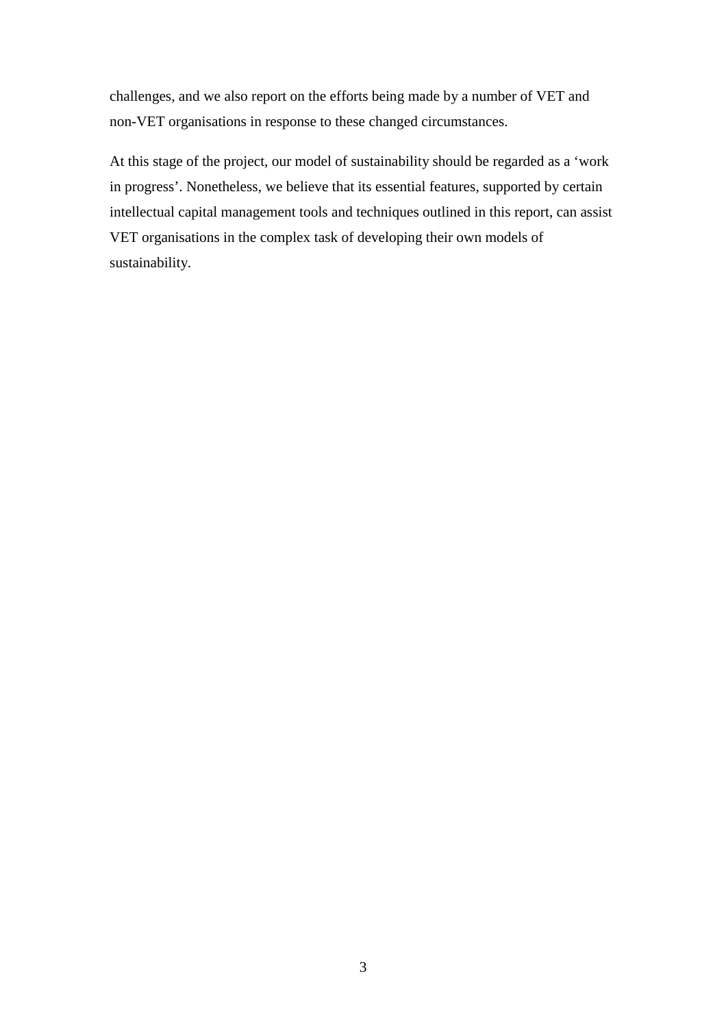challenges, and we also report on the efforts being made by a number of VET and non-VET organisations in response to these changed circumstances.

At this stage of the project, our model of sustainability should be regarded as a 'work in progress'. Nonetheless, we believe that its essential features, supported by certain intellectual capital management tools and techniques outlined in this report, can assist VET organisations in the complex task of developing their own models of sustainability.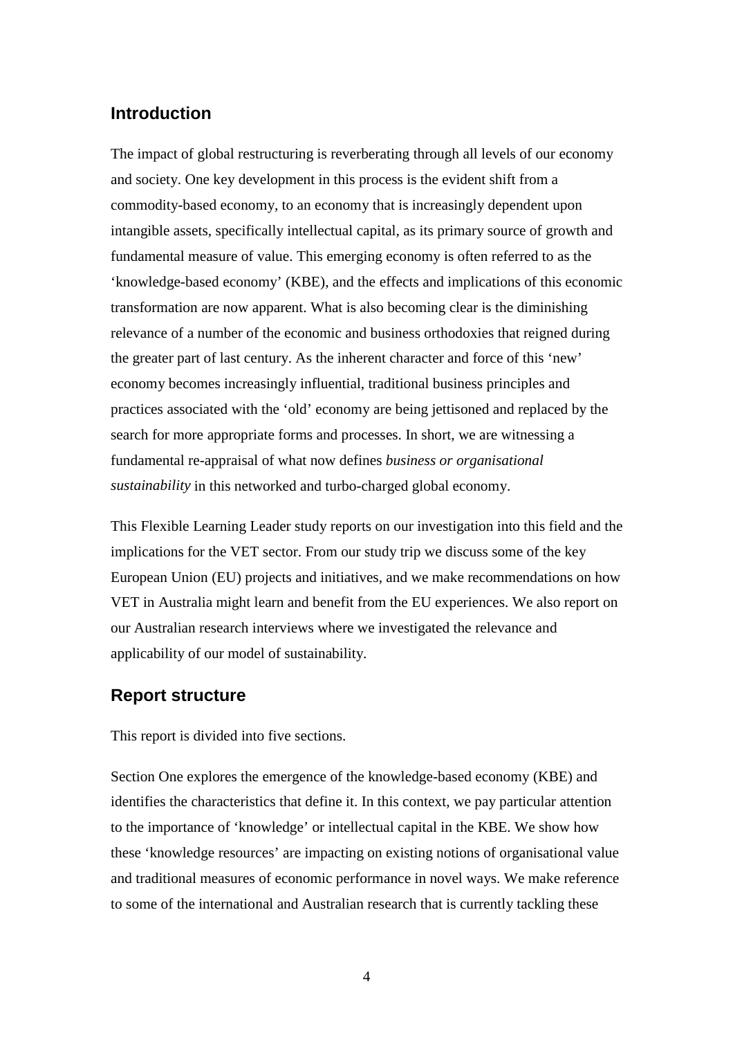## Introduction

The impact of global restructuring is reverberating through all levels of our economy and society. One key development in this process is the evident shift from a commodity-based economy, to an economy that is increasingly dependent upon intangible assets, specifically intellectual capital, as its primary source of growth and fundamental measure of value. This emerging economy is often referred to as the 'knowledge-based economy' (KBE), and the effects and implications of this economic transformation are now apparent. What is also becoming clear is the diminishing relevance of a number of the economic and business orthodoxies that reigned during the greater part of last century. As the inherent character and force of this 'new' economy becomes increasingly influential, traditional business principles and practices associated with the 'old' economy are being jettisoned and replaced by the search for more appropriate forms and processes. In short, we are witnessing a fundamental re-appraisal of what now defines *business or organisational sustainability* in this networked and turbo-charged global economy.

This Flexible Learning Leader study reports on our investigation into this field and the implications for the VET sector. From our study trip we discuss some of the key European Union (EU) projects and initiatives, and we make recommendations on how VET in Australia might learn and benefit from the EU experiences. We also report on our Australian research interviews where we investigated the relevance and applicability of our model of sustainability.

## Report structure

This report is divided into five sections.

Section One explores the emergence of the knowledge-based economy (KBE) and identifies the characteristics that define it. In this context, we pay particular attention to the importance of 'knowledge' or intellectual capital in the KBE. We show how these 'knowledge resources' are impacting on existing notions of organisational value and traditional measures of economic performance in novel ways. We make reference to some of the international and Australian research that is currently tackling these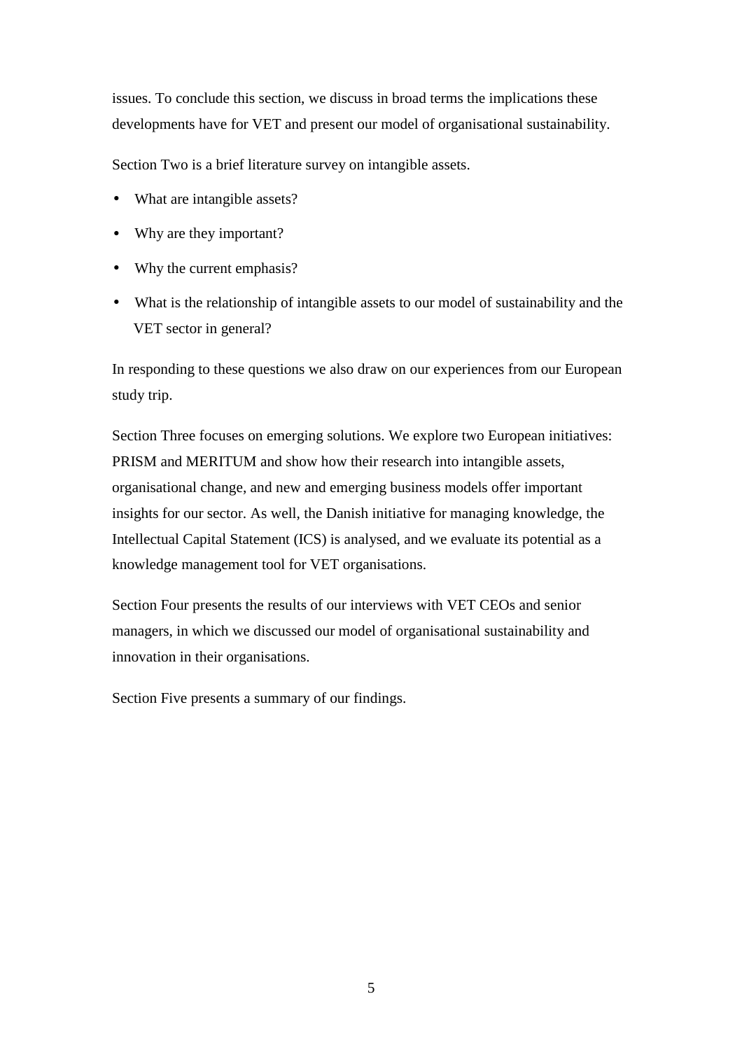issues. To conclude this section, we discuss in broad terms the implications these developments have for VET and present our model of organisational sustainability.

Section Two is a brief literature survey on intangible assets.

- What are intangible assets?
- Why are they important?
- Why the current emphasis?
- What is the relationship of intangible assets to our model of sustainability and the VET sector in general?

In responding to these questions we also draw on our experiences from our European study trip.

Section Three focuses on emerging solutions. We explore two European initiatives: PRISM and MERITUM and show how their research into intangible assets, organisational change, and new and emerging business models offer important insights for our sector. As well, the Danish initiative for managing knowledge, the Intellectual Capital Statement (ICS) is analysed, and we evaluate its potential as a knowledge management tool for VET organisations.

Section Four presents the results of our interviews with VET CEOs and senior managers, in which we discussed our model of organisational sustainability and innovation in their organisations.

Section Five presents a summary of our findings.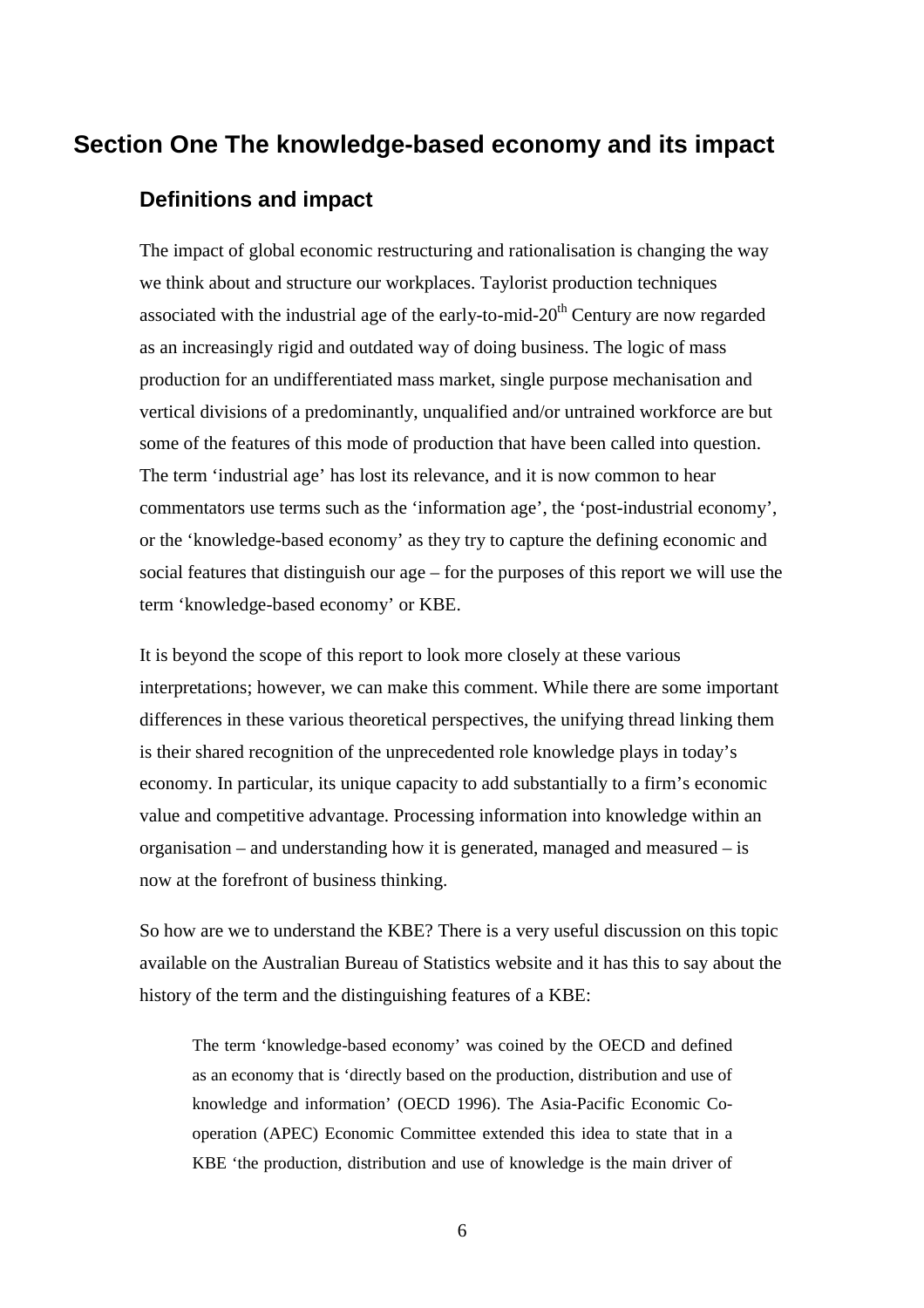# Section One The knowledge-based economy and its impact

## Definitions and impact

The impact of global economic restructuring and rationalisation is changing the way we think about and structure our workplaces. Taylorist production techniques associated with the industrial age of the early-to-mid-20th Century are now regarded as an increasingly rigid and outdated way of doing business. The logic of mass production for an undifferentiated mass market, single purpose mechanisation and vertical divisions of a predominantly, unqualified and/or untrained workforce are but some of the features of this mode of production that have been called into question. The term 'industrial age' has lost its relevance, and it is now common to hear commentators use terms such as the 'information age', the 'post-industrial economy', or the 'knowledge-based economy' as they try to capture the defining economic and social features that distinguish our age – for the purposes of this report we will use the term 'knowledge-based economy' or KBE.

It is beyond the scope of this report to look more closely at these various interpretations; however, we can make this comment. While there are some important differences in these various theoretical perspectives, the unifying thread linking them is their shared recognition of the unprecedented role knowledge plays in today's economy. In particular, its unique capacity to add substantially to a firm's economic value and competitive advantage. Processing information into knowledge within an organisation – and understanding how it is generated, managed and measured – is now at the forefront of business thinking.

So how are we to understand the KBE? There is a very useful discussion on this topic available on the Australian Bureau of Statistics website and it has this to say about the history of the term and the distinguishing features of a KBE:

> The term 'knowledge-based economy' was coined by the OECD and defined as an economy that is 'directly based on the production, distribution and use of knowledge and information' (OECD 1996). The Asia-Pacific Economic Co-operation (APEC) Economic Committee extended this idea to state that in a KBE 'the production, distribution and use of knowledge is the main driver of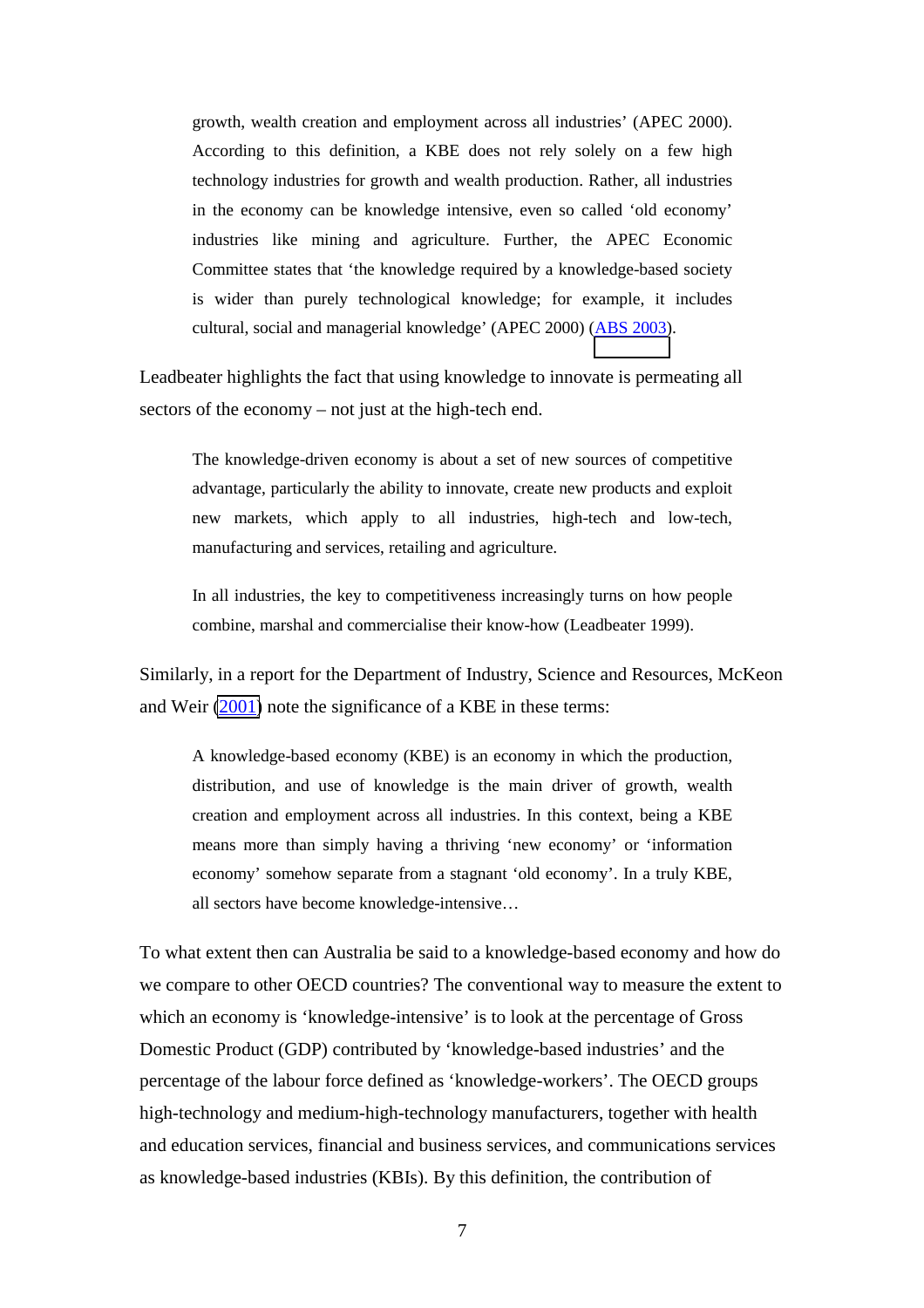> growth, wealth creation and employment across all industries' (APEC 2000). According to this definition, a KBE does not rely solely on a few high technology industries for growth and wealth production. Rather, all industries in the economy can be knowledge intensive, even so called 'old economy' industries like mining and agriculture. Further, the APEC Economic Committee states that 'the knowledge required by a knowledge-based society is wider than purely technological knowledge; for example, it includes cultural, social and managerial knowledge' (APEC 2000) (ABS 2003).

Leadbeater highlights the fact that using knowledge to innovate is permeating all sectors of the economy – not just at the high-tech end.

> The knowledge-driven economy is about a set of new sources of competitive advantage, particularly the ability to innovate, create new products and exploit new markets, which apply to all industries, high-tech and low-tech, manufacturing and services, retailing and agriculture.
>
> In all industries, the key to competitiveness increasingly turns on how people combine, marshal and commercialise their know-how (Leadbeater 1999).

Similarly, in a report for the Department of Industry, Science and Resources, McKeon and Weir (2001) note the significance of a KBE in these terms:

> A knowledge-based economy (KBE) is an economy in which the production, distribution, and use of knowledge is the main driver of growth, wealth creation and employment across all industries. In this context, being a KBE means more than simply having a thriving 'new economy' or 'information economy' somehow separate from a stagnant 'old economy'. In a truly KBE, all sectors have become knowledge-intensive…

To what extent then can Australia be said to a knowledge-based economy and how do we compare to other OECD countries? The conventional way to measure the extent to which an economy is 'knowledge-intensive' is to look at the percentage of Gross Domestic Product (GDP) contributed by 'knowledge-based industries' and the percentage of the labour force defined as 'knowledge-workers'. The OECD groups high-technology and medium-high-technology manufacturers, together with health and education services, financial and business services, and communications services as knowledge-based industries (KBIs). By this definition, the contribution of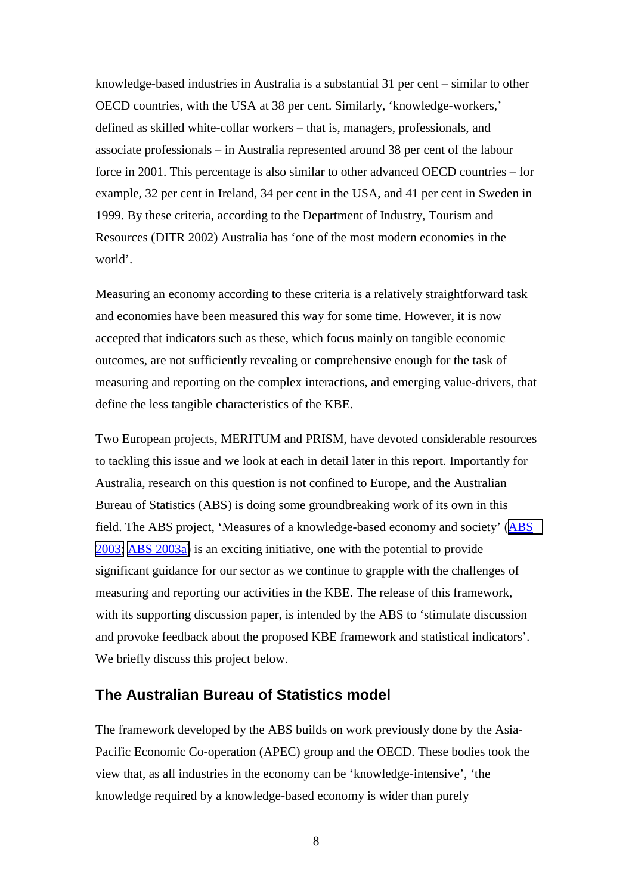knowledge-based industries in Australia is a substantial 31 per cent – similar to other OECD countries, with the USA at 38 per cent. Similarly, 'knowledge-workers,' defined as skilled white-collar workers – that is, managers, professionals, and associate professionals – in Australia represented around 38 per cent of the labour force in 2001. This percentage is also similar to other advanced OECD countries – for example, 32 per cent in Ireland, 34 per cent in the USA, and 41 per cent in Sweden in 1999. By these criteria, according to the Department of Industry, Tourism and Resources (DITR 2002) Australia has 'one of the most modern economies in the world'.

Measuring an economy according to these criteria is a relatively straightforward task and economies have been measured this way for some time. However, it is now accepted that indicators such as these, which focus mainly on tangible economic outcomes, are not sufficiently revealing or comprehensive enough for the task of measuring and reporting on the complex interactions, and emerging value-drivers, that define the less tangible characteristics of the KBE.

Two European projects, MERITUM and PRISM, have devoted considerable resources to tackling this issue and we look at each in detail later in this report. Importantly for Australia, research on this question is not confined to Europe, and the Australian Bureau of Statistics (ABS) is doing some groundbreaking work of its own in this field. The ABS project, 'Measures of a knowledge-based economy and society' (ABS 2003; ABS 2003a) is an exciting initiative, one with the potential to provide significant guidance for our sector as we continue to grapple with the challenges of measuring and reporting our activities in the KBE. The release of this framework, with its supporting discussion paper, is intended by the ABS to 'stimulate discussion and provoke feedback about the proposed KBE framework and statistical indicators'. We briefly discuss this project below.

## The Australian Bureau of Statistics model

The framework developed by the ABS builds on work previously done by the Asia-Pacific Economic Co-operation (APEC) group and the OECD. These bodies took the view that, as all industries in the economy can be 'knowledge-intensive', 'the knowledge required by a knowledge-based economy is wider than purely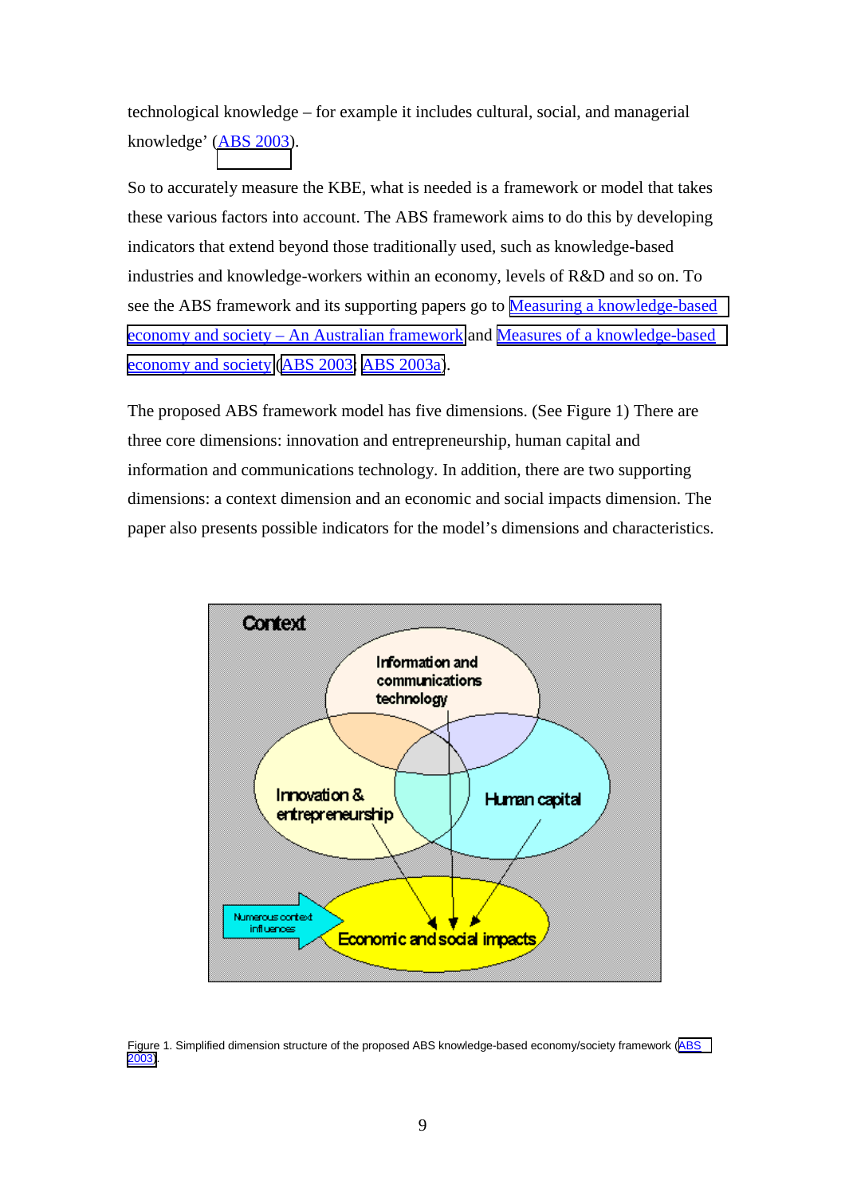technological knowledge – for example it includes cultural, social, and managerial knowledge' (ABS 2003).

So to accurately measure the KBE, what is needed is a framework or model that takes these various factors into account. The ABS framework aims to do this by developing indicators that extend beyond those traditionally used, such as knowledge-based industries and knowledge-workers within an economy, levels of R&D and so on. To see the ABS framework and its supporting papers go to Measuring a knowledge-based economy and society – An Australian framework and Measures of a knowledge-based economy and society (ABS 2003; ABS 2003a).

The proposed ABS framework model has five dimensions. (See Figure 1) There are three core dimensions: innovation and entrepreneurship, human capital and information and communications technology. In addition, there are two supporting dimensions: a context dimension and an economic and social impacts dimension. The paper also presents possible indicators for the model's dimensions and characteristics.

Context

Information and communications technology

Innovation & entrepreneurship

Human capital

Numerous context influences

Economic and social impacts

Figure 1. Simplified dimension structure of the proposed ABS knowledge-based economy/society framework (ABS 2003).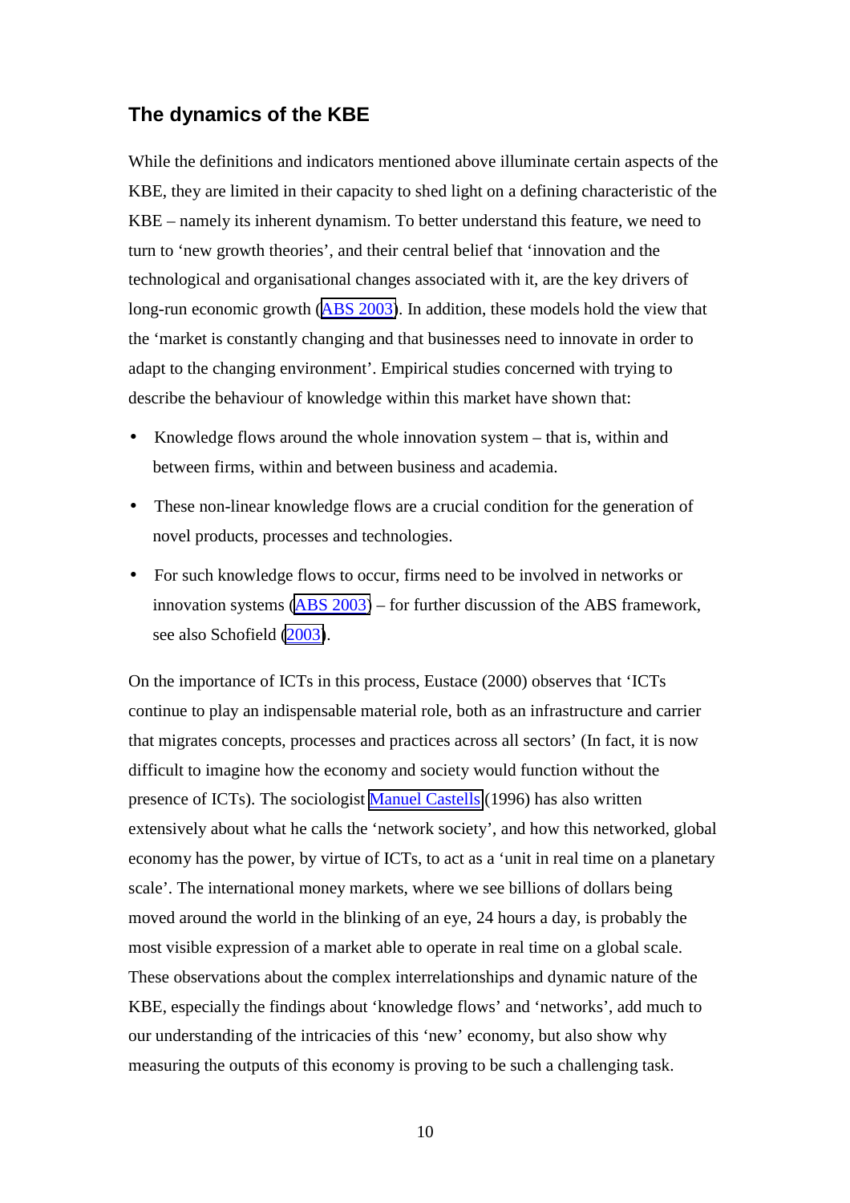## The dynamics of the KBE

While the definitions and indicators mentioned above illuminate certain aspects of the KBE, they are limited in their capacity to shed light on a defining characteristic of the KBE – namely its inherent dynamism. To better understand this feature, we need to turn to 'new growth theories', and their central belief that 'innovation and the technological and organisational changes associated with it, are the key drivers of long-run economic growth (ABS 2003). In addition, these models hold the view that the 'market is constantly changing and that businesses need to innovate in order to adapt to the changing environment'. Empirical studies concerned with trying to describe the behaviour of knowledge within this market have shown that:

- Knowledge flows around the whole innovation system – that is, within and between firms, within and between business and academia.
- These non-linear knowledge flows are a crucial condition for the generation of novel products, processes and technologies.
- For such knowledge flows to occur, firms need to be involved in networks or innovation systems (ABS 2003) – for further discussion of the ABS framework, see also Schofield (2003).

On the importance of ICTs in this process, Eustace (2000) observes that 'ICTs continue to play an indispensable material role, both as an infrastructure and carrier that migrates concepts, processes and practices across all sectors' (In fact, it is now difficult to imagine how the economy and society would function without the presence of ICTs). The sociologist Manuel Castells (1996) has also written extensively about what he calls the 'network society', and how this networked, global economy has the power, by virtue of ICTs, to act as a 'unit in real time on a planetary scale'. The international money markets, where we see billions of dollars being moved around the world in the blinking of an eye, 24 hours a day, is probably the most visible expression of a market able to operate in real time on a global scale. These observations about the complex interrelationships and dynamic nature of the KBE, especially the findings about 'knowledge flows' and 'networks', add much to our understanding of the intricacies of this 'new' economy, but also show why measuring the outputs of this economy is proving to be such a challenging task.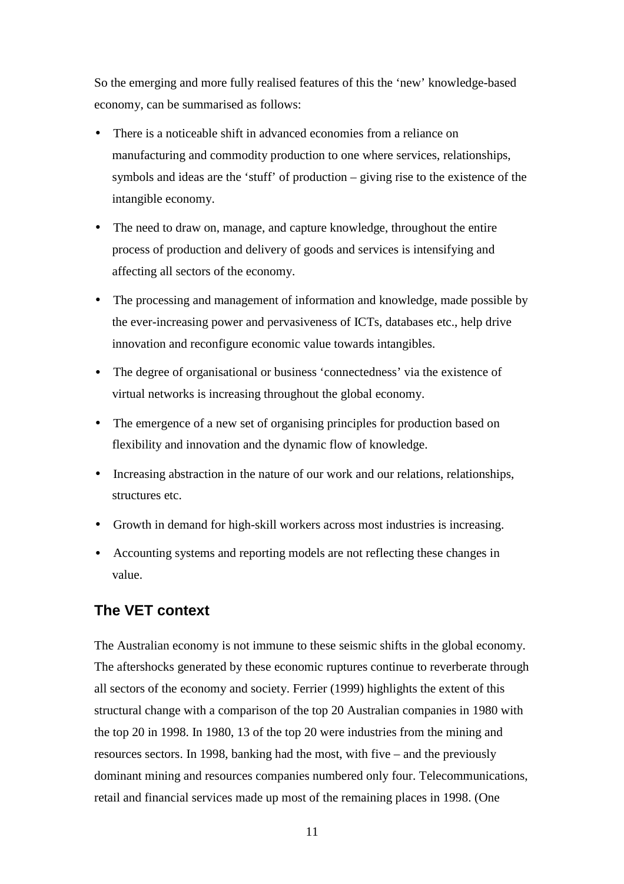So the emerging and more fully realised features of this the 'new' knowledge-based economy, can be summarised as follows:

- There is a noticeable shift in advanced economies from a reliance on manufacturing and commodity production to one where services, relationships, symbols and ideas are the 'stuff' of production – giving rise to the existence of the intangible economy.
- The need to draw on, manage, and capture knowledge, throughout the entire process of production and delivery of goods and services is intensifying and affecting all sectors of the economy.
- The processing and management of information and knowledge, made possible by the ever-increasing power and pervasiveness of ICTs, databases etc., help drive innovation and reconfigure economic value towards intangibles.
- The degree of organisational or business 'connectedness' via the existence of virtual networks is increasing throughout the global economy.
- The emergence of a new set of organising principles for production based on flexibility and innovation and the dynamic flow of knowledge.
- Increasing abstraction in the nature of our work and our relations, relationships, structures etc.
- Growth in demand for high-skill workers across most industries is increasing.
- Accounting systems and reporting models are not reflecting these changes in value.

## The VET context

The Australian economy is not immune to these seismic shifts in the global economy. The aftershocks generated by these economic ruptures continue to reverberate through all sectors of the economy and society. Ferrier (1999) highlights the extent of this structural change with a comparison of the top 20 Australian companies in 1980 with the top 20 in 1998. In 1980, 13 of the top 20 were industries from the mining and resources sectors. In 1998, banking had the most, with five – and the previously dominant mining and resources companies numbered only four. Telecommunications, retail and financial services made up most of the remaining places in 1998. (One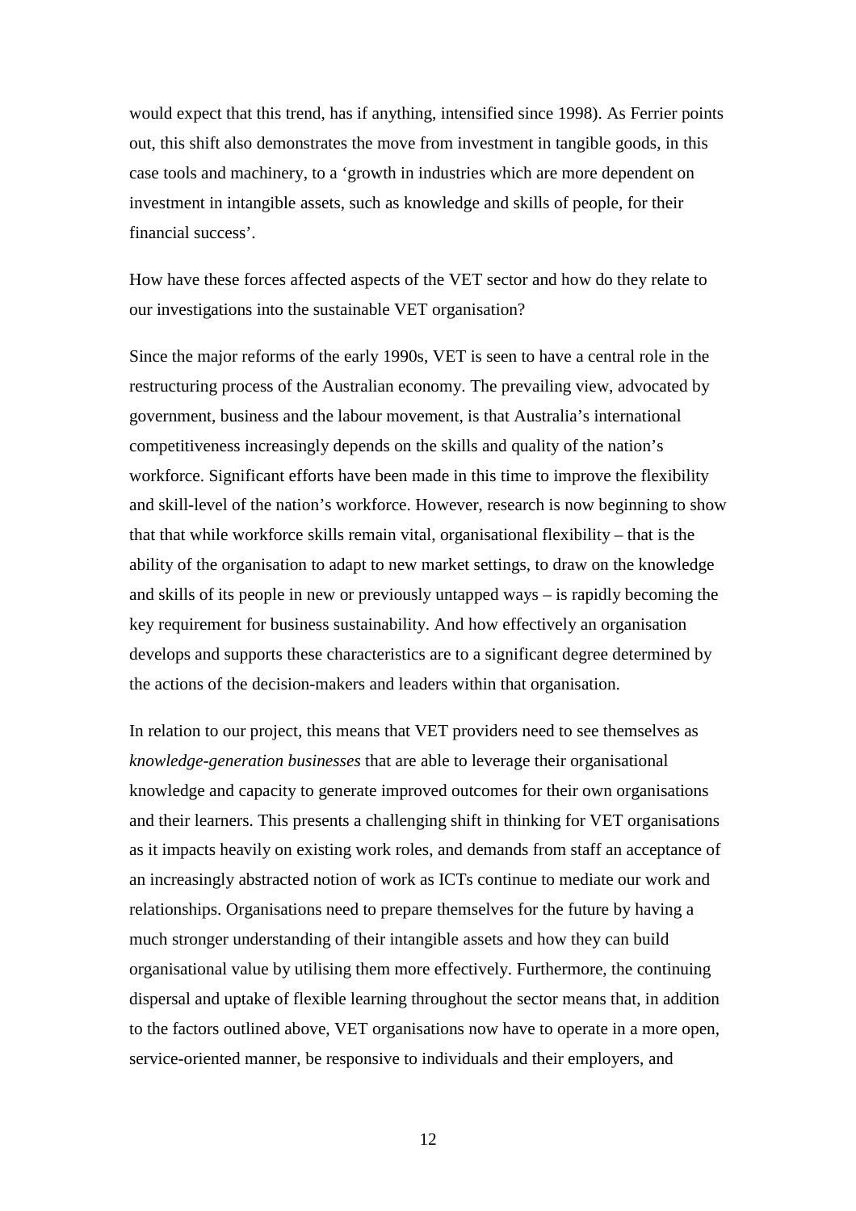would expect that this trend, has if anything, intensified since 1998). As Ferrier points out, this shift also demonstrates the move from investment in tangible goods, in this case tools and machinery, to a 'growth in industries which are more dependent on investment in intangible assets, such as knowledge and skills of people, for their financial success'.

How have these forces affected aspects of the VET sector and how do they relate to our investigations into the sustainable VET organisation?

Since the major reforms of the early 1990s, VET is seen to have a central role in the restructuring process of the Australian economy. The prevailing view, advocated by government, business and the labour movement, is that Australia's international competitiveness increasingly depends on the skills and quality of the nation's workforce. Significant efforts have been made in this time to improve the flexibility and skill-level of the nation's workforce. However, research is now beginning to show that that while workforce skills remain vital, organisational flexibility – that is the ability of the organisation to adapt to new market settings, to draw on the knowledge and skills of its people in new or previously untapped ways – is rapidly becoming the key requirement for business sustainability. And how effectively an organisation develops and supports these characteristics are to a significant degree determined by the actions of the decision-makers and leaders within that organisation.

In relation to our project, this means that VET providers need to see themselves as *knowledge-generation businesses* that are able to leverage their organisational knowledge and capacity to generate improved outcomes for their own organisations and their learners. This presents a challenging shift in thinking for VET organisations as it impacts heavily on existing work roles, and demands from staff an acceptance of an increasingly abstracted notion of work as ICTs continue to mediate our work and relationships. Organisations need to prepare themselves for the future by having a much stronger understanding of their intangible assets and how they can build organisational value by utilising them more effectively. Furthermore, the continuing dispersal and uptake of flexible learning throughout the sector means that, in addition to the factors outlined above, VET organisations now have to operate in a more open, service-oriented manner, be responsive to individuals and their employers, and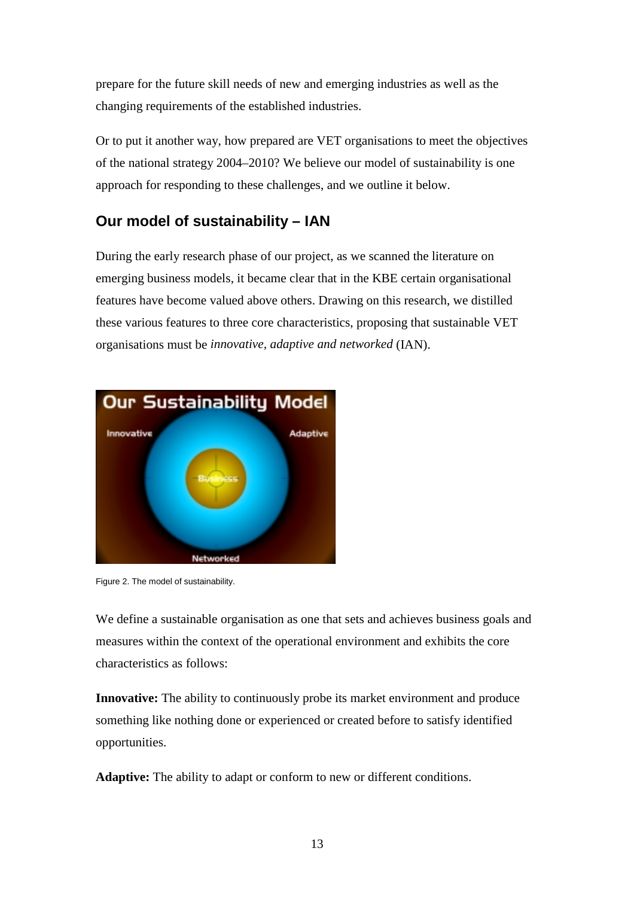prepare for the future skill needs of new and emerging industries as well as the changing requirements of the established industries.

Or to put it another way, how prepared are VET organisations to meet the objectives of the national strategy 2004–2010? We believe our model of sustainability is one approach for responding to these challenges, and we outline it below.

## Our model of sustainability – IAN

During the early research phase of our project, as we scanned the literature on emerging business models, it became clear that in the KBE certain organisational features have become valued above others. Drawing on this research, we distilled these various features to three core characteristics, proposing that sustainable VET organisations must be *innovative, adaptive and networked* (IAN).

Figure 2. The model of sustainability.

We define a sustainable organisation as one that sets and achieves business goals and measures within the context of the operational environment and exhibits the core characteristics as follows:

**Innovative:** The ability to continuously probe its market environment and produce something like nothing done or experienced or created before to satisfy identified opportunities.

**Adaptive:** The ability to adapt or conform to new or different conditions.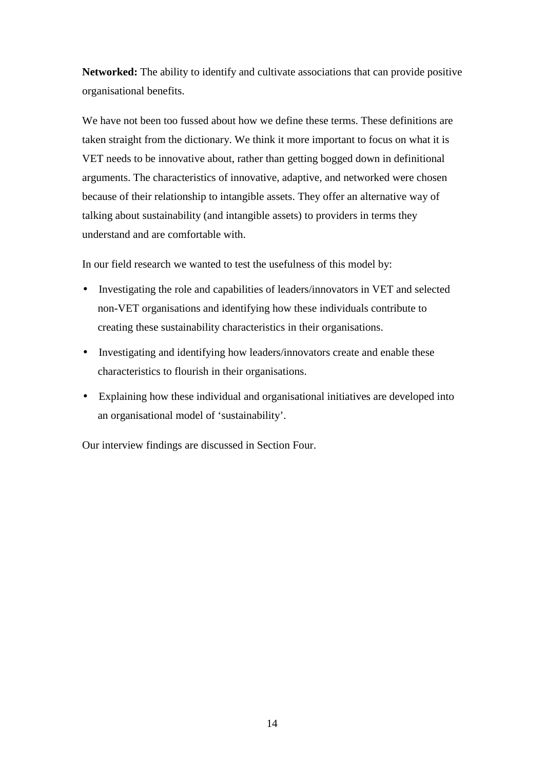**Networked:** The ability to identify and cultivate associations that can provide positive organisational benefits.

We have not been too fussed about how we define these terms. These definitions are taken straight from the dictionary. We think it more important to focus on what it is VET needs to be innovative about, rather than getting bogged down in definitional arguments. The characteristics of innovative, adaptive, and networked were chosen because of their relationship to intangible assets. They offer an alternative way of talking about sustainability (and intangible assets) to providers in terms they understand and are comfortable with.

In our field research we wanted to test the usefulness of this model by:

- Investigating the role and capabilities of leaders/innovators in VET and selected non-VET organisations and identifying how these individuals contribute to creating these sustainability characteristics in their organisations.
- Investigating and identifying how leaders/innovators create and enable these characteristics to flourish in their organisations.
- Explaining how these individual and organisational initiatives are developed into an organisational model of 'sustainability'.

Our interview findings are discussed in Section Four.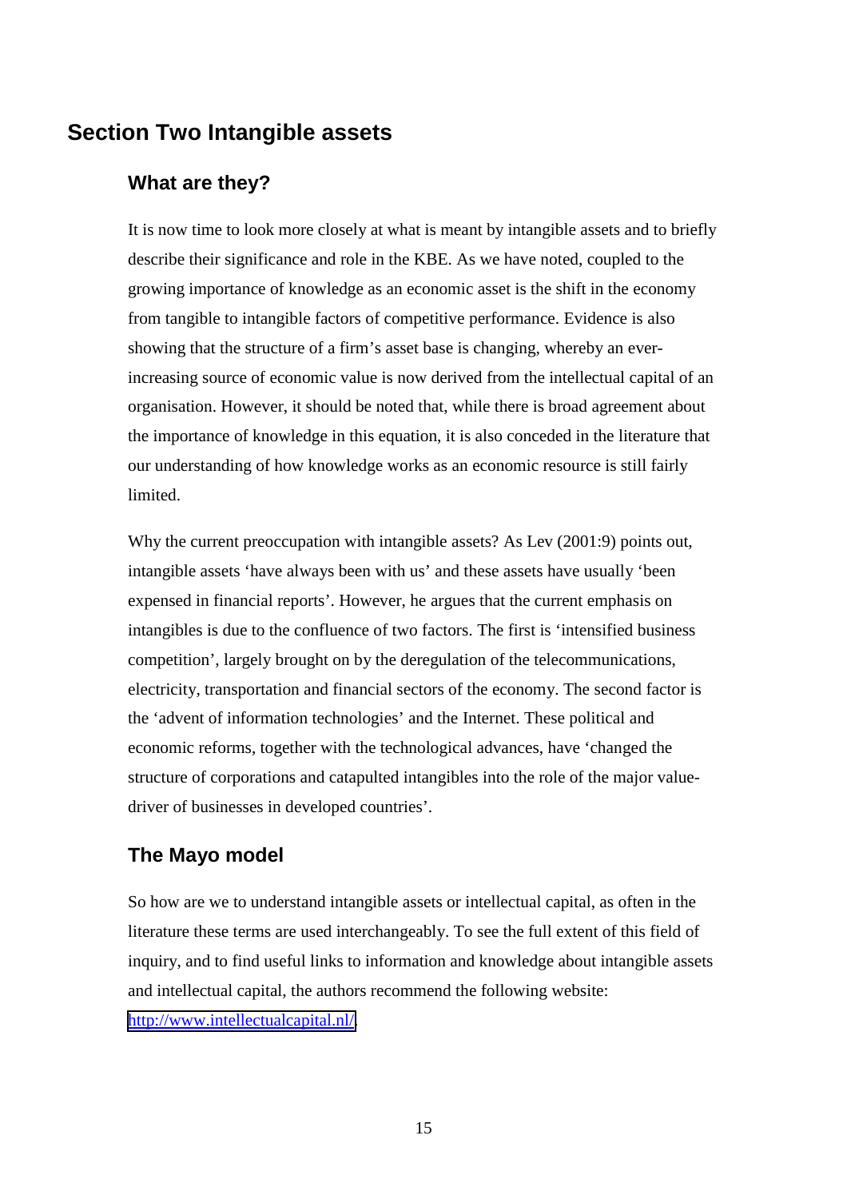## Section Two Intangible assets

### What are they?

It is now time to look more closely at what is meant by intangible assets and to briefly describe their significance and role in the KBE. As we have noted, coupled to the growing importance of knowledge as an economic asset is the shift in the economy from tangible to intangible factors of competitive performance. Evidence is also showing that the structure of a firm's asset base is changing, whereby an ever-increasing source of economic value is now derived from the intellectual capital of an organisation. However, it should be noted that, while there is broad agreement about the importance of knowledge in this equation, it is also conceded in the literature that our understanding of how knowledge works as an economic resource is still fairly limited.

Why the current preoccupation with intangible assets? As Lev (2001:9) points out, intangible assets 'have always been with us' and these assets have usually 'been expensed in financial reports'. However, he argues that the current emphasis on intangibles is due to the confluence of two factors. The first is 'intensified business competition', largely brought on by the deregulation of the telecommunications, electricity, transportation and financial sectors of the economy. The second factor is the 'advent of information technologies' and the Internet. These political and economic reforms, together with the technological advances, have 'changed the structure of corporations and catapulted intangibles into the role of the major value-driver of businesses in developed countries'.

### The Mayo model

So how are we to understand intangible assets or intellectual capital, as often in the literature these terms are used interchangeably. To see the full extent of this field of inquiry, and to find useful links to information and knowledge about intangible assets and intellectual capital, the authors recommend the following website: http://www.intellectualcapital.nl/.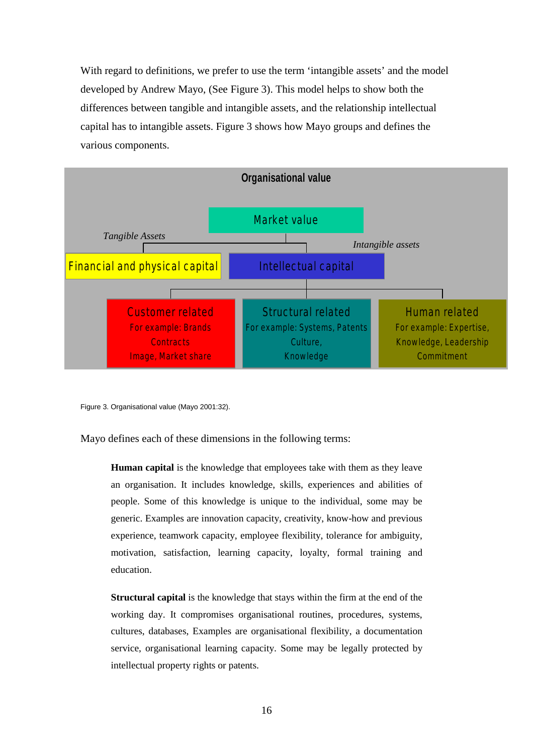With regard to definitions, we prefer to use the term 'intangible assets' and the model developed by Andrew Mayo, (See Figure 3). This model helps to show both the differences between tangible and intangible assets, and the relationship intellectual capital has to intangible assets. Figure 3 shows how Mayo groups and defines the various components.

**Organisational value**

Market value

*Tangible Assets* — Financial and physical capital

*Intangible assets* — Intellectual capital

- Customer related — For example: Brands, Contracts, Image, Market share
- Structural related — For example: Systems, Patents, Culture, Knowledge
- Human related — For example: Expertise, Knowledge, Leadership, Commitment

Figure 3. Organisational value (Mayo 2001:32).

Mayo defines each of these dimensions in the following terms:

> **Human capital** is the knowledge that employees take with them as they leave an organisation. It includes knowledge, skills, experiences and abilities of people. Some of this knowledge is unique to the individual, some may be generic. Examples are innovation capacity, creativity, know-how and previous experience, teamwork capacity, employee flexibility, tolerance for ambiguity, motivation, satisfaction, learning capacity, loyalty, formal training and education.
>
> **Structural capital** is the knowledge that stays within the firm at the end of the working day. It compromises organisational routines, procedures, systems, cultures, databases, Examples are organisational flexibility, a documentation service, organisational learning capacity. Some may be legally protected by intellectual property rights or patents.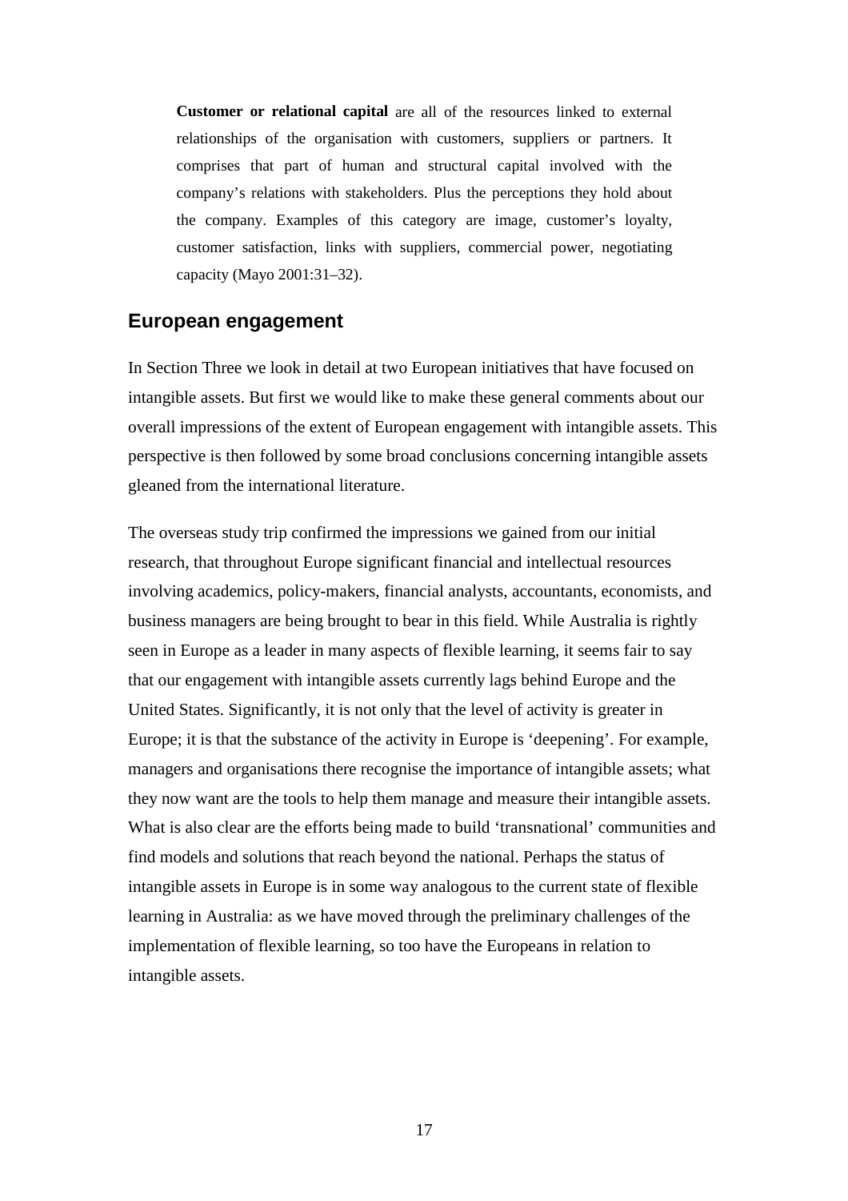> **Customer or relational capital** are all of the resources linked to external relationships of the organisation with customers, suppliers or partners. It comprises that part of human and structural capital involved with the company's relations with stakeholders. Plus the perceptions they hold about the company. Examples of this category are image, customer's loyalty, customer satisfaction, links with suppliers, commercial power, negotiating capacity (Mayo 2001:31–32).

## European engagement

In Section Three we look in detail at two European initiatives that have focused on intangible assets. But first we would like to make these general comments about our overall impressions of the extent of European engagement with intangible assets. This perspective is then followed by some broad conclusions concerning intangible assets gleaned from the international literature.

The overseas study trip confirmed the impressions we gained from our initial research, that throughout Europe significant financial and intellectual resources involving academics, policy-makers, financial analysts, accountants, economists, and business managers are being brought to bear in this field. While Australia is rightly seen in Europe as a leader in many aspects of flexible learning, it seems fair to say that our engagement with intangible assets currently lags behind Europe and the United States. Significantly, it is not only that the level of activity is greater in Europe; it is that the substance of the activity in Europe is 'deepening'. For example, managers and organisations there recognise the importance of intangible assets; what they now want are the tools to help them manage and measure their intangible assets. What is also clear are the efforts being made to build 'transnational' communities and find models and solutions that reach beyond the national. Perhaps the status of intangible assets in Europe is in some way analogous to the current state of flexible learning in Australia: as we have moved through the preliminary challenges of the implementation of flexible learning, so too have the Europeans in relation to intangible assets.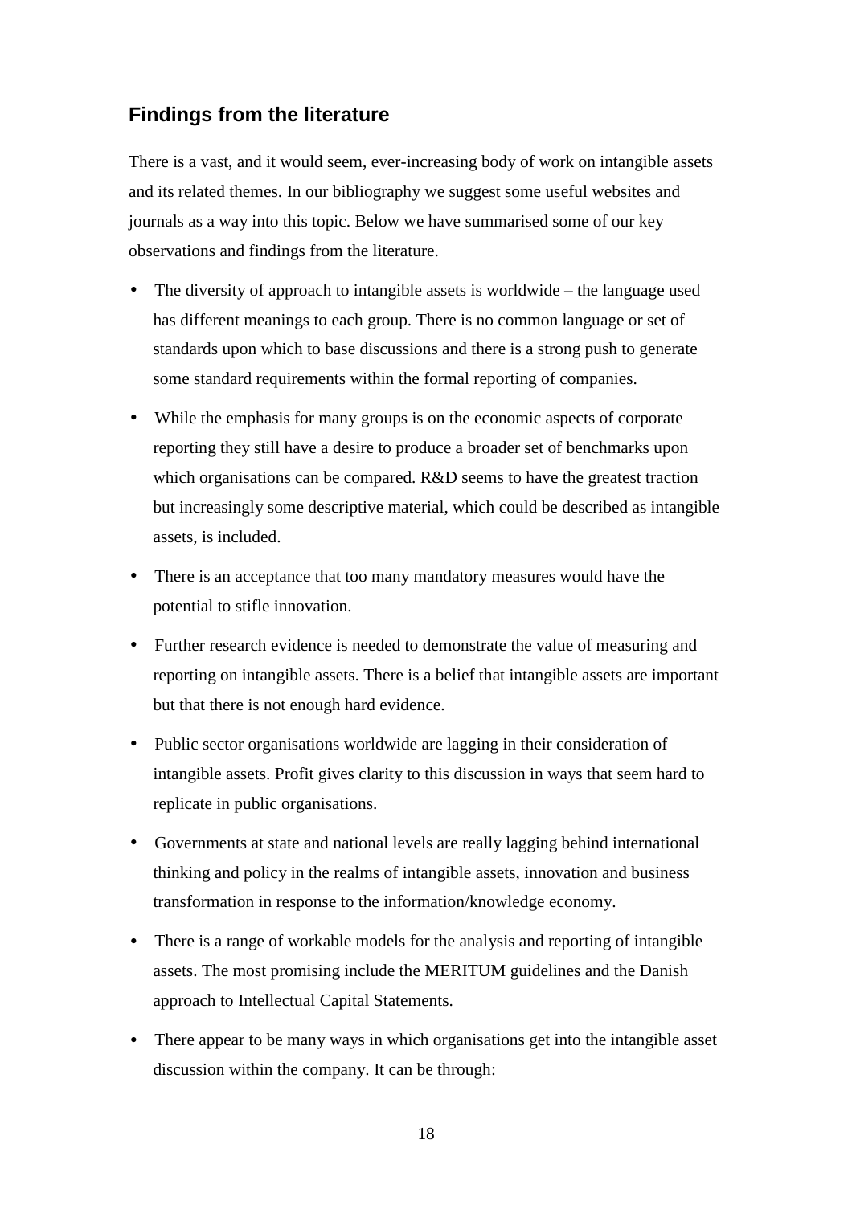## Findings from the literature

There is a vast, and it would seem, ever-increasing body of work on intangible assets and its related themes. In our bibliography we suggest some useful websites and journals as a way into this topic. Below we have summarised some of our key observations and findings from the literature.

- The diversity of approach to intangible assets is worldwide – the language used has different meanings to each group. There is no common language or set of standards upon which to base discussions and there is a strong push to generate some standard requirements within the formal reporting of companies.
- While the emphasis for many groups is on the economic aspects of corporate reporting they still have a desire to produce a broader set of benchmarks upon which organisations can be compared. R&D seems to have the greatest traction but increasingly some descriptive material, which could be described as intangible assets, is included.
- There is an acceptance that too many mandatory measures would have the potential to stifle innovation.
- Further research evidence is needed to demonstrate the value of measuring and reporting on intangible assets. There is a belief that intangible assets are important but that there is not enough hard evidence.
- Public sector organisations worldwide are lagging in their consideration of intangible assets. Profit gives clarity to this discussion in ways that seem hard to replicate in public organisations.
- Governments at state and national levels are really lagging behind international thinking and policy in the realms of intangible assets, innovation and business transformation in response to the information/knowledge economy.
- There is a range of workable models for the analysis and reporting of intangible assets. The most promising include the MERITUM guidelines and the Danish approach to Intellectual Capital Statements.
- There appear to be many ways in which organisations get into the intangible asset discussion within the company. It can be through: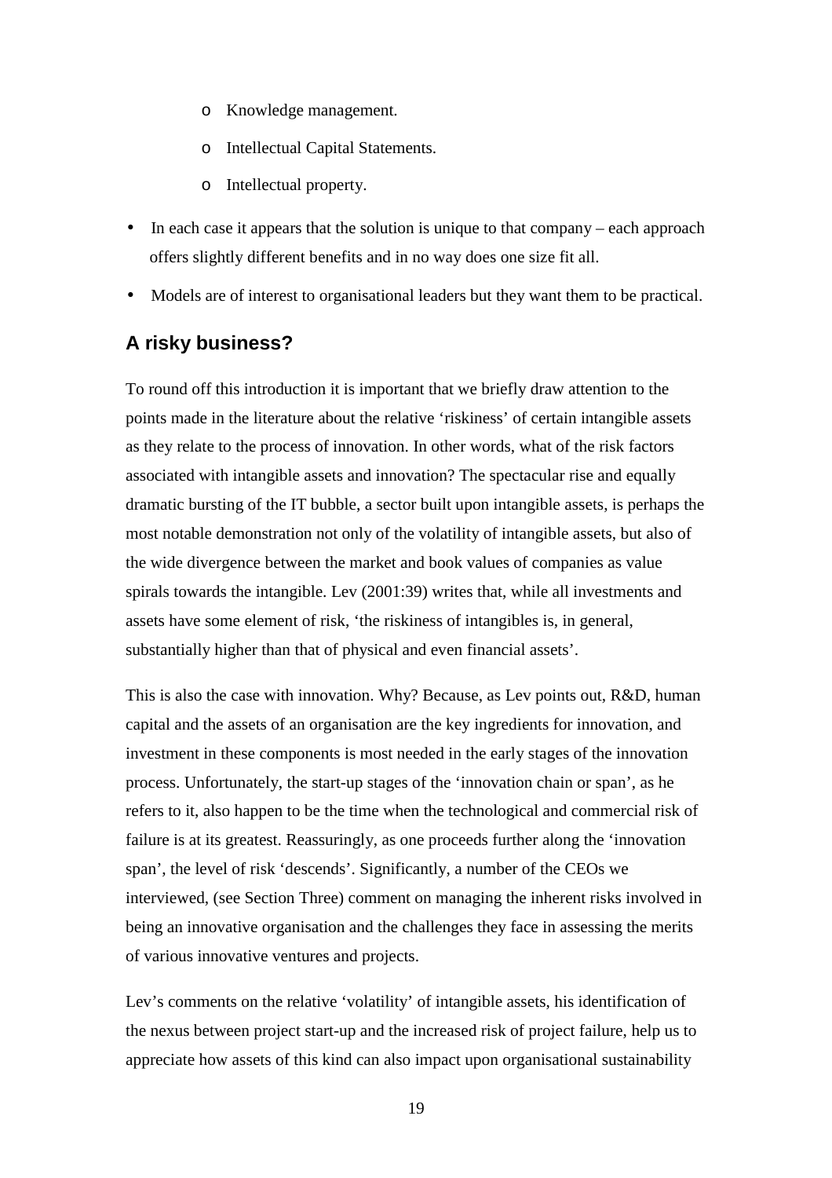- Knowledge management.
  - Intellectual Capital Statements.
  - Intellectual property.
- In each case it appears that the solution is unique to that company – each approach offers slightly different benefits and in no way does one size fit all.
- Models are of interest to organisational leaders but they want them to be practical.

## A risky business?

To round off this introduction it is important that we briefly draw attention to the points made in the literature about the relative 'riskiness' of certain intangible assets as they relate to the process of innovation. In other words, what of the risk factors associated with intangible assets and innovation? The spectacular rise and equally dramatic bursting of the IT bubble, a sector built upon intangible assets, is perhaps the most notable demonstration not only of the volatility of intangible assets, but also of the wide divergence between the market and book values of companies as value spirals towards the intangible. Lev (2001:39) writes that, while all investments and assets have some element of risk, 'the riskiness of intangibles is, in general, substantially higher than that of physical and even financial assets'.

This is also the case with innovation. Why? Because, as Lev points out, R&D, human capital and the assets of an organisation are the key ingredients for innovation, and investment in these components is most needed in the early stages of the innovation process. Unfortunately, the start-up stages of the 'innovation chain or span', as he refers to it, also happen to be the time when the technological and commercial risk of failure is at its greatest. Reassuringly, as one proceeds further along the 'innovation span', the level of risk 'descends'. Significantly, a number of the CEOs we interviewed, (see Section Three) comment on managing the inherent risks involved in being an innovative organisation and the challenges they face in assessing the merits of various innovative ventures and projects.

Lev's comments on the relative 'volatility' of intangible assets, his identification of the nexus between project start-up and the increased risk of project failure, help us to appreciate how assets of this kind can also impact upon organisational sustainability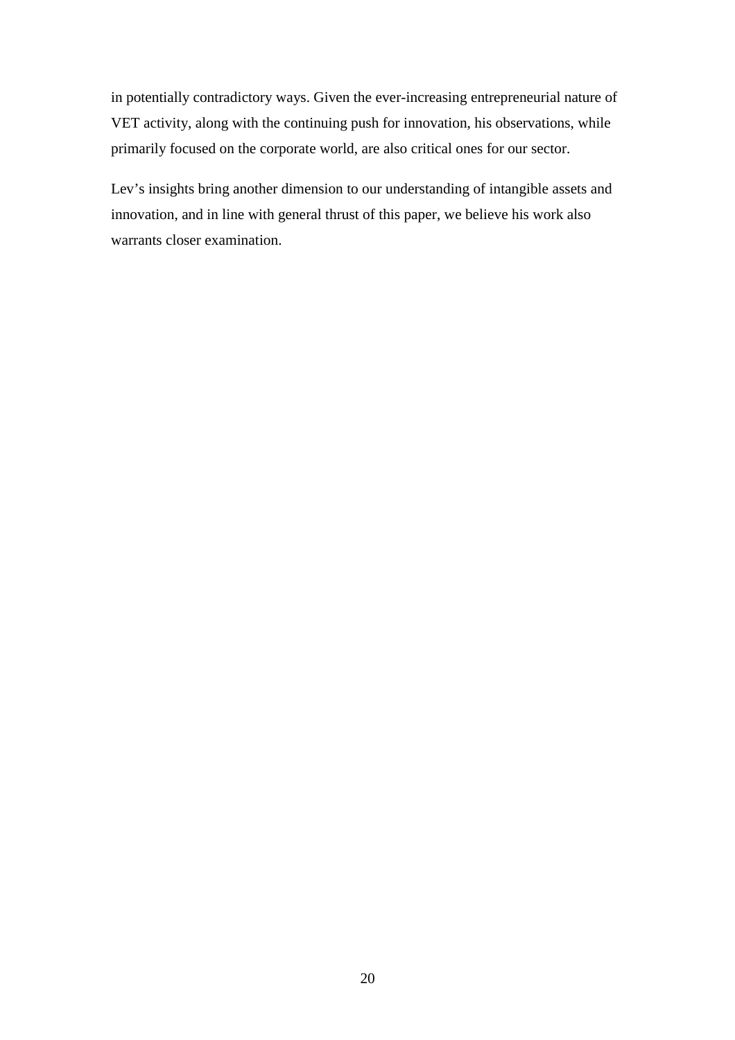in potentially contradictory ways. Given the ever-increasing entrepreneurial nature of VET activity, along with the continuing push for innovation, his observations, while primarily focused on the corporate world, are also critical ones for our sector.

Lev's insights bring another dimension to our understanding of intangible assets and innovation, and in line with general thrust of this paper, we believe his work also warrants closer examination.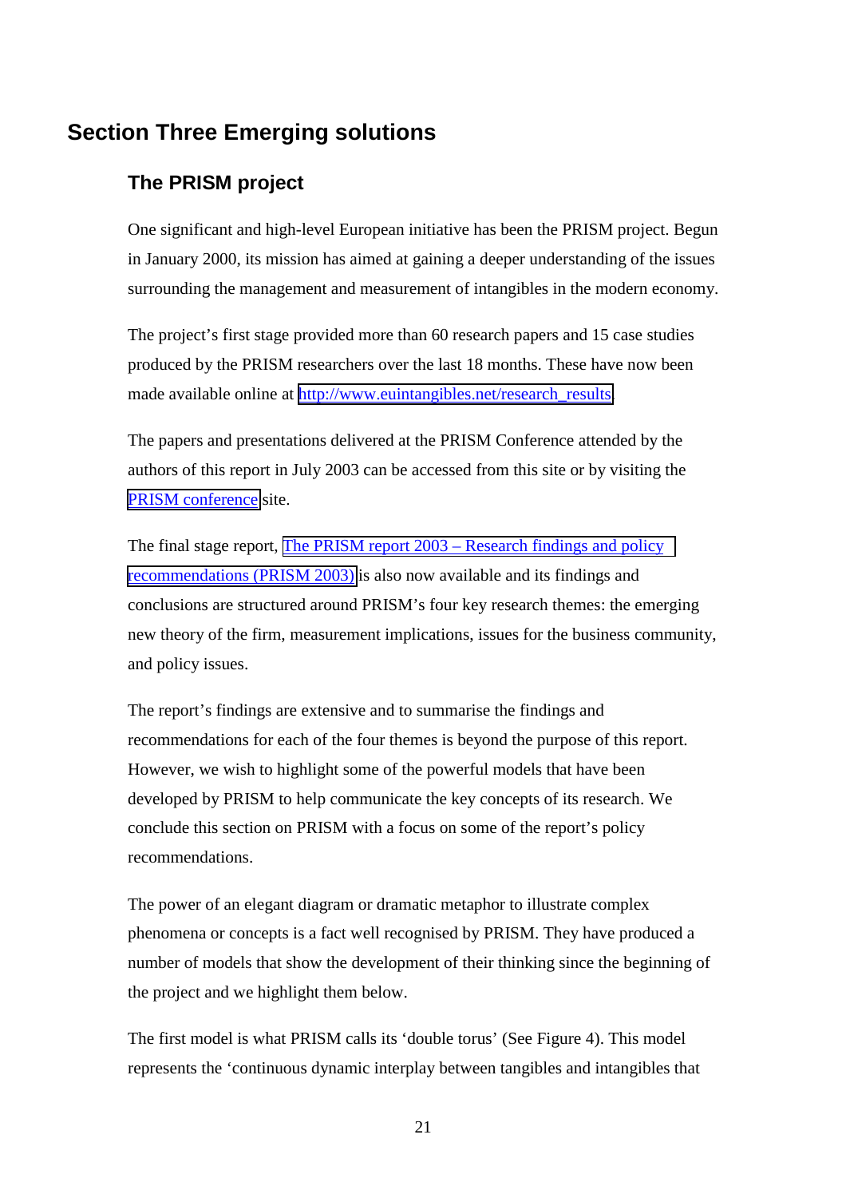# Section Three Emerging solutions

## The PRISM project

One significant and high-level European initiative has been the PRISM project. Begun in January 2000, its mission has aimed at gaining a deeper understanding of the issues surrounding the management and measurement of intangibles in the modern economy.

The project's first stage provided more than 60 research papers and 15 case studies produced by the PRISM researchers over the last 18 months. These have now been made available online at http://www.euintangibles.net/research_results.

The papers and presentations delivered at the PRISM Conference attended by the authors of this report in July 2003 can be accessed from this site or by visiting the PRISM conference site.

The final stage report, The PRISM report 2003 – Research findings and policy recommendations (PRISM 2003) is also now available and its findings and conclusions are structured around PRISM's four key research themes: the emerging new theory of the firm, measurement implications, issues for the business community, and policy issues.

The report's findings are extensive and to summarise the findings and recommendations for each of the four themes is beyond the purpose of this report. However, we wish to highlight some of the powerful models that have been developed by PRISM to help communicate the key concepts of its research. We conclude this section on PRISM with a focus on some of the report's policy recommendations.

The power of an elegant diagram or dramatic metaphor to illustrate complex phenomena or concepts is a fact well recognised by PRISM. They have produced a number of models that show the development of their thinking since the beginning of the project and we highlight them below.

The first model is what PRISM calls its 'double torus' (See Figure 4). This model represents the 'continuous dynamic interplay between tangibles and intangibles that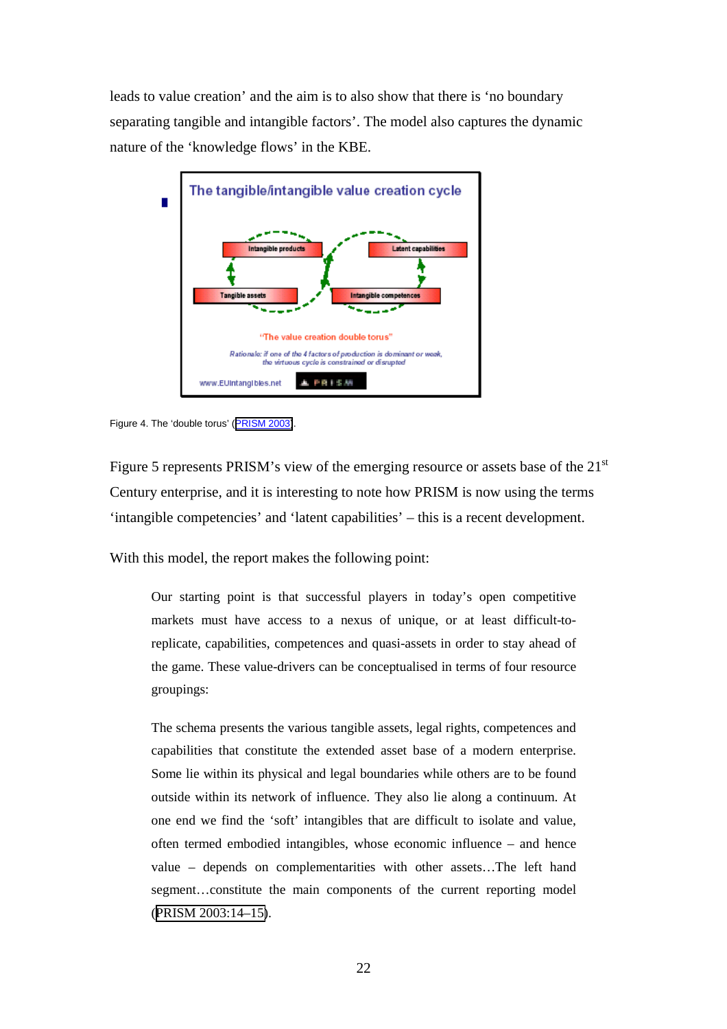leads to value creation' and the aim is to also show that there is 'no boundary separating tangible and intangible factors'. The model also captures the dynamic nature of the 'knowledge flows' in the KBE.

Figure 4. The 'double torus' (PRISM 2003).

Figure 5 represents PRISM's view of the emerging resource or assets base of the 21st Century enterprise, and it is interesting to note how PRISM is now using the terms 'intangible competencies' and 'latent capabilities' – this is a recent development.

With this model, the report makes the following point:

> Our starting point is that successful players in today's open competitive markets must have access to a nexus of unique, or at least difficult-to-replicate, capabilities, competences and quasi-assets in order to stay ahead of the game. These value-drivers can be conceptualised in terms of four resource groupings:
>
> The schema presents the various tangible assets, legal rights, competences and capabilities that constitute the extended asset base of a modern enterprise. Some lie within its physical and legal boundaries while others are to be found outside within its network of influence. They also lie along a continuum. At one end we find the 'soft' intangibles that are difficult to isolate and value, often termed embodied intangibles, whose economic influence – and hence value – depends on complementarities with other assets…The left hand segment…constitute the main components of the current reporting model (PRISM 2003:14–15).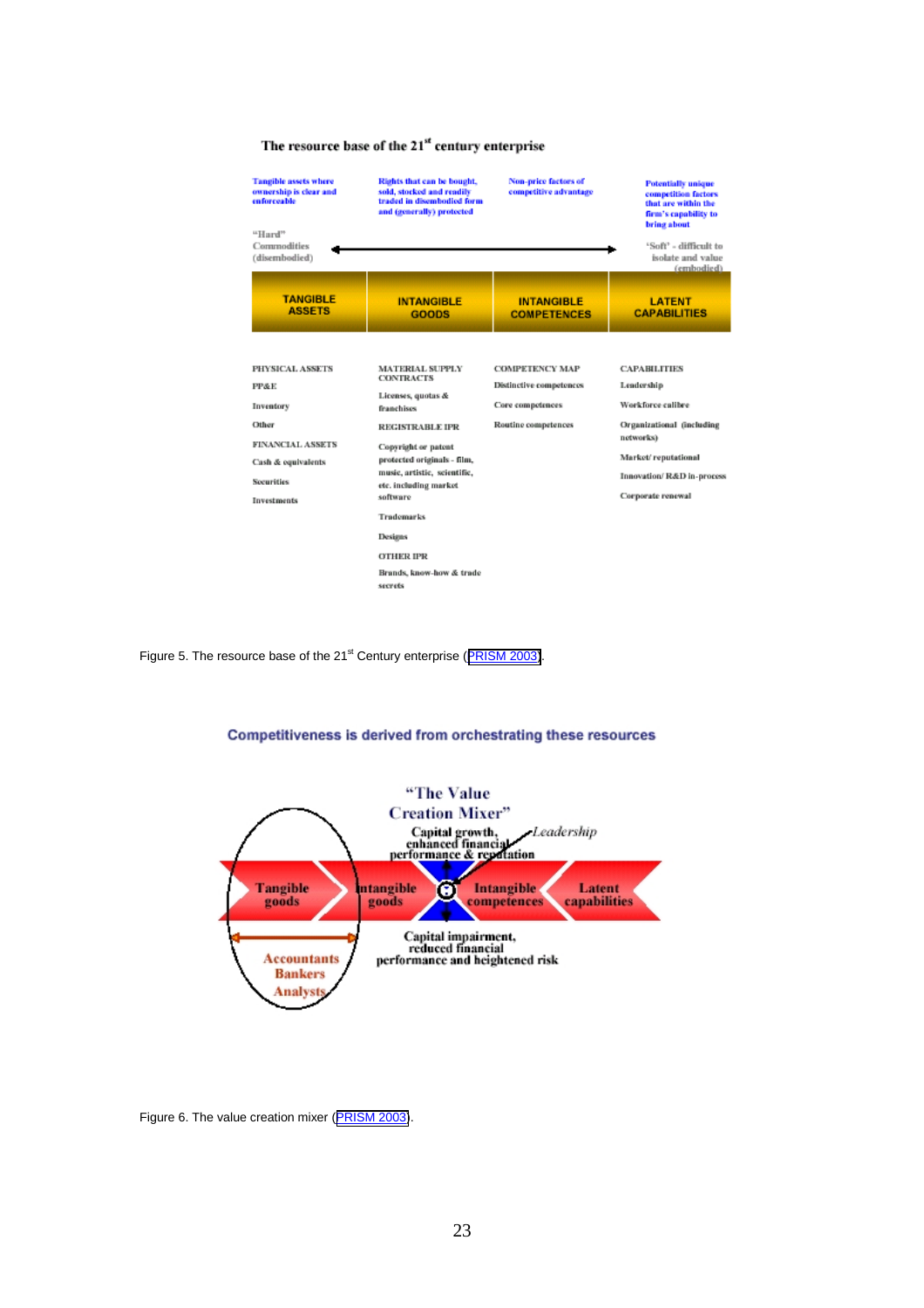The resource base of the 21st century enterprise

| Tangible assets where ownership is clear and enforceable | Rights that can be bought, sold, stocked and readily traded in disembodied form and (generally) protected | Non-price factors of competitive advantage | Potentially unique competition factors that are within the firm's capability to bring about |
|---|---|---|---|
| "Hard" Commodities (disembodied) | | | 'Soft' - difficult to isolate and value (embodied) |
| **TANGIBLE ASSETS** | **INTANGIBLE GOODS** | **INTANGIBLE COMPETENCES** | **LATENT CAPABILITIES** |
| PHYSICAL ASSETS | MATERIAL SUPPLY CONTRACTS | COMPETENCY MAP | CAPABILITIES |
| PP&E | Licenses, quotas & franchises | Distinctive competences | Leadership |
| Inventory | REGISTRABLE IPR | Core competences | Workforce calibre |
| Other | Copyright or patent protected originals - film, music, artistic, scientific, etc. including market software | Routine competences | Organizational (including networks) |
| FINANCIAL ASSETS | Trademarks | | Market/ reputational |
| Cash & equivalents | Designs | | Innovation/ R&D in-process |
| Securities | OTHER IPR | | Corporate renewal |
| Investments | Brands, know-how & trade secrets | | |

Figure 5. The resource base of the 21st Century enterprise (PRISM 2003).

Competitiveness is derived from orchestrating these resources

"The Value Creation Mixer"

Capital growth, enhanced financial performance & reputation — Leadership

Tangible goods | Intangible goods | Intangible competences | Latent capabilities

Accountants, Bankers, Analysts

Capital impairment, reduced financial performance and heightened risk

Figure 6. The value creation mixer (PRISM 2003).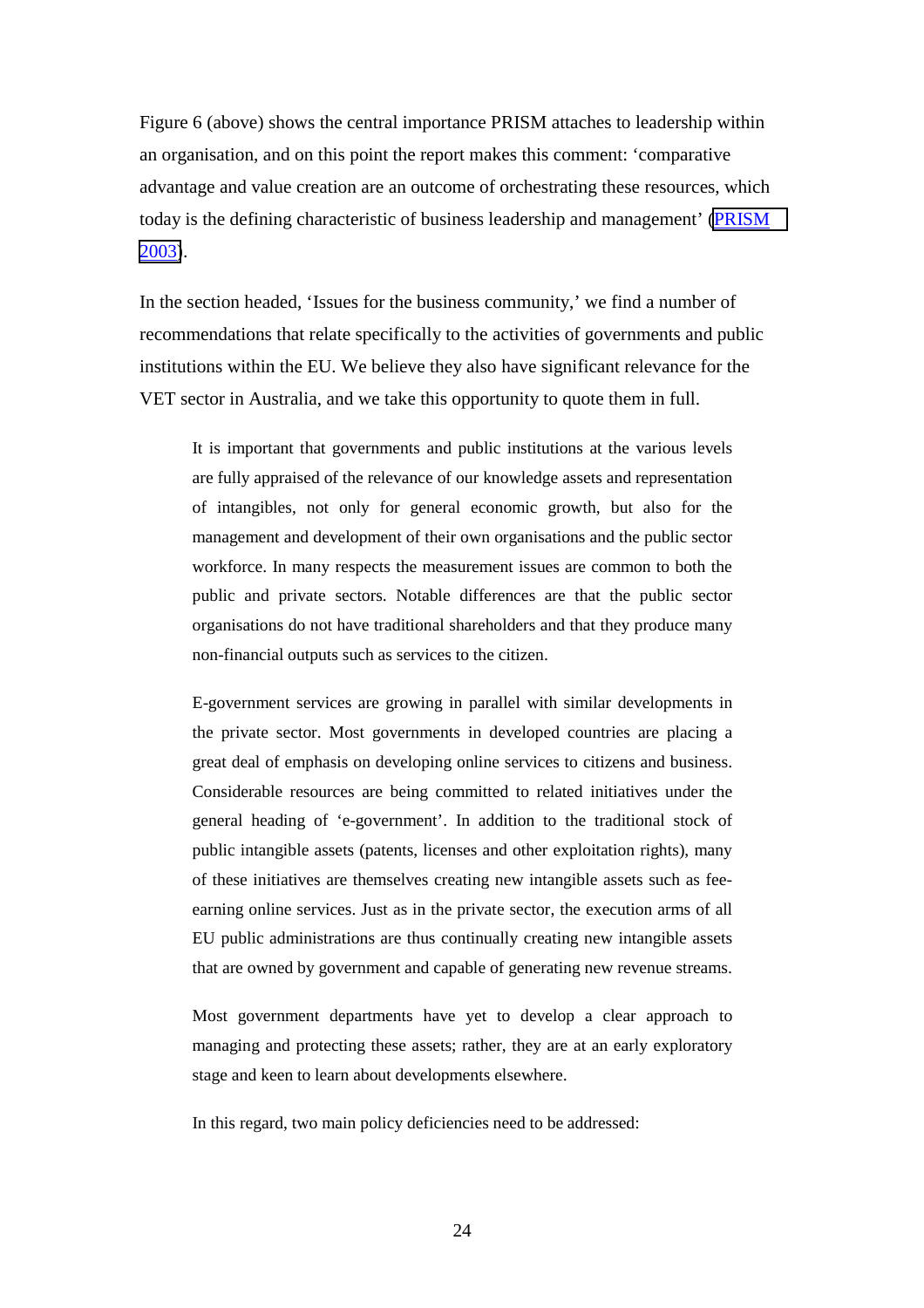Figure 6 (above) shows the central importance PRISM attaches to leadership within an organisation, and on this point the report makes this comment: 'comparative advantage and value creation are an outcome of orchestrating these resources, which today is the defining characteristic of business leadership and management' (PRISM 2003).

In the section headed, 'Issues for the business community,' we find a number of recommendations that relate specifically to the activities of governments and public institutions within the EU. We believe they also have significant relevance for the VET sector in Australia, and we take this opportunity to quote them in full.

> It is important that governments and public institutions at the various levels are fully appraised of the relevance of our knowledge assets and representation of intangibles, not only for general economic growth, but also for the management and development of their own organisations and the public sector workforce. In many respects the measurement issues are common to both the public and private sectors. Notable differences are that the public sector organisations do not have traditional shareholders and that they produce many non-financial outputs such as services to the citizen.
>
> E-government services are growing in parallel with similar developments in the private sector. Most governments in developed countries are placing a great deal of emphasis on developing online services to citizens and business. Considerable resources are being committed to related initiatives under the general heading of 'e-government'. In addition to the traditional stock of public intangible assets (patents, licenses and other exploitation rights), many of these initiatives are themselves creating new intangible assets such as fee-earning online services. Just as in the private sector, the execution arms of all EU public administrations are thus continually creating new intangible assets that are owned by government and capable of generating new revenue streams.
>
> Most government departments have yet to develop a clear approach to managing and protecting these assets; rather, they are at an early exploratory stage and keen to learn about developments elsewhere.
>
> In this regard, two main policy deficiencies need to be addressed: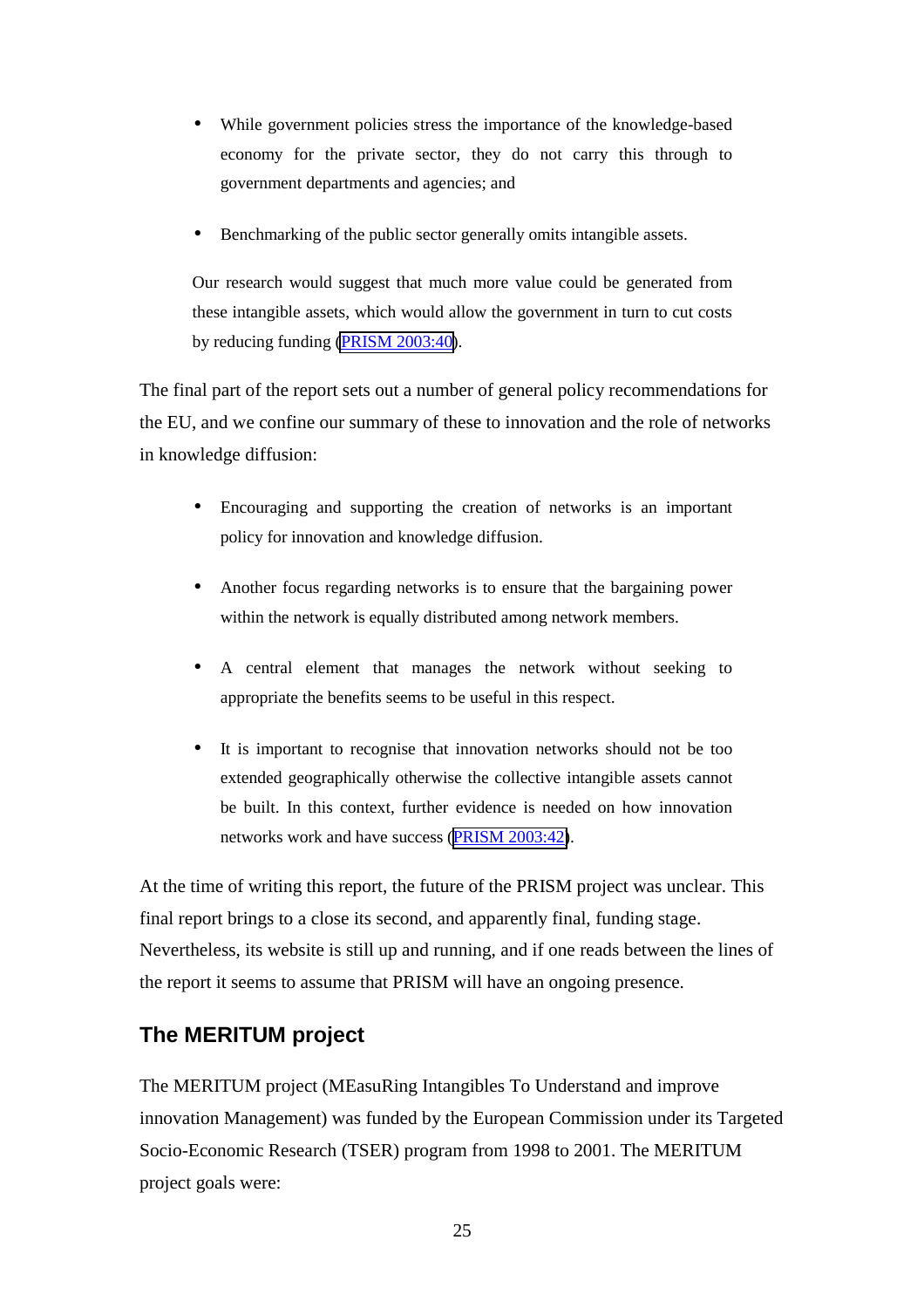- While government policies stress the importance of the knowledge-based economy for the private sector, they do not carry this through to government departments and agencies; and

- Benchmarking of the public sector generally omits intangible assets.

> Our research would suggest that much more value could be generated from these intangible assets, which would allow the government in turn to cut costs by reducing funding (PRISM 2003:40).

The final part of the report sets out a number of general policy recommendations for the EU, and we confine our summary of these to innovation and the role of networks in knowledge diffusion:

- Encouraging and supporting the creation of networks is an important policy for innovation and knowledge diffusion.

- Another focus regarding networks is to ensure that the bargaining power within the network is equally distributed among network members.

- A central element that manages the network without seeking to appropriate the benefits seems to be useful in this respect.

- It is important to recognise that innovation networks should not be too extended geographically otherwise the collective intangible assets cannot be built. In this context, further evidence is needed on how innovation networks work and have success (PRISM 2003:42).

At the time of writing this report, the future of the PRISM project was unclear. This final report brings to a close its second, and apparently final, funding stage. Nevertheless, its website is still up and running, and if one reads between the lines of the report it seems to assume that PRISM will have an ongoing presence.

## The MERITUM project

The MERITUM project (MEasuRing Intangibles To Understand and improve innovation Management) was funded by the European Commission under its Targeted Socio-Economic Research (TSER) program from 1998 to 2001. The MERITUM project goals were: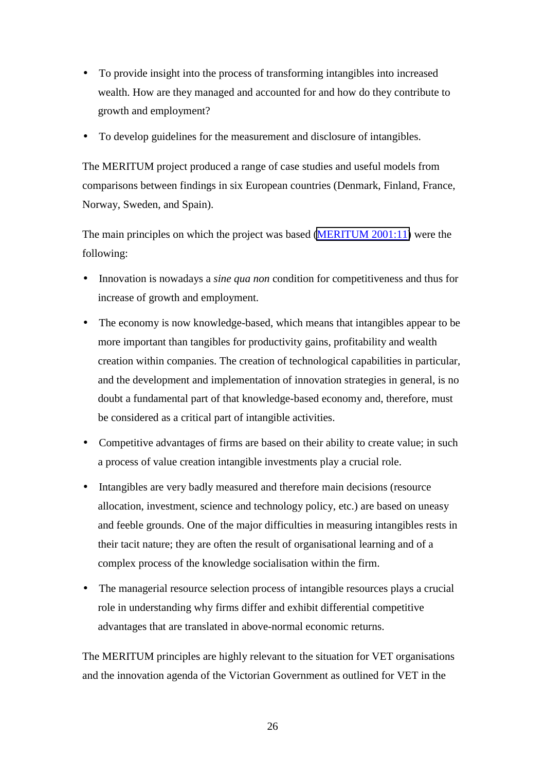- To provide insight into the process of transforming intangibles into increased wealth. How are they managed and accounted for and how do they contribute to growth and employment?
- To develop guidelines for the measurement and disclosure of intangibles.

The MERITUM project produced a range of case studies and useful models from comparisons between findings in six European countries (Denmark, Finland, France, Norway, Sweden, and Spain).

The main principles on which the project was based (MERITUM 2001:11) were the following:

- Innovation is nowadays a *sine qua non* condition for competitiveness and thus for increase of growth and employment.
- The economy is now knowledge-based, which means that intangibles appear to be more important than tangibles for productivity gains, profitability and wealth creation within companies. The creation of technological capabilities in particular, and the development and implementation of innovation strategies in general, is no doubt a fundamental part of that knowledge-based economy and, therefore, must be considered as a critical part of intangible activities.
- Competitive advantages of firms are based on their ability to create value; in such a process of value creation intangible investments play a crucial role.
- Intangibles are very badly measured and therefore main decisions (resource allocation, investment, science and technology policy, etc.) are based on uneasy and feeble grounds. One of the major difficulties in measuring intangibles rests in their tacit nature; they are often the result of organisational learning and of a complex process of the knowledge socialisation within the firm.
- The managerial resource selection process of intangible resources plays a crucial role in understanding why firms differ and exhibit differential competitive advantages that are translated in above-normal economic returns.

The MERITUM principles are highly relevant to the situation for VET organisations and the innovation agenda of the Victorian Government as outlined for VET in the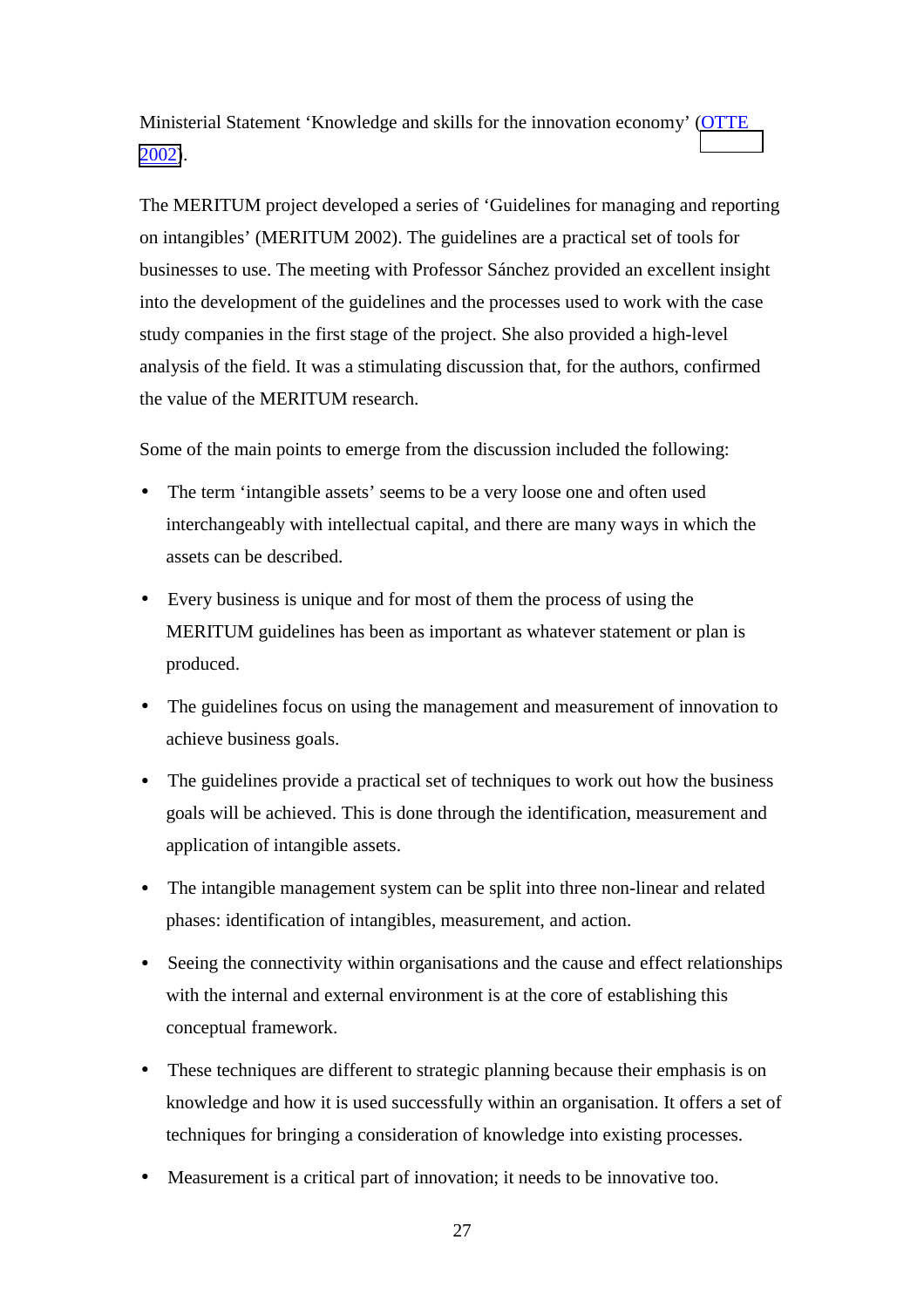Ministerial Statement 'Knowledge and skills for the innovation economy' (OTTE 2002).

The MERITUM project developed a series of 'Guidelines for managing and reporting on intangibles' (MERITUM 2002). The guidelines are a practical set of tools for businesses to use. The meeting with Professor Sánchez provided an excellent insight into the development of the guidelines and the processes used to work with the case study companies in the first stage of the project. She also provided a high-level analysis of the field. It was a stimulating discussion that, for the authors, confirmed the value of the MERITUM research.

Some of the main points to emerge from the discussion included the following:

- The term 'intangible assets' seems to be a very loose one and often used interchangeably with intellectual capital, and there are many ways in which the assets can be described.
- Every business is unique and for most of them the process of using the MERITUM guidelines has been as important as whatever statement or plan is produced.
- The guidelines focus on using the management and measurement of innovation to achieve business goals.
- The guidelines provide a practical set of techniques to work out how the business goals will be achieved. This is done through the identification, measurement and application of intangible assets.
- The intangible management system can be split into three non-linear and related phases: identification of intangibles, measurement, and action.
- Seeing the connectivity within organisations and the cause and effect relationships with the internal and external environment is at the core of establishing this conceptual framework.
- These techniques are different to strategic planning because their emphasis is on knowledge and how it is used successfully within an organisation. It offers a set of techniques for bringing a consideration of knowledge into existing processes.
- Measurement is a critical part of innovation; it needs to be innovative too.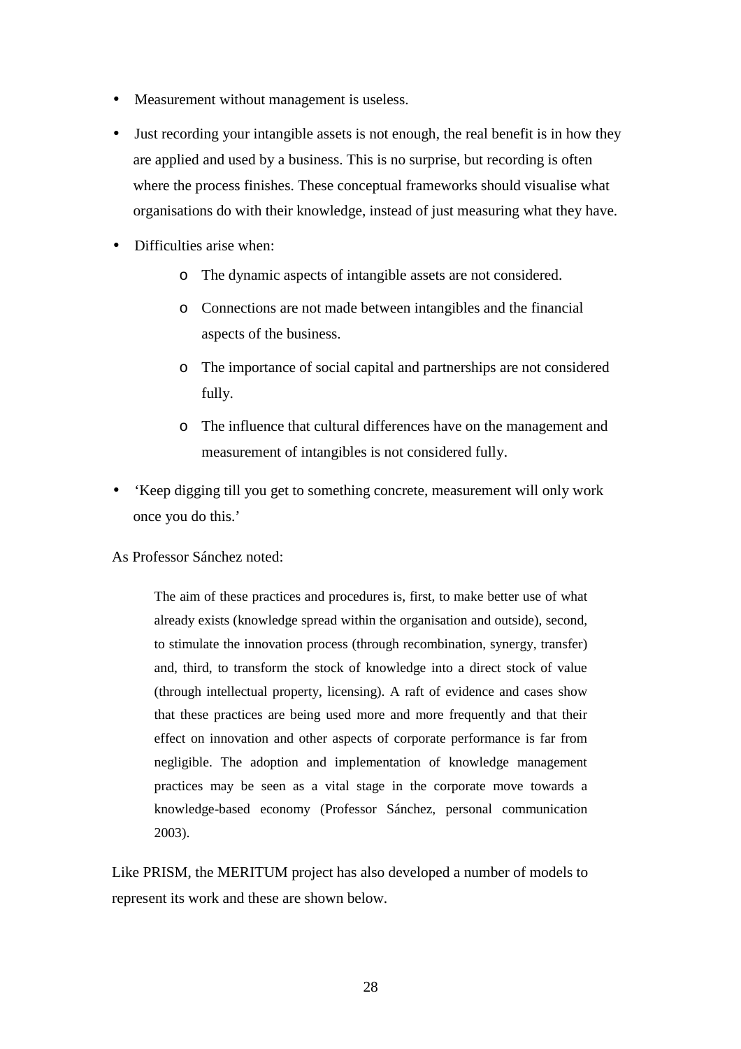- Measurement without management is useless.
- Just recording your intangible assets is not enough, the real benefit is in how they are applied and used by a business. This is no surprise, but recording is often where the process finishes. These conceptual frameworks should visualise what organisations do with their knowledge, instead of just measuring what they have.
- Difficulties arise when:
    - The dynamic aspects of intangible assets are not considered.
    - Connections are not made between intangibles and the financial aspects of the business.
    - The importance of social capital and partnerships are not considered fully.
    - The influence that cultural differences have on the management and measurement of intangibles is not considered fully.
- 'Keep digging till you get to something concrete, measurement will only work once you do this.'

As Professor Sánchez noted:

> The aim of these practices and procedures is, first, to make better use of what already exists (knowledge spread within the organisation and outside), second, to stimulate the innovation process (through recombination, synergy, transfer) and, third, to transform the stock of knowledge into a direct stock of value (through intellectual property, licensing). A raft of evidence and cases show that these practices are being used more and more frequently and that their effect on innovation and other aspects of corporate performance is far from negligible. The adoption and implementation of knowledge management practices may be seen as a vital stage in the corporate move towards a knowledge-based economy (Professor Sánchez, personal communication 2003).

Like PRISM, the MERITUM project has also developed a number of models to represent its work and these are shown below.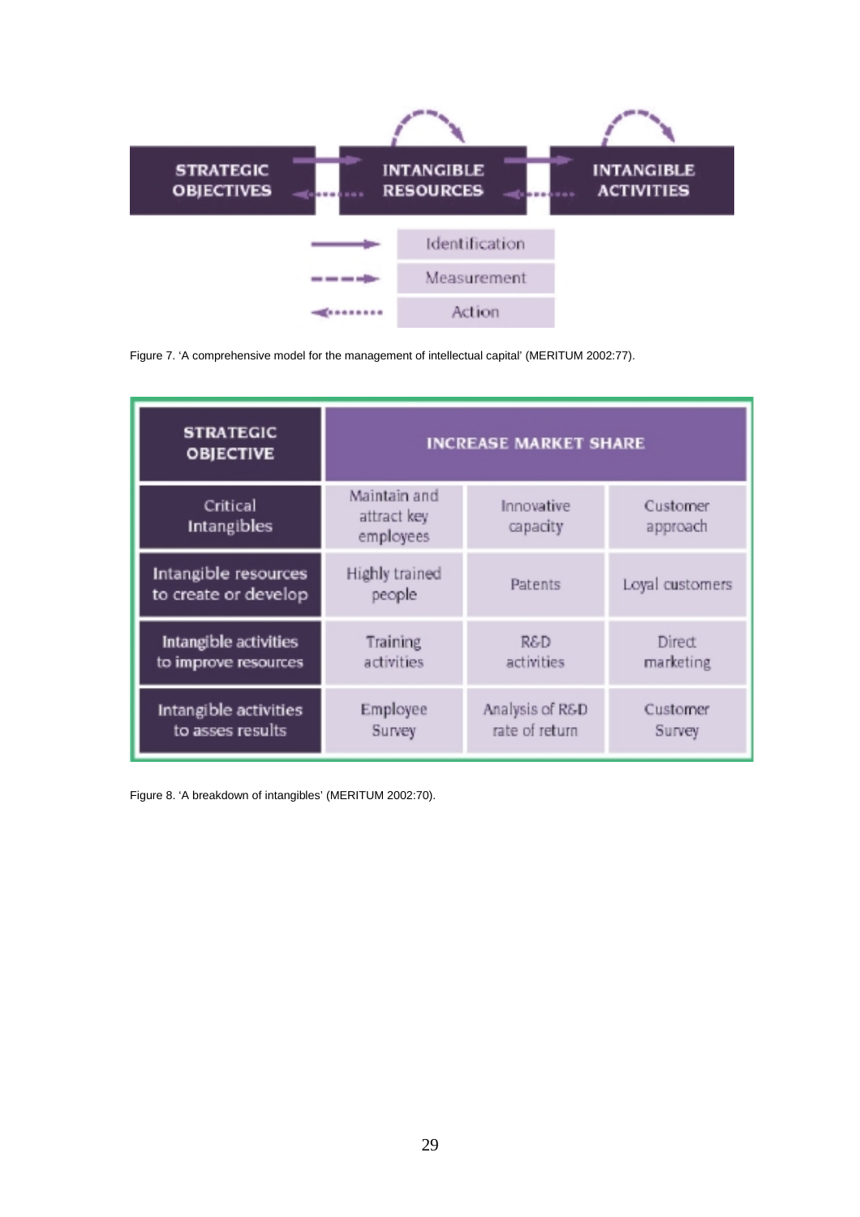| STRATEGIC OBJECTIVES | → | INTANGIBLE RESOURCES | → | INTANGIBLE ACTIVITIES |
|---|---|---|---|---|

| Legend | |
|---|---|
| → (solid arrow) | Identification |
| - - → (dashed arrow) | Measurement |
| ←······ (dotted arrow) | Action |

Figure 7. 'A comprehensive model for the management of intellectual capital' (MERITUM 2002:77).

| STRATEGIC OBJECTIVE | INCREASE MARKET SHARE | | |
|---|---|---|---|
| Critical Intangibles | Maintain and attract key employees | Innovative capacity | Customer approach |
| Intangible resources to create or develop | Highly trained people | Patents | Loyal customers |
| Intangible activities to improve resources | Training activities | R&D activities | Direct marketing |
| Intangible activities to asses results | Employee Survey | Analysis of R&D rate of return | Customer Survey |

Figure 8. 'A breakdown of intangibles' (MERITUM 2002:70).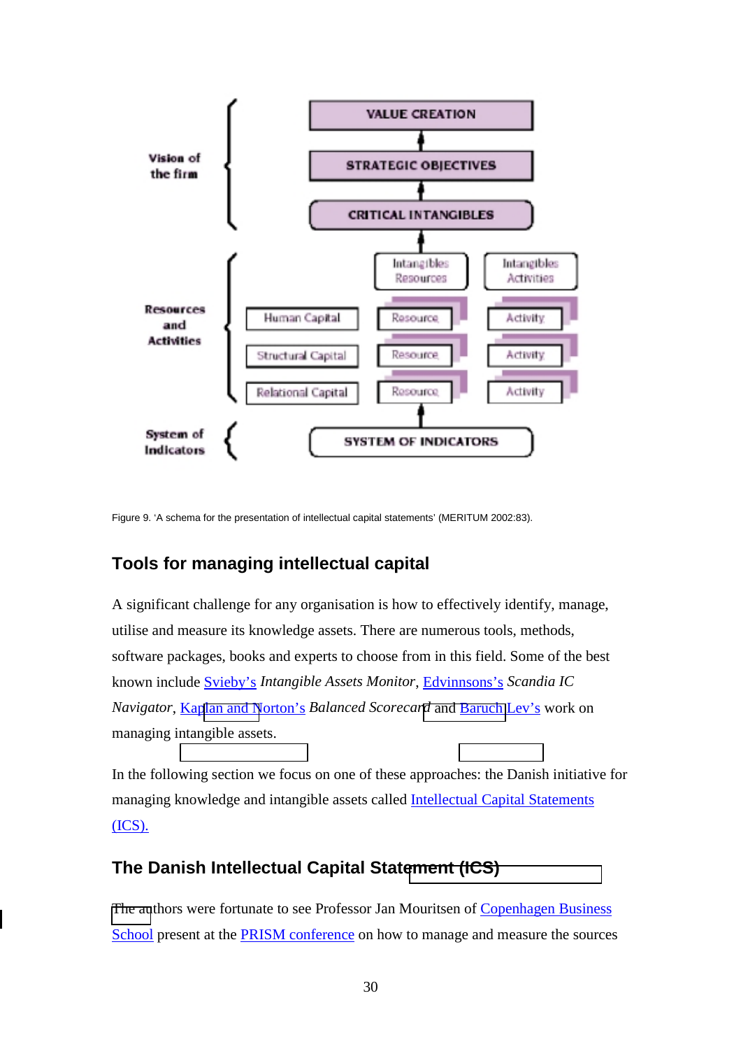Vision of the firm

VALUE CREATION

STRATEGIC OBJECTIVES

CRITICAL INTANGIBLES

Resources and Activities

Intangibles Resources

Intangibles Activities

Human Capital | Resource | Activity

Structural Capital | Resource | Activity

Relational Capital | Resource | Activity

System of Indicators

SYSTEM OF INDICATORS

Figure 9. 'A schema for the presentation of intellectual capital statements' (MERITUM 2002:83).

## Tools for managing intellectual capital

A significant challenge for any organisation is how to effectively identify, manage, utilise and measure its knowledge assets. There are numerous tools, methods, software packages, books and experts to choose from in this field. Some of the best known include Svieby's *Intangible Assets Monitor*, Edvinnsons's *Scandia IC Navigator*, Kaplan and Norton's *Balanced Scorecard* and Baruch Lev's work on managing intangible assets.

In the following section we focus on one of these approaches: the Danish initiative for managing knowledge and intangible assets called Intellectual Capital Statements (ICS).

## The Danish Intellectual Capital Statement (ICS)

The authors were fortunate to see Professor Jan Mouritsen of Copenhagen Business School present at the PRISM conference on how to manage and measure the sources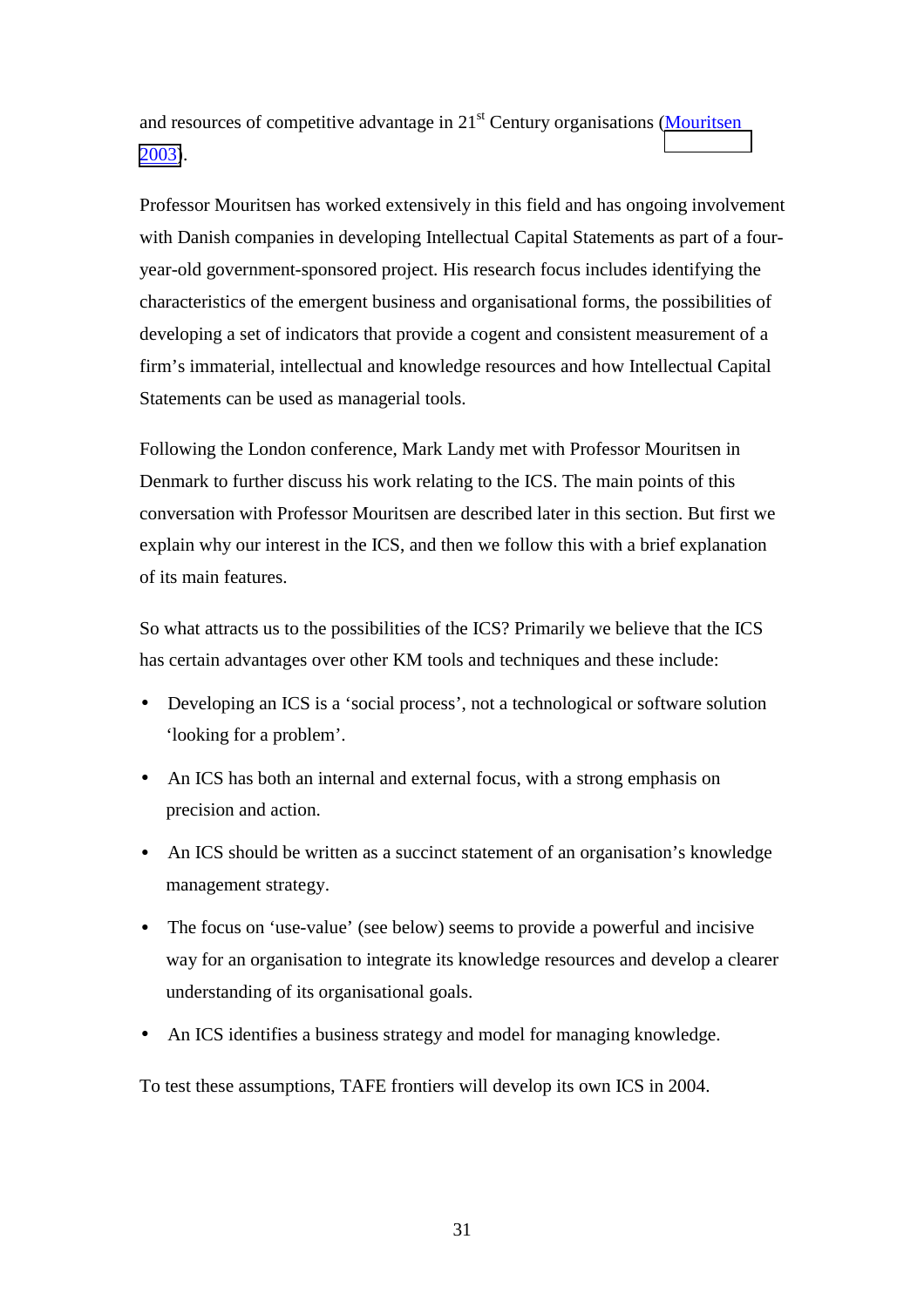and resources of competitive advantage in 21st Century organisations (Mouritsen 2003).

Professor Mouritsen has worked extensively in this field and has ongoing involvement with Danish companies in developing Intellectual Capital Statements as part of a four-year-old government-sponsored project. His research focus includes identifying the characteristics of the emergent business and organisational forms, the possibilities of developing a set of indicators that provide a cogent and consistent measurement of a firm's immaterial, intellectual and knowledge resources and how Intellectual Capital Statements can be used as managerial tools.

Following the London conference, Mark Landy met with Professor Mouritsen in Denmark to further discuss his work relating to the ICS. The main points of this conversation with Professor Mouritsen are described later in this section. But first we explain why our interest in the ICS, and then we follow this with a brief explanation of its main features.

So what attracts us to the possibilities of the ICS? Primarily we believe that the ICS has certain advantages over other KM tools and techniques and these include:

- Developing an ICS is a 'social process', not a technological or software solution 'looking for a problem'.
- An ICS has both an internal and external focus, with a strong emphasis on precision and action.
- An ICS should be written as a succinct statement of an organisation's knowledge management strategy.
- The focus on 'use-value' (see below) seems to provide a powerful and incisive way for an organisation to integrate its knowledge resources and develop a clearer understanding of its organisational goals.
- An ICS identifies a business strategy and model for managing knowledge.

To test these assumptions, TAFE frontiers will develop its own ICS in 2004.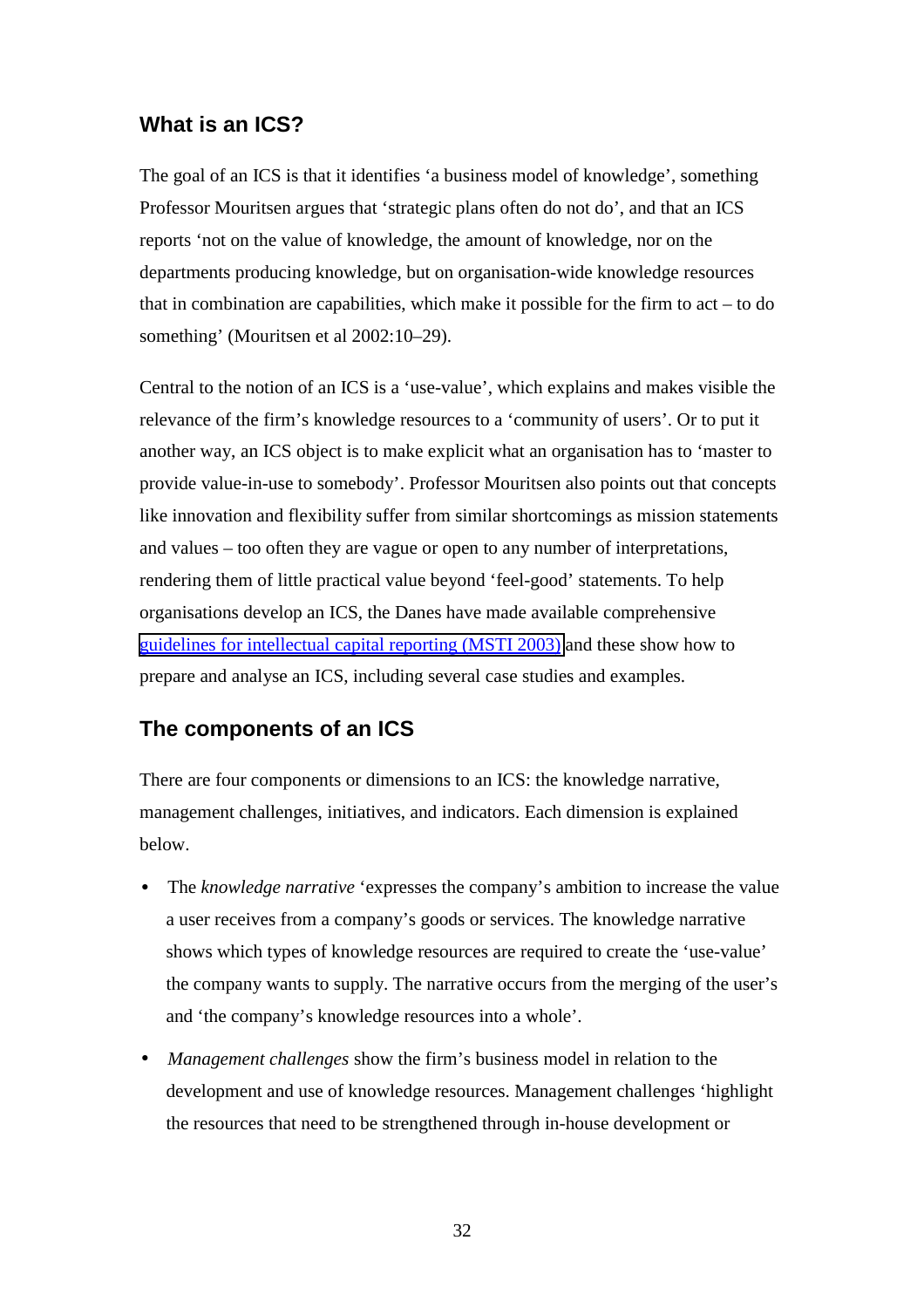## What is an ICS?

The goal of an ICS is that it identifies 'a business model of knowledge', something Professor Mouritsen argues that 'strategic plans often do not do', and that an ICS reports 'not on the value of knowledge, the amount of knowledge, nor on the departments producing knowledge, but on organisation-wide knowledge resources that in combination are capabilities, which make it possible for the firm to act – to do something' (Mouritsen et al 2002:10–29).

Central to the notion of an ICS is a 'use-value', which explains and makes visible the relevance of the firm's knowledge resources to a 'community of users'. Or to put it another way, an ICS object is to make explicit what an organisation has to 'master to provide value-in-use to somebody'. Professor Mouritsen also points out that concepts like innovation and flexibility suffer from similar shortcomings as mission statements and values – too often they are vague or open to any number of interpretations, rendering them of little practical value beyond 'feel-good' statements. To help organisations develop an ICS, the Danes have made available comprehensive guidelines for intellectual capital reporting (MSTI 2003) and these show how to prepare and analyse an ICS, including several case studies and examples.

## The components of an ICS

There are four components or dimensions to an ICS: the knowledge narrative, management challenges, initiatives, and indicators. Each dimension is explained below.

- The *knowledge narrative* 'expresses the company's ambition to increase the value a user receives from a company's goods or services. The knowledge narrative shows which types of knowledge resources are required to create the 'use-value' the company wants to supply. The narrative occurs from the merging of the user's and 'the company's knowledge resources into a whole'.
- *Management challenges* show the firm's business model in relation to the development and use of knowledge resources. Management challenges 'highlight the resources that need to be strengthened through in-house development or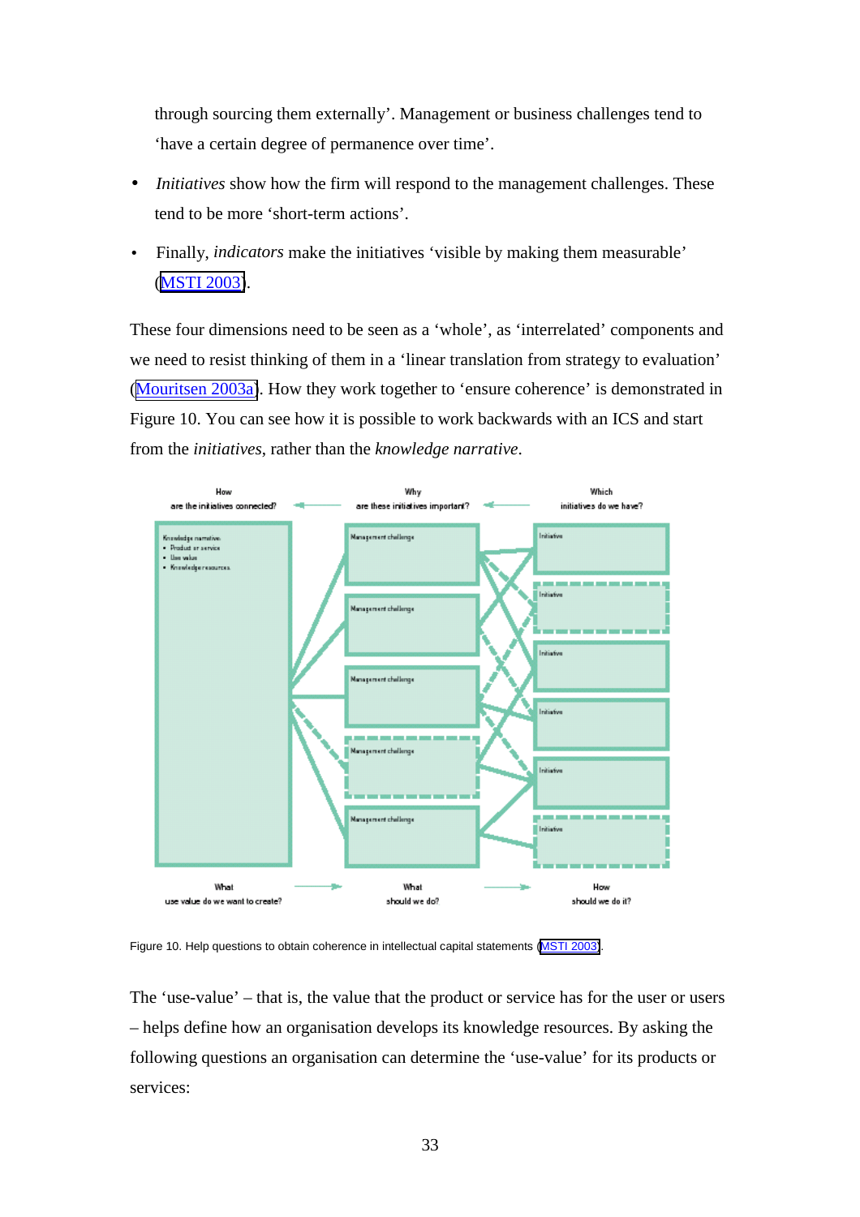through sourcing them externally'. Management or business challenges tend to 'have a certain degree of permanence over time'.

- *Initiatives* show how the firm will respond to the management challenges. These tend to be more 'short-term actions'.
- Finally, *indicators* make the initiatives 'visible by making them measurable' (MSTI 2003).

These four dimensions need to be seen as a 'whole', as 'interrelated' components and we need to resist thinking of them in a 'linear translation from strategy to evaluation' (Mouritsen 2003a). How they work together to 'ensure coherence' is demonstrated in Figure 10. You can see how it is possible to work backwards with an ICS and start from the *initiatives*, rather than the *knowledge narrative*.

Figure 10. Help questions to obtain coherence in intellectual capital statements (MSTI 2003).

The 'use-value' – that is, the value that the product or service has for the user or users – helps define how an organisation develops its knowledge resources. By asking the following questions an organisation can determine the 'use-value' for its products or services: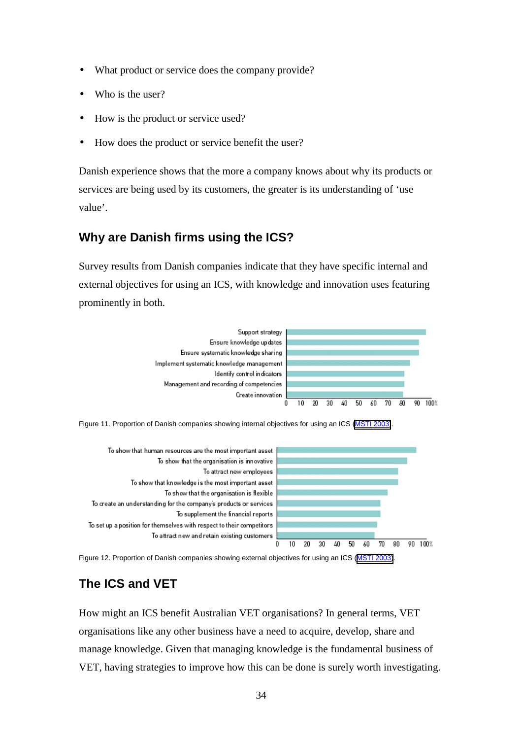- What product or service does the company provide?
- Who is the user?
- How is the product or service used?
- How does the product or service benefit the user?

Danish experience shows that the more a company knows about why its products or services are being used by its customers, the greater is its understanding of 'use value'.

## Why are Danish firms using the ICS?

Survey results from Danish companies indicate that they have specific internal and external objectives for using an ICS, with knowledge and innovation uses featuring prominently in both.

Figure 11. Proportion of Danish companies showing internal objectives for using an ICS (MSTI 2003).

Figure 12. Proportion of Danish companies showing external objectives for using an ICS (MSTI 2003).

## The ICS and VET

How might an ICS benefit Australian VET organisations? In general terms, VET organisations like any other business have a need to acquire, develop, share and manage knowledge. Given that managing knowledge is the fundamental business of VET, having strategies to improve how this can be done is surely worth investigating.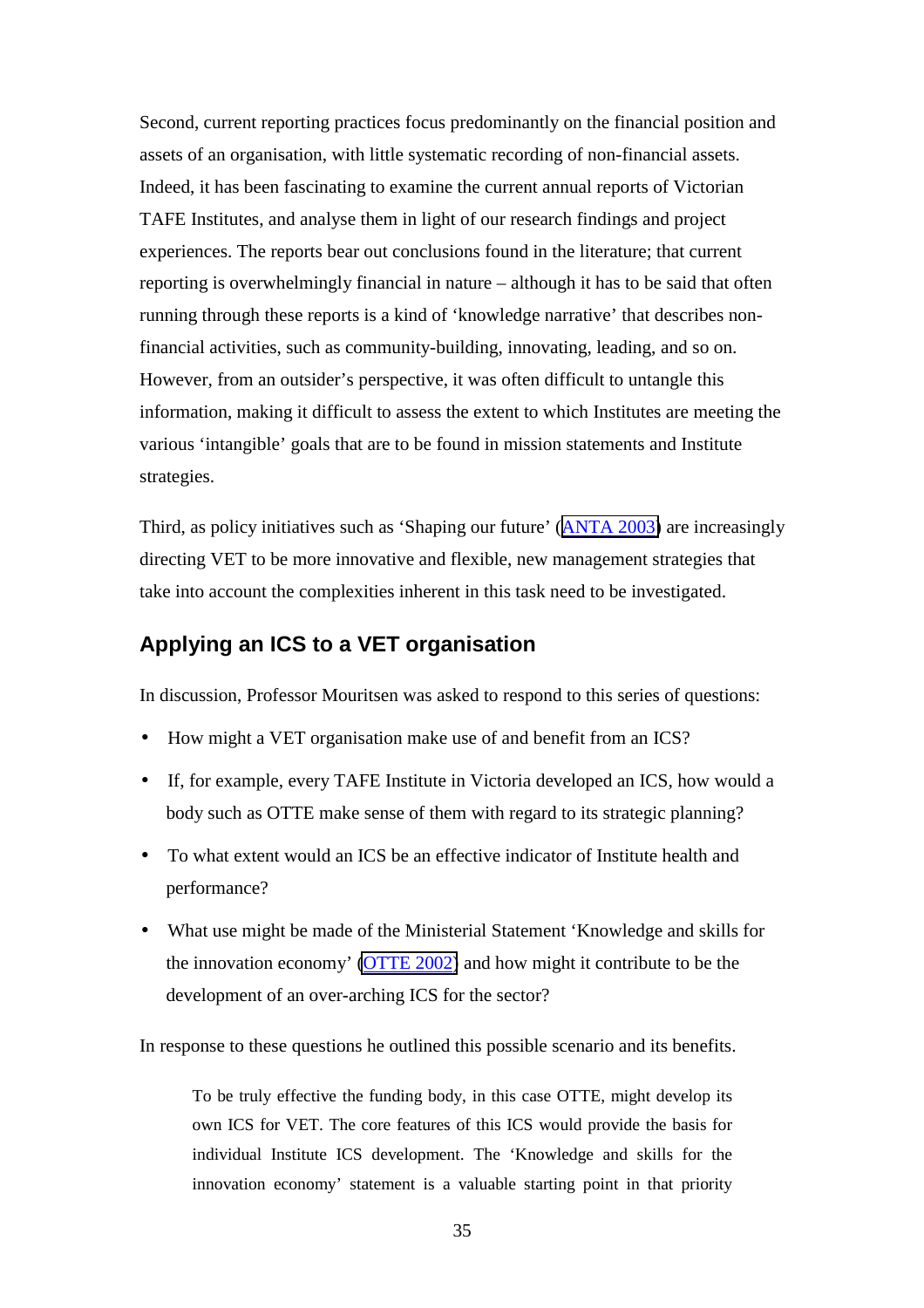Second, current reporting practices focus predominantly on the financial position and assets of an organisation, with little systematic recording of non-financial assets. Indeed, it has been fascinating to examine the current annual reports of Victorian TAFE Institutes, and analyse them in light of our research findings and project experiences. The reports bear out conclusions found in the literature; that current reporting is overwhelmingly financial in nature – although it has to be said that often running through these reports is a kind of 'knowledge narrative' that describes non-financial activities, such as community-building, innovating, leading, and so on. However, from an outsider's perspective, it was often difficult to untangle this information, making it difficult to assess the extent to which Institutes are meeting the various 'intangible' goals that are to be found in mission statements and Institute strategies.

Third, as policy initiatives such as 'Shaping our future' (ANTA 2003) are increasingly directing VET to be more innovative and flexible, new management strategies that take into account the complexities inherent in this task need to be investigated.

## Applying an ICS to a VET organisation

In discussion, Professor Mouritsen was asked to respond to this series of questions:

- How might a VET organisation make use of and benefit from an ICS?
- If, for example, every TAFE Institute in Victoria developed an ICS, how would a body such as OTTE make sense of them with regard to its strategic planning?
- To what extent would an ICS be an effective indicator of Institute health and performance?
- What use might be made of the Ministerial Statement 'Knowledge and skills for the innovation economy' (OTTE 2002) and how might it contribute to be the development of an over-arching ICS for the sector?

In response to these questions he outlined this possible scenario and its benefits.

> To be truly effective the funding body, in this case OTTE, might develop its own ICS for VET. The core features of this ICS would provide the basis for individual Institute ICS development. The 'Knowledge and skills for the innovation economy' statement is a valuable starting point in that priority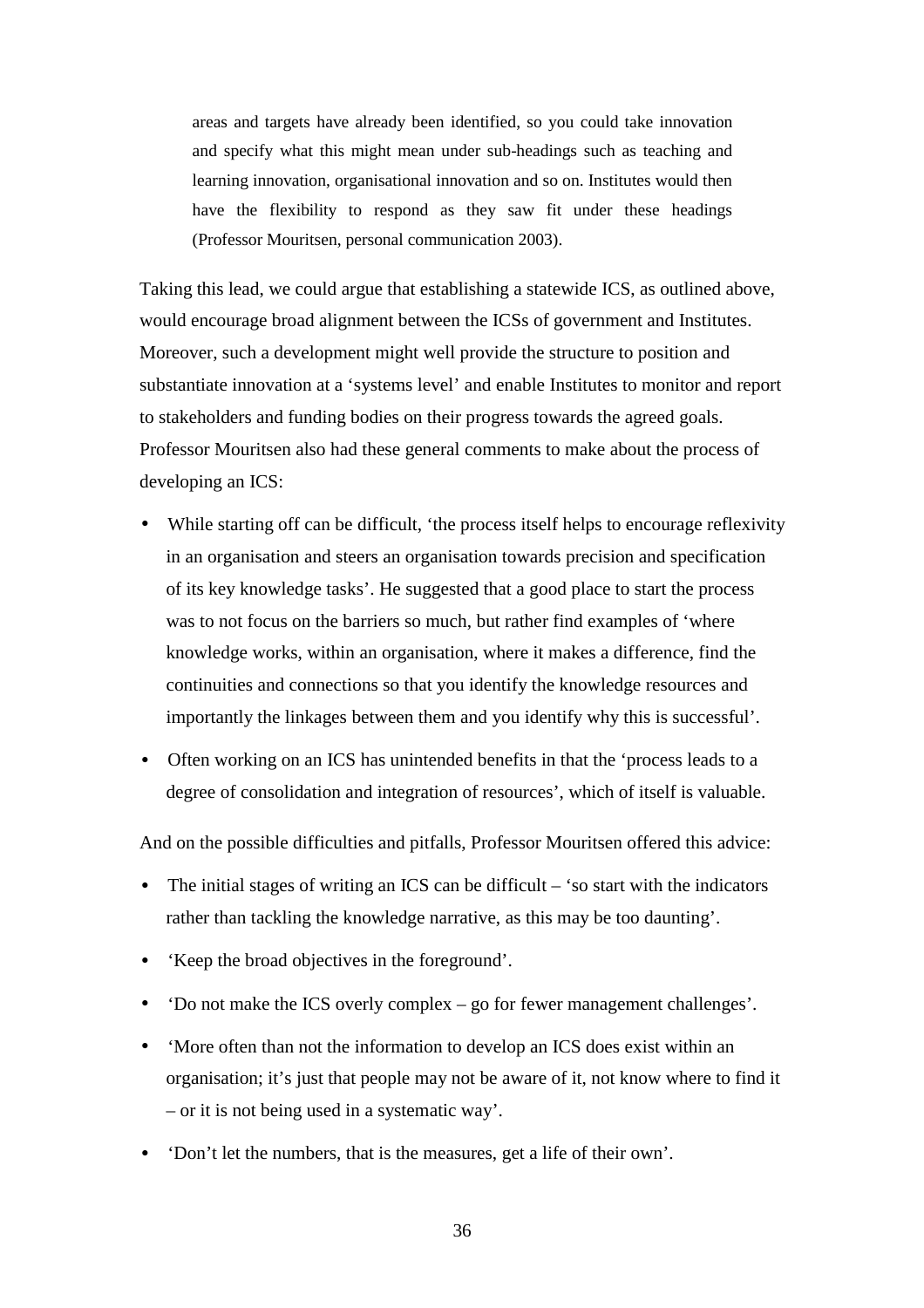> areas and targets have already been identified, so you could take innovation and specify what this might mean under sub-headings such as teaching and learning innovation, organisational innovation and so on. Institutes would then have the flexibility to respond as they saw fit under these headings (Professor Mouritsen, personal communication 2003).

Taking this lead, we could argue that establishing a statewide ICS, as outlined above, would encourage broad alignment between the ICSs of government and Institutes. Moreover, such a development might well provide the structure to position and substantiate innovation at a 'systems level' and enable Institutes to monitor and report to stakeholders and funding bodies on their progress towards the agreed goals. Professor Mouritsen also had these general comments to make about the process of developing an ICS:

- While starting off can be difficult, 'the process itself helps to encourage reflexivity in an organisation and steers an organisation towards precision and specification of its key knowledge tasks'. He suggested that a good place to start the process was to not focus on the barriers so much, but rather find examples of 'where knowledge works, within an organisation, where it makes a difference, find the continuities and connections so that you identify the knowledge resources and importantly the linkages between them and you identify why this is successful'.
- Often working on an ICS has unintended benefits in that the 'process leads to a degree of consolidation and integration of resources', which of itself is valuable.

And on the possible difficulties and pitfalls, Professor Mouritsen offered this advice:

- The initial stages of writing an ICS can be difficult – 'so start with the indicators rather than tackling the knowledge narrative, as this may be too daunting'.
- 'Keep the broad objectives in the foreground'.
- 'Do not make the ICS overly complex – go for fewer management challenges'.
- 'More often than not the information to develop an ICS does exist within an organisation; it's just that people may not be aware of it, not know where to find it – or it is not being used in a systematic way'.
- 'Don't let the numbers, that is the measures, get a life of their own'.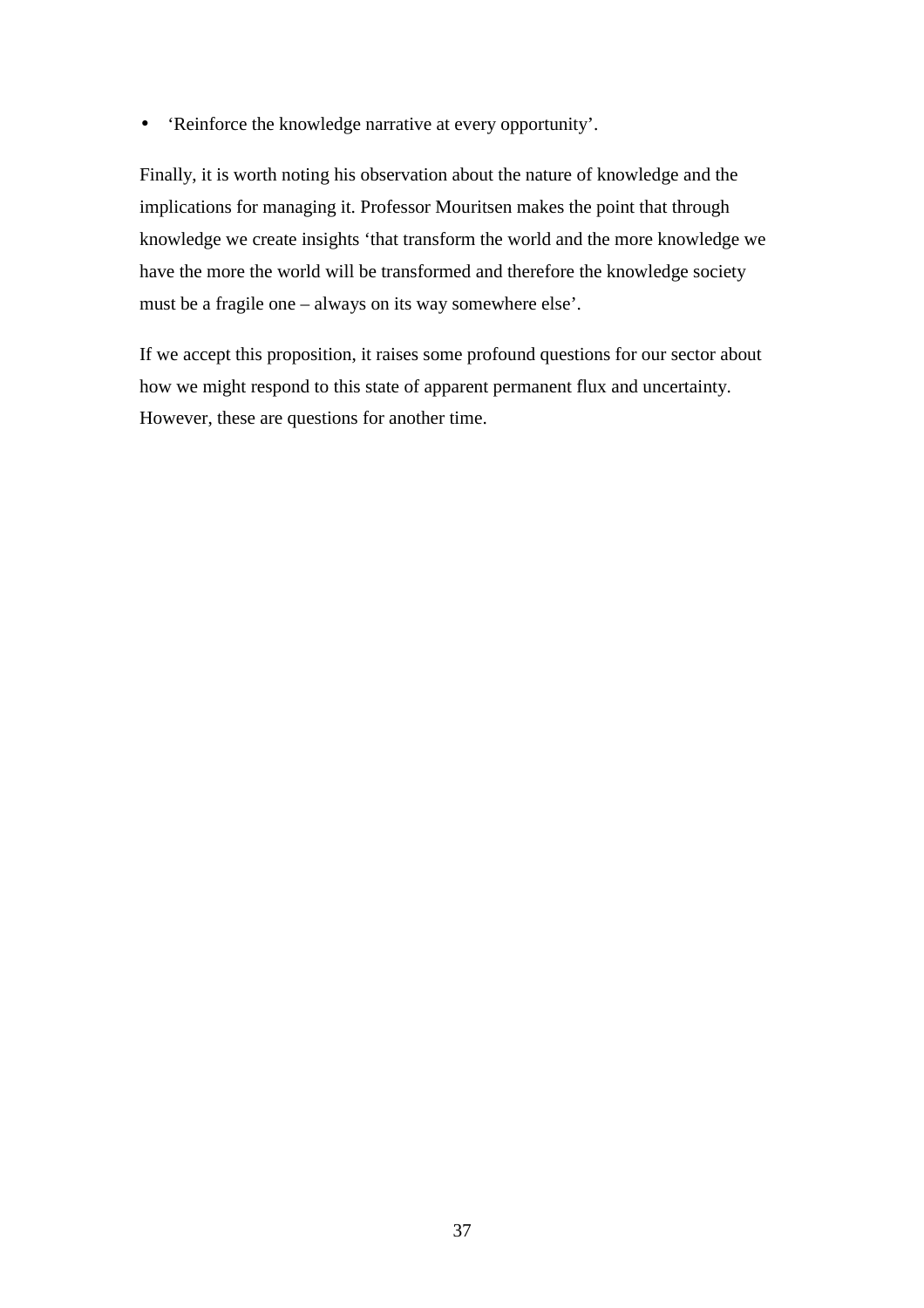- ‘Reinforce the knowledge narrative at every opportunity’.

Finally, it is worth noting his observation about the nature of knowledge and the implications for managing it. Professor Mouritsen makes the point that through knowledge we create insights ‘that transform the world and the more knowledge we have the more the world will be transformed and therefore the knowledge society must be a fragile one – always on its way somewhere else’.

If we accept this proposition, it raises some profound questions for our sector about how we might respond to this state of apparent permanent flux and uncertainty. However, these are questions for another time.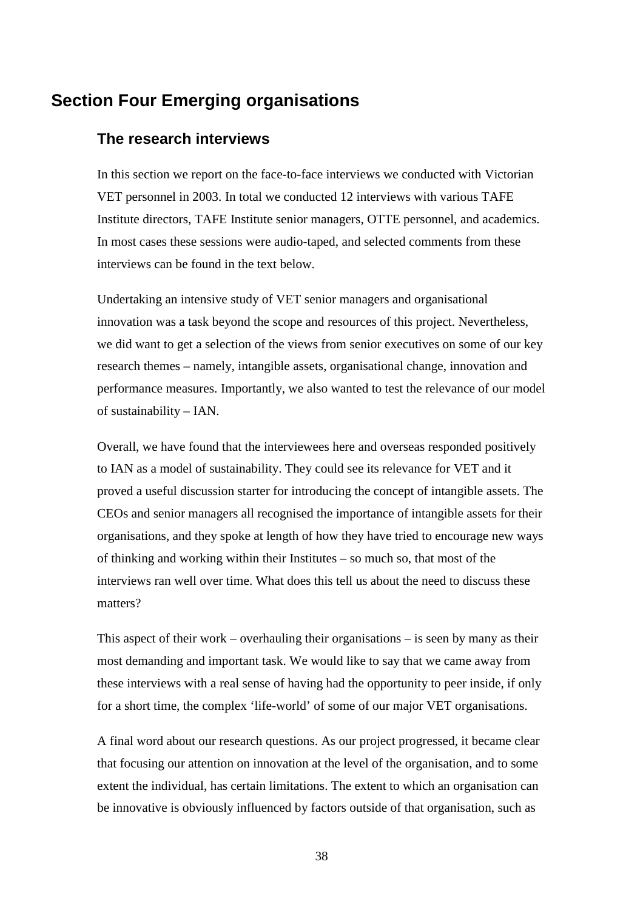# Section Four Emerging organisations

## The research interviews

In this section we report on the face-to-face interviews we conducted with Victorian VET personnel in 2003. In total we conducted 12 interviews with various TAFE Institute directors, TAFE Institute senior managers, OTTE personnel, and academics. In most cases these sessions were audio-taped, and selected comments from these interviews can be found in the text below.

Undertaking an intensive study of VET senior managers and organisational innovation was a task beyond the scope and resources of this project. Nevertheless, we did want to get a selection of the views from senior executives on some of our key research themes – namely, intangible assets, organisational change, innovation and performance measures. Importantly, we also wanted to test the relevance of our model of sustainability – IAN.

Overall, we have found that the interviewees here and overseas responded positively to IAN as a model of sustainability. They could see its relevance for VET and it proved a useful discussion starter for introducing the concept of intangible assets. The CEOs and senior managers all recognised the importance of intangible assets for their organisations, and they spoke at length of how they have tried to encourage new ways of thinking and working within their Institutes – so much so, that most of the interviews ran well over time. What does this tell us about the need to discuss these matters?

This aspect of their work – overhauling their organisations – is seen by many as their most demanding and important task. We would like to say that we came away from these interviews with a real sense of having had the opportunity to peer inside, if only for a short time, the complex 'life-world' of some of our major VET organisations.

A final word about our research questions. As our project progressed, it became clear that focusing our attention on innovation at the level of the organisation, and to some extent the individual, has certain limitations. The extent to which an organisation can be innovative is obviously influenced by factors outside of that organisation, such as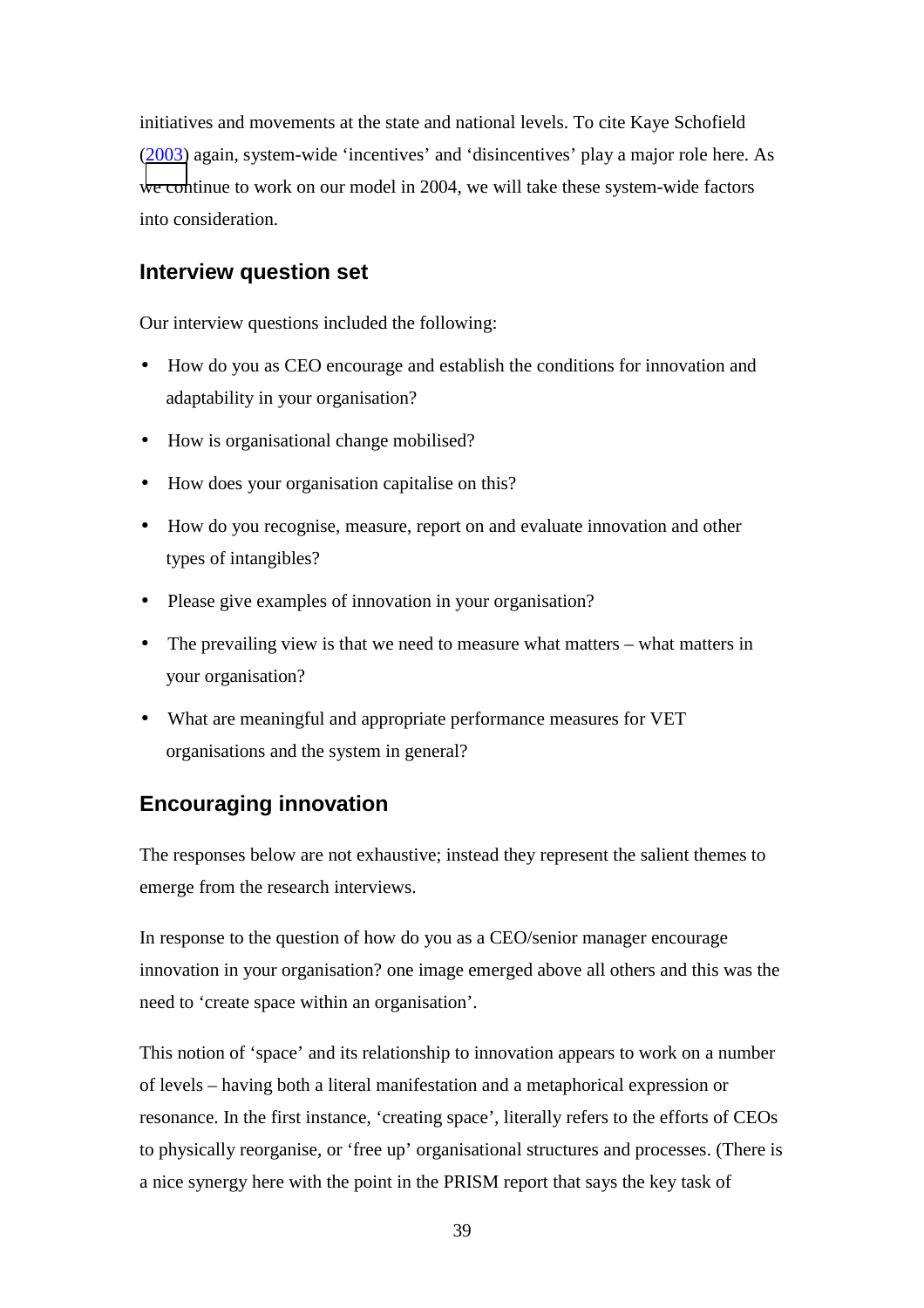initiatives and movements at the state and national levels. To cite Kaye Schofield (2003) again, system-wide 'incentives' and 'disincentives' play a major role here. As we continue to work on our model in 2004, we will take these system-wide factors into consideration.

## Interview question set

Our interview questions included the following:

- How do you as CEO encourage and establish the conditions for innovation and adaptability in your organisation?
- How is organisational change mobilised?
- How does your organisation capitalise on this?
- How do you recognise, measure, report on and evaluate innovation and other types of intangibles?
- Please give examples of innovation in your organisation?
- The prevailing view is that we need to measure what matters – what matters in your organisation?
- What are meaningful and appropriate performance measures for VET organisations and the system in general?

## Encouraging innovation

The responses below are not exhaustive; instead they represent the salient themes to emerge from the research interviews.

In response to the question of how do you as a CEO/senior manager encourage innovation in your organisation? one image emerged above all others and this was the need to 'create space within an organisation'.

This notion of 'space' and its relationship to innovation appears to work on a number of levels – having both a literal manifestation and a metaphorical expression or resonance. In the first instance, 'creating space', literally refers to the efforts of CEOs to physically reorganise, or 'free up' organisational structures and processes. (There is a nice synergy here with the point in the PRISM report that says the key task of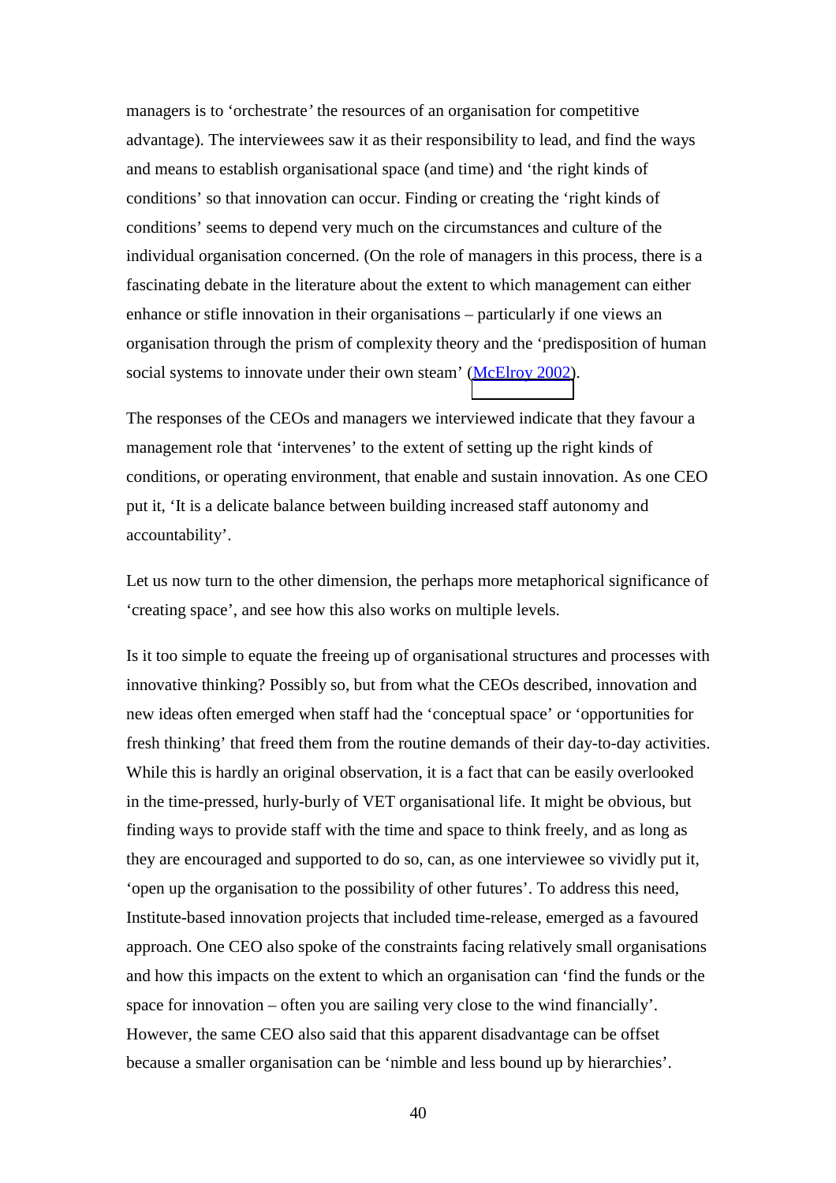managers is to 'orchestrate' the resources of an organisation for competitive advantage). The interviewees saw it as their responsibility to lead, and find the ways and means to establish organisational space (and time) and 'the right kinds of conditions' so that innovation can occur. Finding or creating the 'right kinds of conditions' seems to depend very much on the circumstances and culture of the individual organisation concerned. (On the role of managers in this process, there is a fascinating debate in the literature about the extent to which management can either enhance or stifle innovation in their organisations – particularly if one views an organisation through the prism of complexity theory and the 'predisposition of human social systems to innovate under their own steam' (McElroy 2002).

The responses of the CEOs and managers we interviewed indicate that they favour a management role that 'intervenes' to the extent of setting up the right kinds of conditions, or operating environment, that enable and sustain innovation. As one CEO put it, 'It is a delicate balance between building increased staff autonomy and accountability'.

Let us now turn to the other dimension, the perhaps more metaphorical significance of 'creating space', and see how this also works on multiple levels.

Is it too simple to equate the freeing up of organisational structures and processes with innovative thinking? Possibly so, but from what the CEOs described, innovation and new ideas often emerged when staff had the 'conceptual space' or 'opportunities for fresh thinking' that freed them from the routine demands of their day-to-day activities. While this is hardly an original observation, it is a fact that can be easily overlooked in the time-pressed, hurly-burly of VET organisational life. It might be obvious, but finding ways to provide staff with the time and space to think freely, and as long as they are encouraged and supported to do so, can, as one interviewee so vividly put it, 'open up the organisation to the possibility of other futures'. To address this need, Institute-based innovation projects that included time-release, emerged as a favoured approach. One CEO also spoke of the constraints facing relatively small organisations and how this impacts on the extent to which an organisation can 'find the funds or the space for innovation – often you are sailing very close to the wind financially'. However, the same CEO also said that this apparent disadvantage can be offset because a smaller organisation can be 'nimble and less bound up by hierarchies'.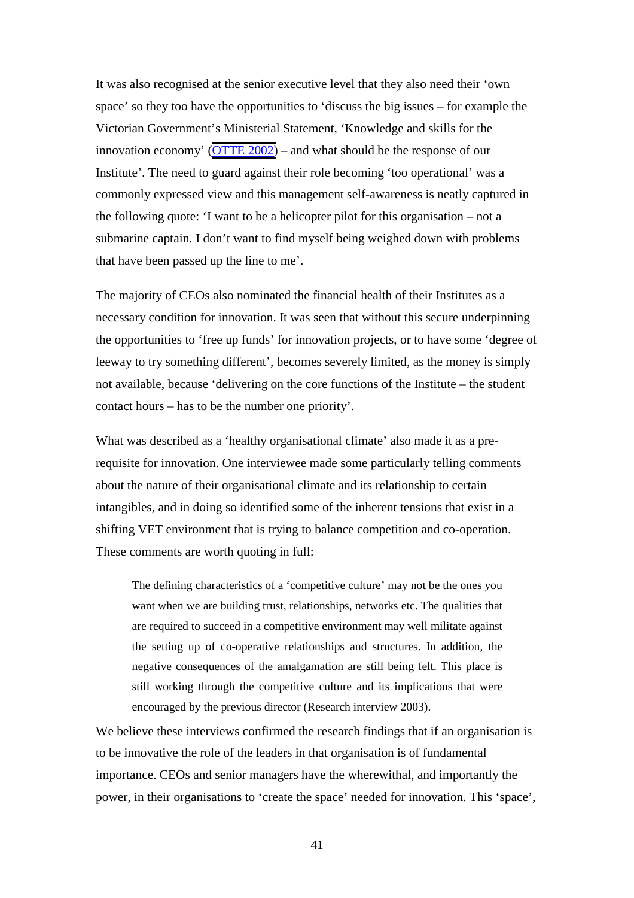It was also recognised at the senior executive level that they also need their 'own space' so they too have the opportunities to 'discuss the big issues – for example the Victorian Government's Ministerial Statement, 'Knowledge and skills for the innovation economy' (OTTE 2002) – and what should be the response of our Institute'. The need to guard against their role becoming 'too operational' was a commonly expressed view and this management self-awareness is neatly captured in the following quote: 'I want to be a helicopter pilot for this organisation – not a submarine captain. I don't want to find myself being weighed down with problems that have been passed up the line to me'.

The majority of CEOs also nominated the financial health of their Institutes as a necessary condition for innovation. It was seen that without this secure underpinning the opportunities to 'free up funds' for innovation projects, or to have some 'degree of leeway to try something different', becomes severely limited, as the money is simply not available, because 'delivering on the core functions of the Institute – the student contact hours – has to be the number one priority'.

What was described as a 'healthy organisational climate' also made it as a pre-requisite for innovation. One interviewee made some particularly telling comments about the nature of their organisational climate and its relationship to certain intangibles, and in doing so identified some of the inherent tensions that exist in a shifting VET environment that is trying to balance competition and co-operation. These comments are worth quoting in full:

> The defining characteristics of a 'competitive culture' may not be the ones you want when we are building trust, relationships, networks etc. The qualities that are required to succeed in a competitive environment may well militate against the setting up of co-operative relationships and structures. In addition, the negative consequences of the amalgamation are still being felt. This place is still working through the competitive culture and its implications that were encouraged by the previous director (Research interview 2003).

We believe these interviews confirmed the research findings that if an organisation is to be innovative the role of the leaders in that organisation is of fundamental importance. CEOs and senior managers have the wherewithal, and importantly the power, in their organisations to 'create the space' needed for innovation. This 'space',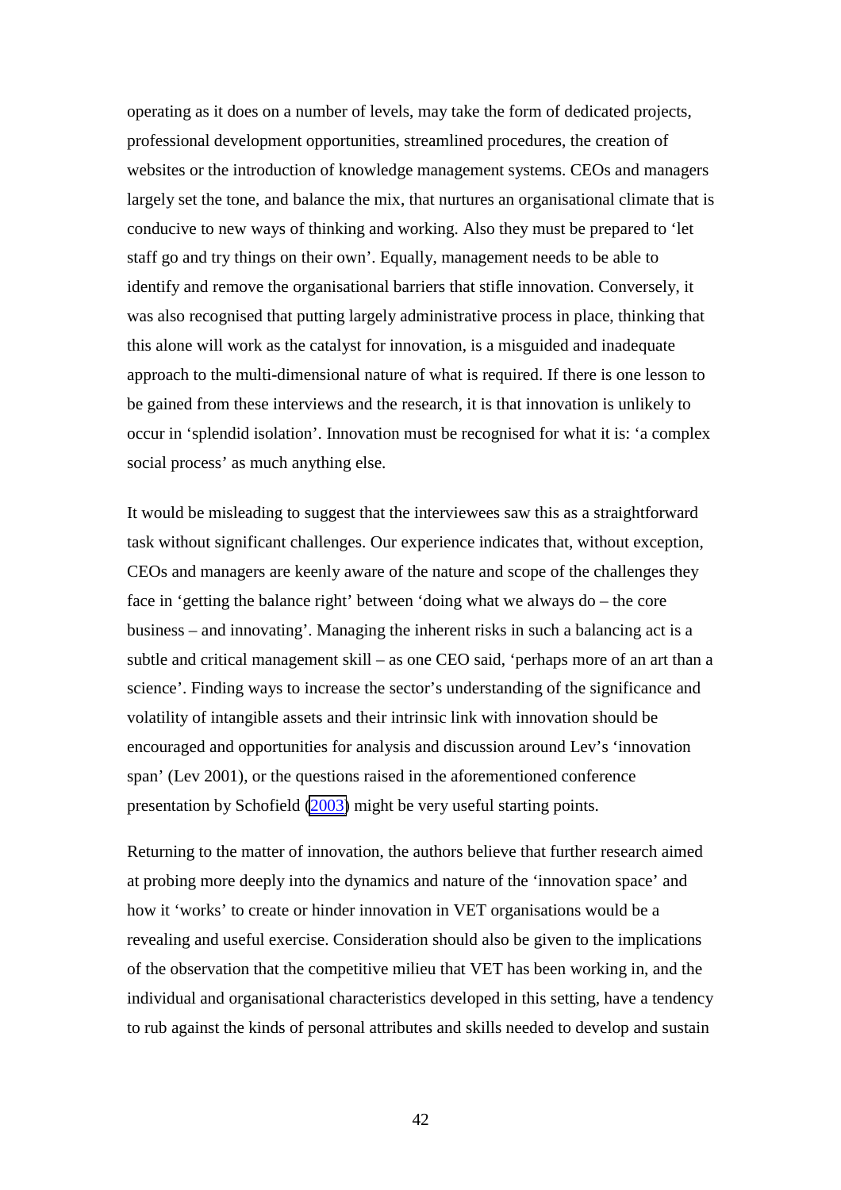operating as it does on a number of levels, may take the form of dedicated projects, professional development opportunities, streamlined procedures, the creation of websites or the introduction of knowledge management systems. CEOs and managers largely set the tone, and balance the mix, that nurtures an organisational climate that is conducive to new ways of thinking and working. Also they must be prepared to 'let staff go and try things on their own'. Equally, management needs to be able to identify and remove the organisational barriers that stifle innovation. Conversely, it was also recognised that putting largely administrative process in place, thinking that this alone will work as the catalyst for innovation, is a misguided and inadequate approach to the multi-dimensional nature of what is required. If there is one lesson to be gained from these interviews and the research, it is that innovation is unlikely to occur in 'splendid isolation'. Innovation must be recognised for what it is: 'a complex social process' as much anything else.

It would be misleading to suggest that the interviewees saw this as a straightforward task without significant challenges. Our experience indicates that, without exception, CEOs and managers are keenly aware of the nature and scope of the challenges they face in 'getting the balance right' between 'doing what we always do – the core business – and innovating'. Managing the inherent risks in such a balancing act is a subtle and critical management skill – as one CEO said, 'perhaps more of an art than a science'. Finding ways to increase the sector's understanding of the significance and volatility of intangible assets and their intrinsic link with innovation should be encouraged and opportunities for analysis and discussion around Lev's 'innovation span' (Lev 2001), or the questions raised in the aforementioned conference presentation by Schofield (2003) might be very useful starting points.

Returning to the matter of innovation, the authors believe that further research aimed at probing more deeply into the dynamics and nature of the 'innovation space' and how it 'works' to create or hinder innovation in VET organisations would be a revealing and useful exercise. Consideration should also be given to the implications of the observation that the competitive milieu that VET has been working in, and the individual and organisational characteristics developed in this setting, have a tendency to rub against the kinds of personal attributes and skills needed to develop and sustain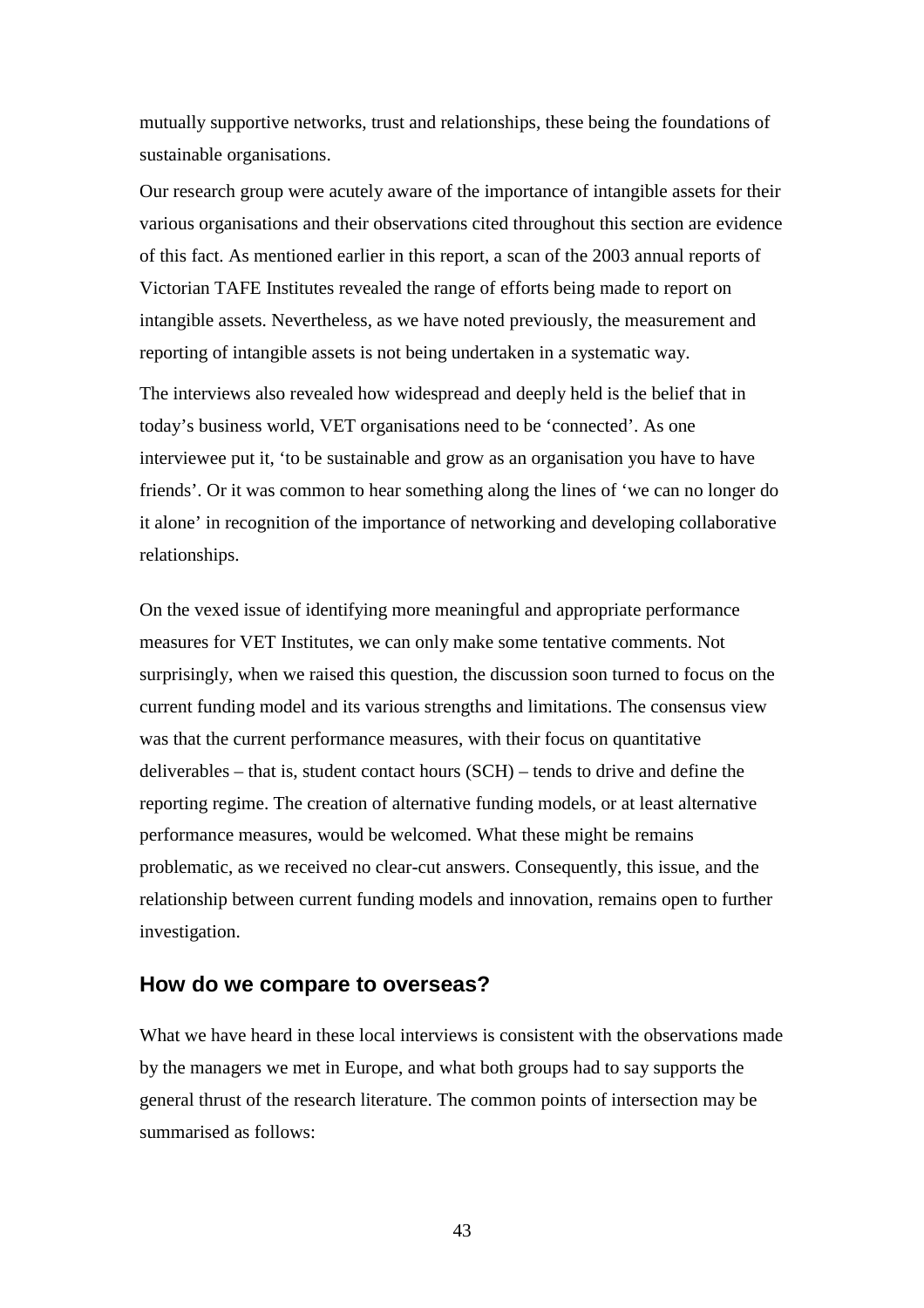mutually supportive networks, trust and relationships, these being the foundations of sustainable organisations.

Our research group were acutely aware of the importance of intangible assets for their various organisations and their observations cited throughout this section are evidence of this fact. As mentioned earlier in this report, a scan of the 2003 annual reports of Victorian TAFE Institutes revealed the range of efforts being made to report on intangible assets. Nevertheless, as we have noted previously, the measurement and reporting of intangible assets is not being undertaken in a systematic way.

The interviews also revealed how widespread and deeply held is the belief that in today's business world, VET organisations need to be 'connected'. As one interviewee put it, 'to be sustainable and grow as an organisation you have to have friends'. Or it was common to hear something along the lines of 'we can no longer do it alone' in recognition of the importance of networking and developing collaborative relationships.

On the vexed issue of identifying more meaningful and appropriate performance measures for VET Institutes, we can only make some tentative comments. Not surprisingly, when we raised this question, the discussion soon turned to focus on the current funding model and its various strengths and limitations. The consensus view was that the current performance measures, with their focus on quantitative deliverables – that is, student contact hours (SCH) – tends to drive and define the reporting regime. The creation of alternative funding models, or at least alternative performance measures, would be welcomed. What these might be remains problematic, as we received no clear-cut answers. Consequently, this issue, and the relationship between current funding models and innovation, remains open to further investigation.

## How do we compare to overseas?

What we have heard in these local interviews is consistent with the observations made by the managers we met in Europe, and what both groups had to say supports the general thrust of the research literature. The common points of intersection may be summarised as follows: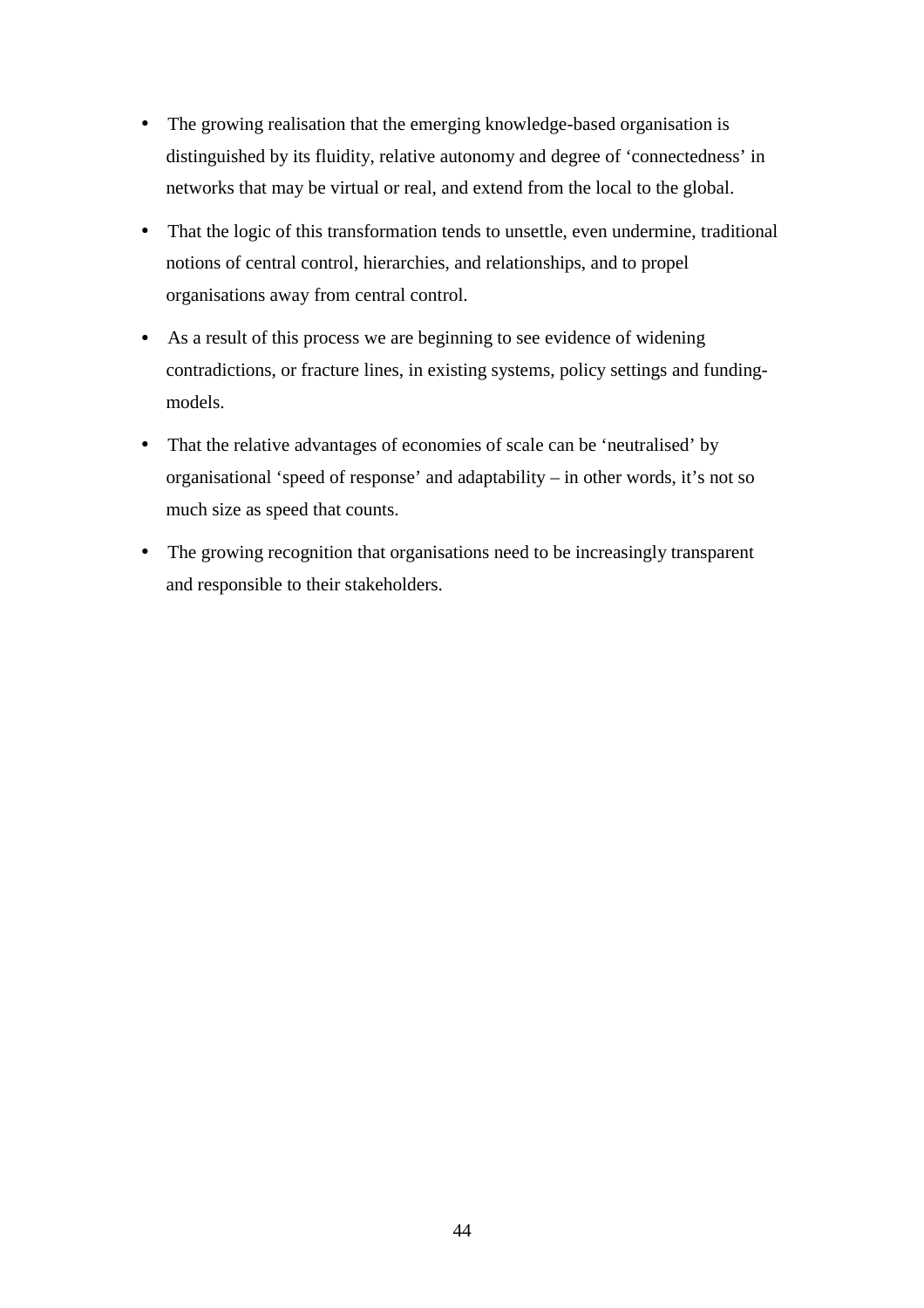- The growing realisation that the emerging knowledge-based organisation is distinguished by its fluidity, relative autonomy and degree of 'connectedness' in networks that may be virtual or real, and extend from the local to the global.
- That the logic of this transformation tends to unsettle, even undermine, traditional notions of central control, hierarchies, and relationships, and to propel organisations away from central control.
- As a result of this process we are beginning to see evidence of widening contradictions, or fracture lines, in existing systems, policy settings and funding-models.
- That the relative advantages of economies of scale can be 'neutralised' by organisational 'speed of response' and adaptability – in other words, it's not so much size as speed that counts.
- The growing recognition that organisations need to be increasingly transparent and responsible to their stakeholders.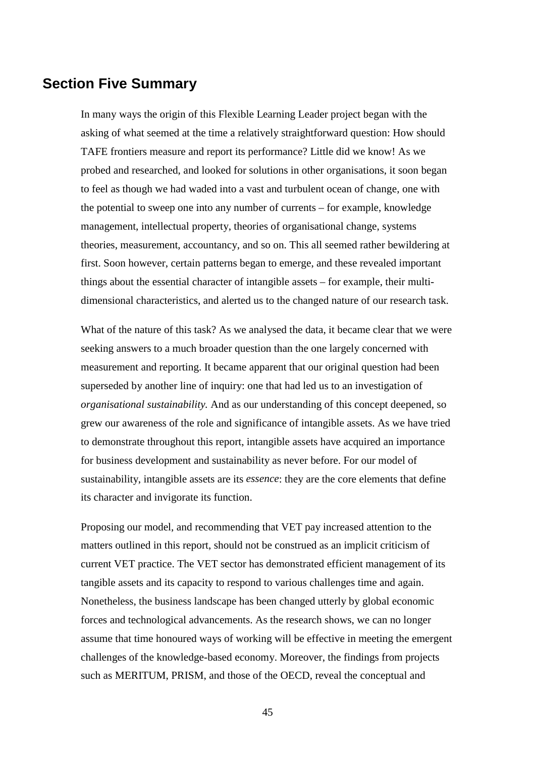## Section Five Summary

In many ways the origin of this Flexible Learning Leader project began with the asking of what seemed at the time a relatively straightforward question: How should TAFE frontiers measure and report its performance? Little did we know! As we probed and researched, and looked for solutions in other organisations, it soon began to feel as though we had waded into a vast and turbulent ocean of change, one with the potential to sweep one into any number of currents – for example, knowledge management, intellectual property, theories of organisational change, systems theories, measurement, accountancy, and so on. This all seemed rather bewildering at first. Soon however, certain patterns began to emerge, and these revealed important things about the essential character of intangible assets – for example, their multi-dimensional characteristics, and alerted us to the changed nature of our research task.

What of the nature of this task? As we analysed the data, it became clear that we were seeking answers to a much broader question than the one largely concerned with measurement and reporting. It became apparent that our original question had been superseded by another line of inquiry: one that had led us to an investigation of *organisational sustainability.* And as our understanding of this concept deepened, so grew our awareness of the role and significance of intangible assets. As we have tried to demonstrate throughout this report, intangible assets have acquired an importance for business development and sustainability as never before. For our model of sustainability, intangible assets are its *essence*: they are the core elements that define its character and invigorate its function.

Proposing our model, and recommending that VET pay increased attention to the matters outlined in this report, should not be construed as an implicit criticism of current VET practice. The VET sector has demonstrated efficient management of its tangible assets and its capacity to respond to various challenges time and again. Nonetheless, the business landscape has been changed utterly by global economic forces and technological advancements. As the research shows, we can no longer assume that time honoured ways of working will be effective in meeting the emergent challenges of the knowledge-based economy. Moreover, the findings from projects such as MERITUM, PRISM, and those of the OECD, reveal the conceptual and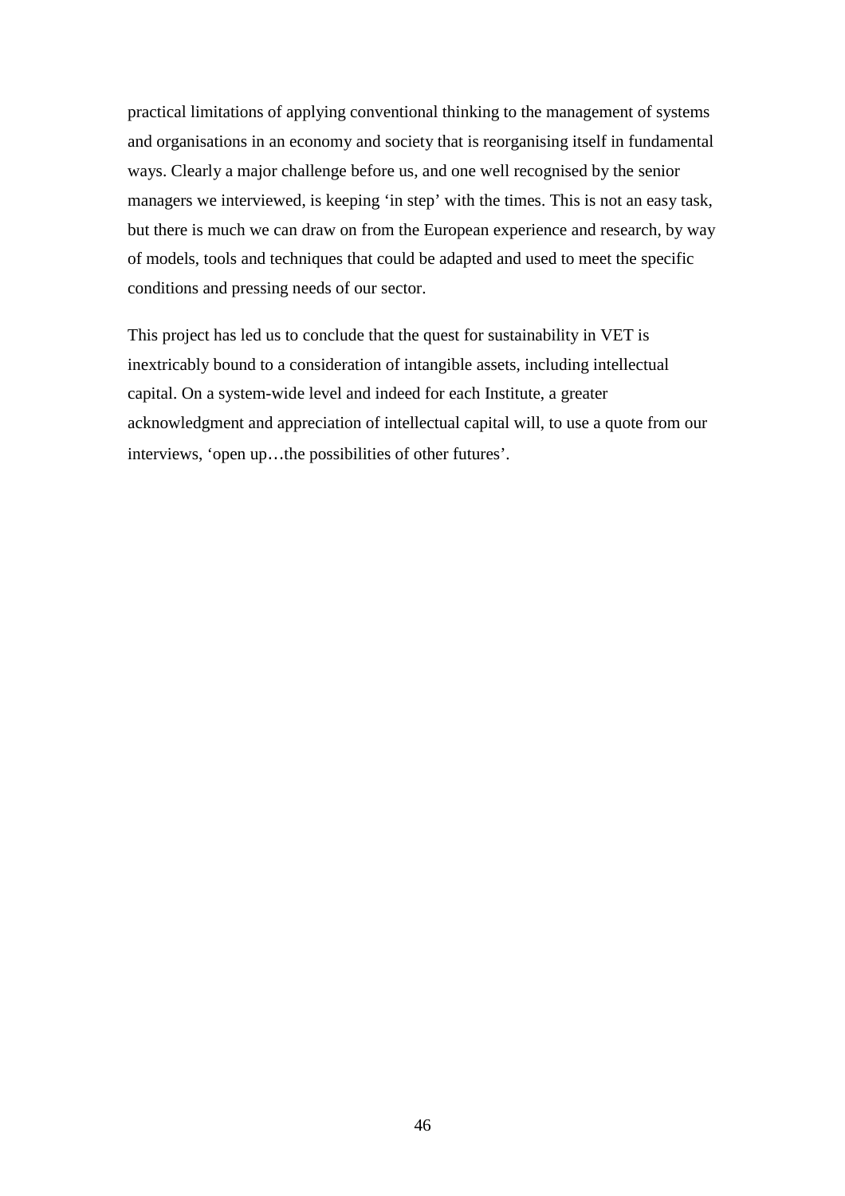practical limitations of applying conventional thinking to the management of systems and organisations in an economy and society that is reorganising itself in fundamental ways. Clearly a major challenge before us, and one well recognised by the senior managers we interviewed, is keeping 'in step' with the times. This is not an easy task, but there is much we can draw on from the European experience and research, by way of models, tools and techniques that could be adapted and used to meet the specific conditions and pressing needs of our sector.

This project has led us to conclude that the quest for sustainability in VET is inextricably bound to a consideration of intangible assets, including intellectual capital. On a system-wide level and indeed for each Institute, a greater acknowledgment and appreciation of intellectual capital will, to use a quote from our interviews, 'open up…the possibilities of other futures'.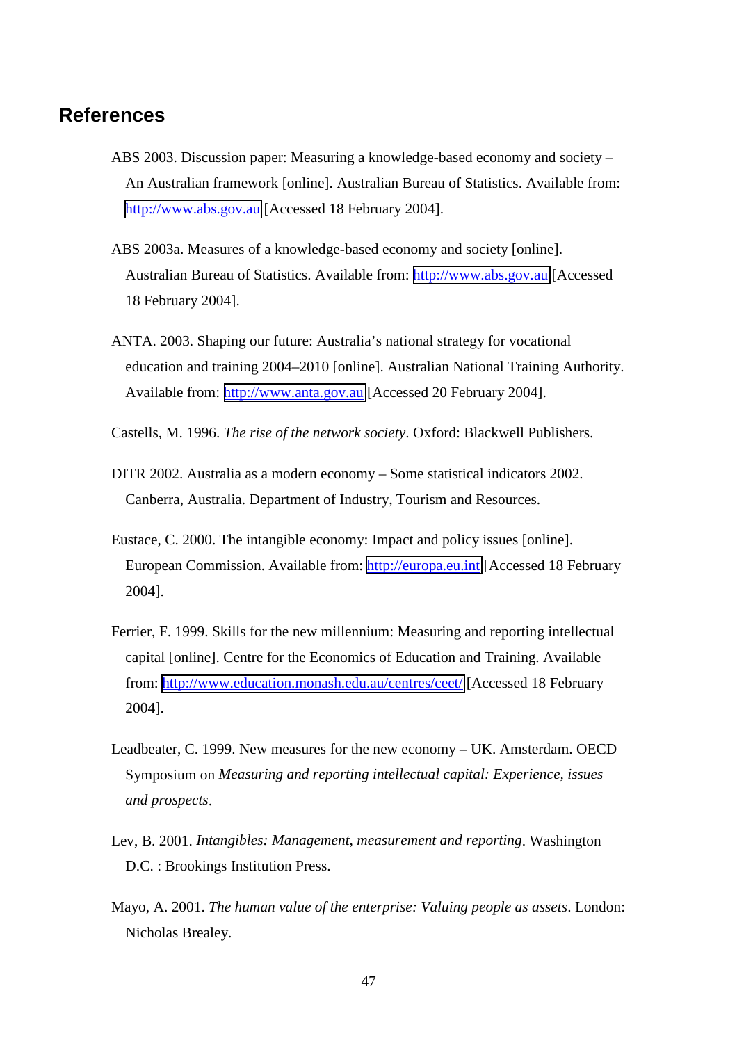## References

ABS 2003. Discussion paper: Measuring a knowledge-based economy and society – An Australian framework [online]. Australian Bureau of Statistics. Available from: http://www.abs.gov.au [Accessed 18 February 2004].

ABS 2003a. Measures of a knowledge-based economy and society [online]. Australian Bureau of Statistics. Available from: http://www.abs.gov.au [Accessed 18 February 2004].

ANTA. 2003. Shaping our future: Australia's national strategy for vocational education and training 2004–2010 [online]. Australian National Training Authority. Available from: http://www.anta.gov.au [Accessed 20 February 2004].

Castells, M. 1996. *The rise of the network society*. Oxford: Blackwell Publishers.

DITR 2002. Australia as a modern economy – Some statistical indicators 2002. Canberra, Australia. Department of Industry, Tourism and Resources.

Eustace, C. 2000. The intangible economy: Impact and policy issues [online]. European Commission. Available from: http://europa.eu.int [Accessed 18 February 2004].

Ferrier, F. 1999. Skills for the new millennium: Measuring and reporting intellectual capital [online]. Centre for the Economics of Education and Training. Available from: http://www.education.monash.edu.au/centres/ceet/ [Accessed 18 February 2004].

Leadbeater, C. 1999. New measures for the new economy – UK. Amsterdam. OECD Symposium on *Measuring and reporting intellectual capital: Experience, issues and prospects*.

Lev, B. 2001. *Intangibles: Management, measurement and reporting*. Washington D.C. : Brookings Institution Press.

Mayo, A. 2001. *The human value of the enterprise: Valuing people as assets*. London: Nicholas Brealey.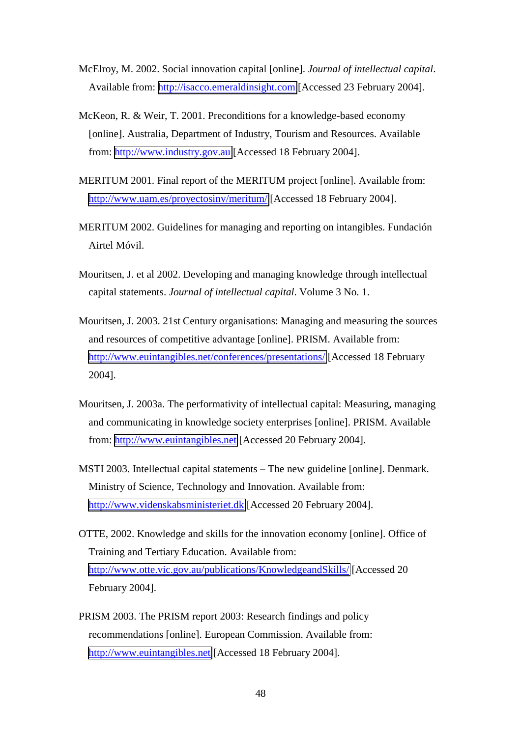McElroy, M. 2002. Social innovation capital [online]. *Journal of intellectual capital*. Available from: http://isacco.emeraldinsight.com [Accessed 23 February 2004].

McKeon, R. & Weir, T. 2001. Preconditions for a knowledge-based economy [online]. Australia, Department of Industry, Tourism and Resources. Available from: http://www.industry.gov.au [Accessed 18 February 2004].

MERITUM 2001. Final report of the MERITUM project [online]. Available from: http://www.uam.es/proyectosinv/meritum/ [Accessed 18 February 2004].

MERITUM 2002. Guidelines for managing and reporting on intangibles. Fundación Airtel Móvil.

Mouritsen, J. et al 2002. Developing and managing knowledge through intellectual capital statements. *Journal of intellectual capital*. Volume 3 No. 1.

Mouritsen, J. 2003. 21st Century organisations: Managing and measuring the sources and resources of competitive advantage [online]. PRISM. Available from: http://www.euintangibles.net/conferences/presentations/ [Accessed 18 February 2004].

Mouritsen, J. 2003a. The performativity of intellectual capital: Measuring, managing and communicating in knowledge society enterprises [online]. PRISM. Available from: http://www.euintangibles.net [Accessed 20 February 2004].

MSTI 2003. Intellectual capital statements – The new guideline [online]. Denmark. Ministry of Science, Technology and Innovation. Available from: http://www.videnskabsministeriet.dk [Accessed 20 February 2004].

OTTE, 2002. Knowledge and skills for the innovation economy [online]. Office of Training and Tertiary Education. Available from: http://www.otte.vic.gov.au/publications/KnowledgeandSkills/ [Accessed 20 February 2004].

PRISM 2003. The PRISM report 2003: Research findings and policy recommendations [online]. European Commission. Available from: http://www.euintangibles.net [Accessed 18 February 2004].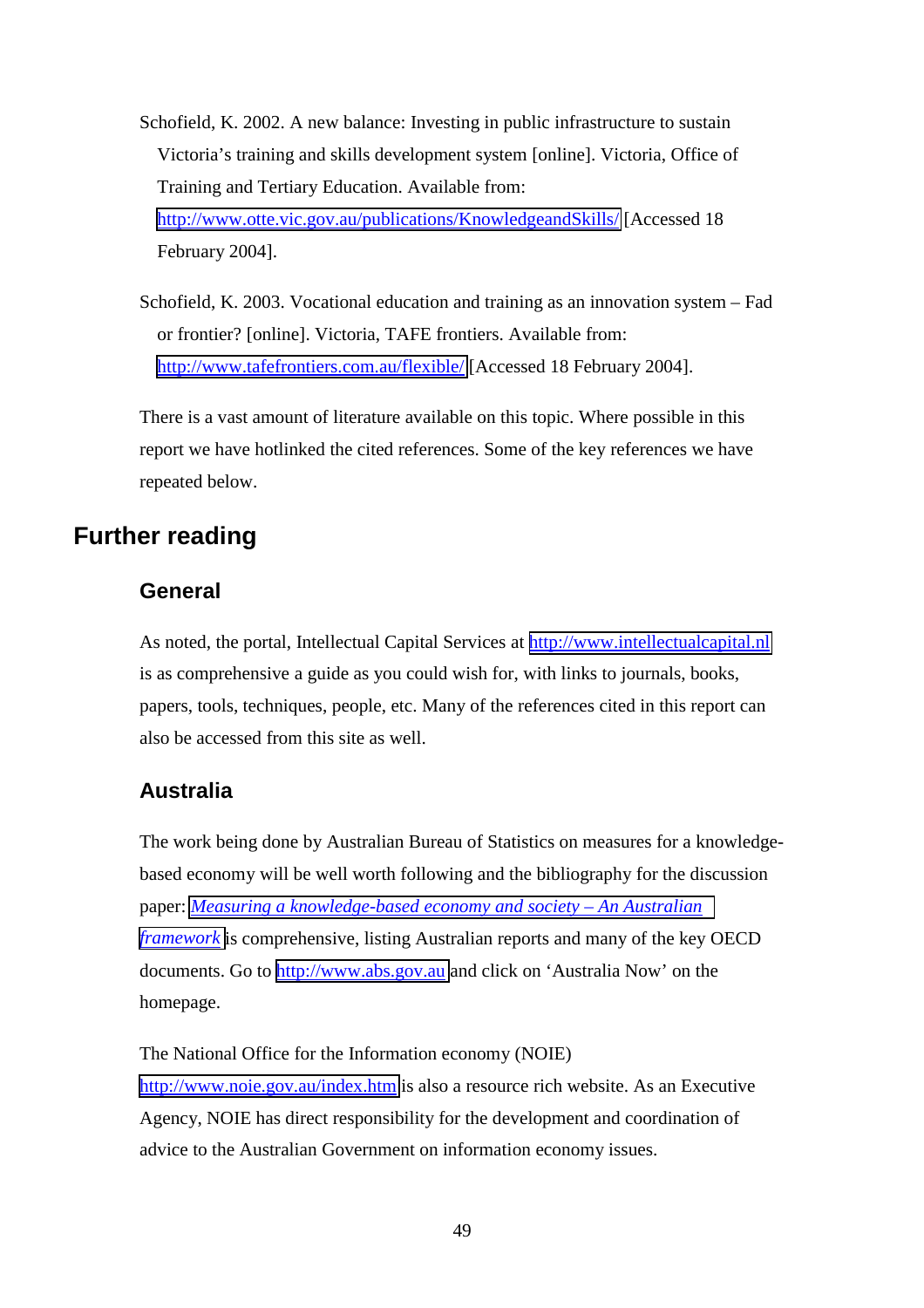Schofield, K. 2002. A new balance: Investing in public infrastructure to sustain Victoria's training and skills development system [online]. Victoria, Office of Training and Tertiary Education. Available from: http://www.otte.vic.gov.au/publications/KnowledgeandSkills/ [Accessed 18 February 2004].

Schofield, K. 2003. Vocational education and training as an innovation system – Fad or frontier? [online]. Victoria, TAFE frontiers. Available from: http://www.tafefrontiers.com.au/flexible/ [Accessed 18 February 2004].

There is a vast amount of literature available on this topic. Where possible in this report we have hotlinked the cited references. Some of the key references we have repeated below.

## Further reading

### General

As noted, the portal, Intellectual Capital Services at http://www.intellectualcapital.nl is as comprehensive a guide as you could wish for, with links to journals, books, papers, tools, techniques, people, etc. Many of the references cited in this report can also be accessed from this site as well.

### Australia

The work being done by Australian Bureau of Statistics on measures for a knowledge-based economy will be well worth following and the bibliography for the discussion paper: *Measuring a knowledge-based economy and society – An Australian framework* is comprehensive, listing Australian reports and many of the key OECD documents. Go to http://www.abs.gov.au and click on 'Australia Now' on the homepage.

The National Office for the Information economy (NOIE) http://www.noie.gov.au/index.htm is also a resource rich website. As an Executive Agency, NOIE has direct responsibility for the development and coordination of advice to the Australian Government on information economy issues.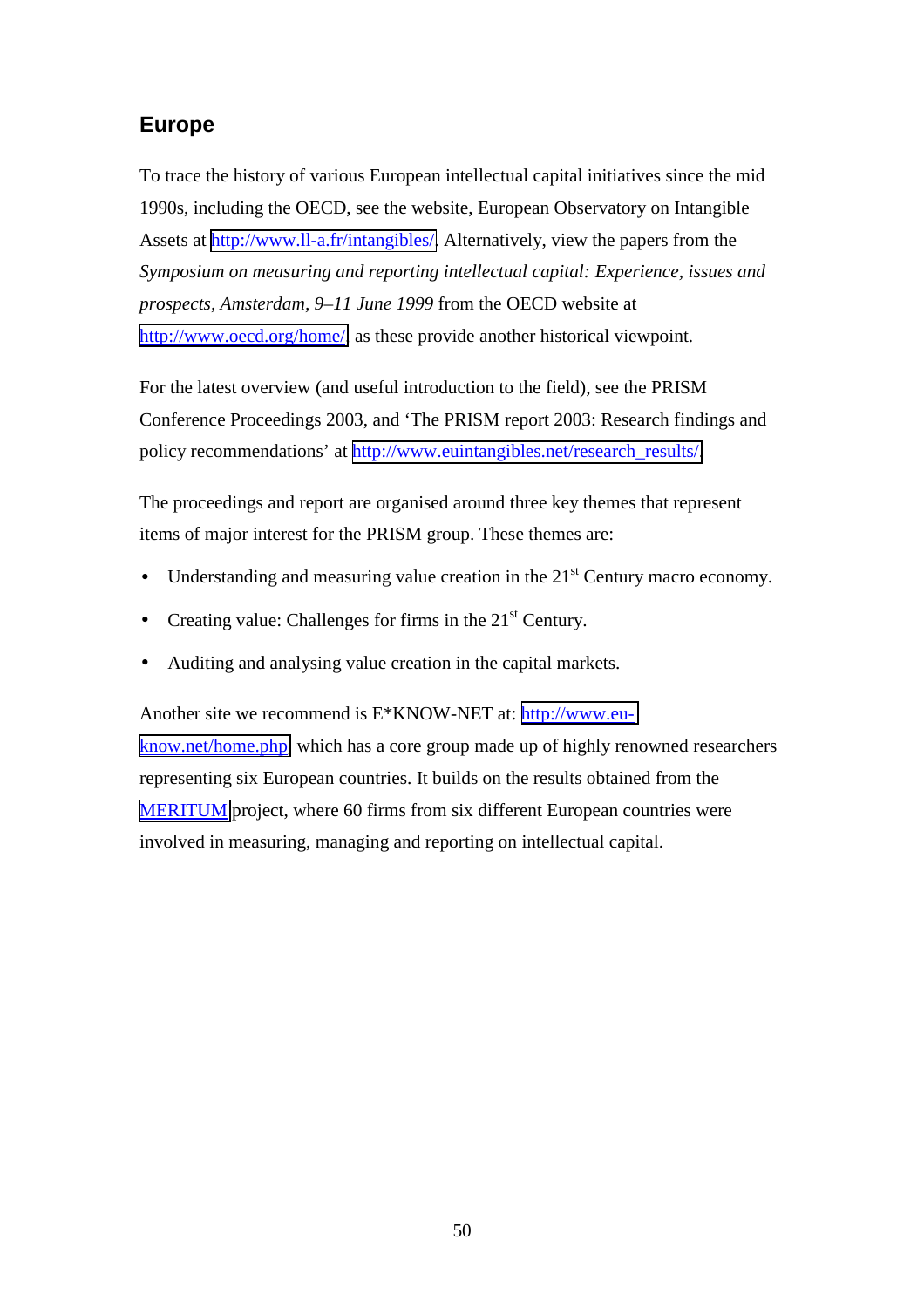## Europe

To trace the history of various European intellectual capital initiatives since the mid 1990s, including the OECD, see the website, European Observatory on Intangible Assets at http://www.ll-a.fr/intangibles/. Alternatively, view the papers from the *Symposium on measuring and reporting intellectual capital: Experience, issues and prospects, Amsterdam, 9–11 June 1999* from the OECD website at http://www.oecd.org/home/ as these provide another historical viewpoint.

For the latest overview (and useful introduction to the field), see the PRISM Conference Proceedings 2003, and 'The PRISM report 2003: Research findings and policy recommendations' at http://www.euintangibles.net/research_results/.

The proceedings and report are organised around three key themes that represent items of major interest for the PRISM group. These themes are:

- Understanding and measuring value creation in the 21st Century macro economy.
- Creating value: Challenges for firms in the 21st Century.
- Auditing and analysing value creation in the capital markets.

Another site we recommend is E*KNOW-NET at: http://www.eu-know.net/home.php, which has a core group made up of highly renowned researchers representing six European countries. It builds on the results obtained from the MERITUM project, where 60 firms from six different European countries were involved in measuring, managing and reporting on intellectual capital.